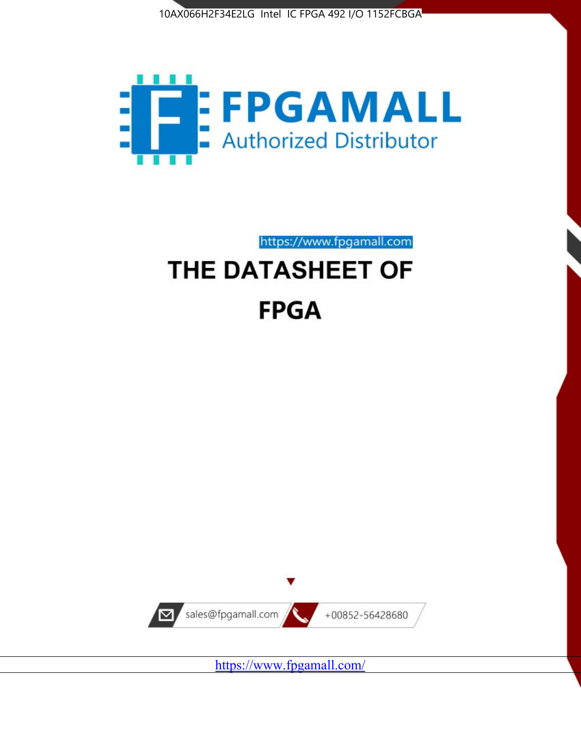10AX066H2F34E2LG Intel IC FPGA 492 I/O 1152FCBGA

FPGAMALL

Authorized Distributor

https://www.fpgamall.com

# THE DATASHEET OF

# FPGA

sales@fpgamall.com

+00852-56428680

https://www.fpgamall.com/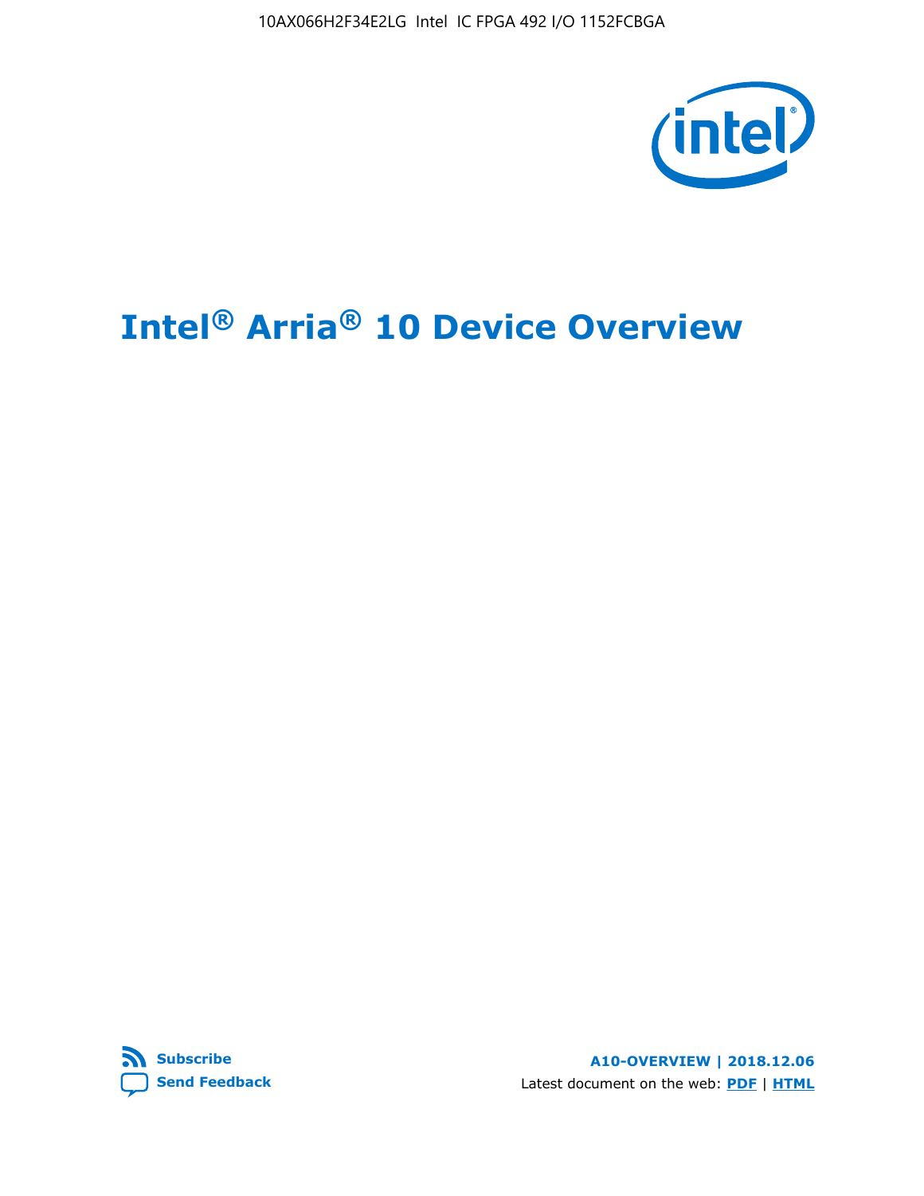10AX066H2F34E2LG Intel IC FPGA 492 I/O 1152FCBGA

# Intel® Arria® 10 Device Overview

Subscribe

Send Feedback

**A10-OVERVIEW | 2018.12.06**

Latest document on the web: **PDF** | **HTML**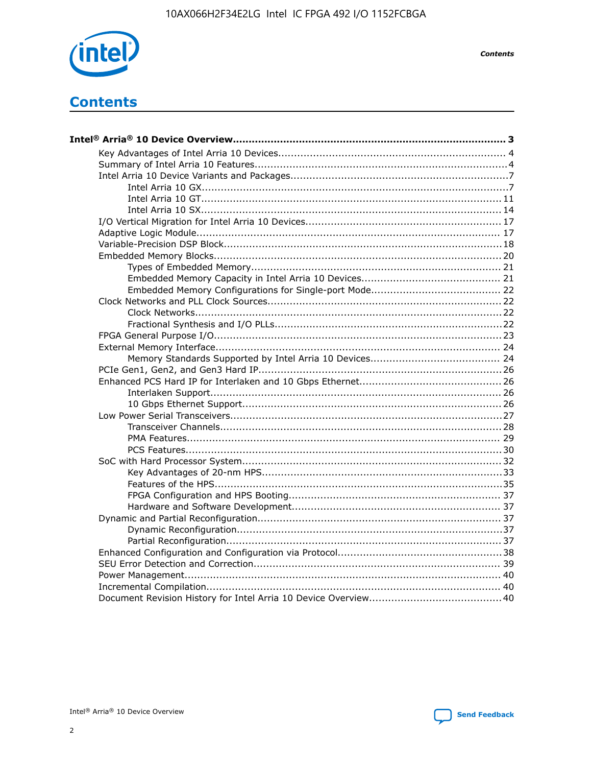# Contents

**Intel® Arria® 10 Device Overview....................................................................................... 3**

- Key Advantages of Intel Arria 10 Devices........................................................................ 4
- Summary of Intel Arria 10 Features................................................................................4
- Intel Arria 10 Device Variants and Packages.....................................................................7
  - Intel Arria 10 GX.................................................................................................7
  - Intel Arria 10 GT............................................................................................... 11
  - Intel Arria 10 SX............................................................................................... 14
- I/O Vertical Migration for Intel Arria 10 Devices.............................................................. 17
- Adaptive Logic Module................................................................................................ 17
- Variable-Precision DSP Block........................................................................................18
- Embedded Memory Blocks........................................................................................... 20
  - Types of Embedded Memory............................................................................... 21
  - Embedded Memory Capacity in Intel Arria 10 Devices............................................ 21
  - Embedded Memory Configurations for Single-port Mode......................................... 22
- Clock Networks and PLL Clock Sources.......................................................................... 22
  - Clock Networks................................................................................................. 22
  - Fractional Synthesis and I/O PLLs........................................................................22
- FPGA General Purpose I/O.......................................................................................... 23
- External Memory Interface.......................................................................................... 24
  - Memory Standards Supported by Intel Arria 10 Devices......................................... 24
- PCIe Gen1, Gen2, and Gen3 Hard IP.............................................................................26
- Enhanced PCS Hard IP for Interlaken and 10 Gbps Ethernet.............................................26
  - Interlaken Support............................................................................................ 26
  - 10 Gbps Ethernet Support.................................................................................. 26
- Low Power Serial Transceivers..................................................................................... 27
  - Transceiver Channels......................................................................................... 28
  - PMA Features................................................................................................... 29
  - PCS Features.................................................................................................... 30
- SoC with Hard Processor System.................................................................................. 32
  - Key Advantages of 20-nm HPS............................................................................ 33
  - Features of the HPS...........................................................................................35
  - FPGA Configuration and HPS Booting................................................................... 37
  - Hardware and Software Development.................................................................. 37
- Dynamic and Partial Reconfiguration............................................................................ 37
  - Dynamic Reconfiguration....................................................................................37
  - Partial Reconfiguration....................................................................................... 37
- Enhanced Configuration and Configuration via Protocol....................................................38
- SEU Error Detection and Correction.............................................................................. 39
- Power Management.................................................................................................... 40
- Incremental Compilation............................................................................................. 40
- Document Revision History for Intel Arria 10 Device Overview.......................................... 40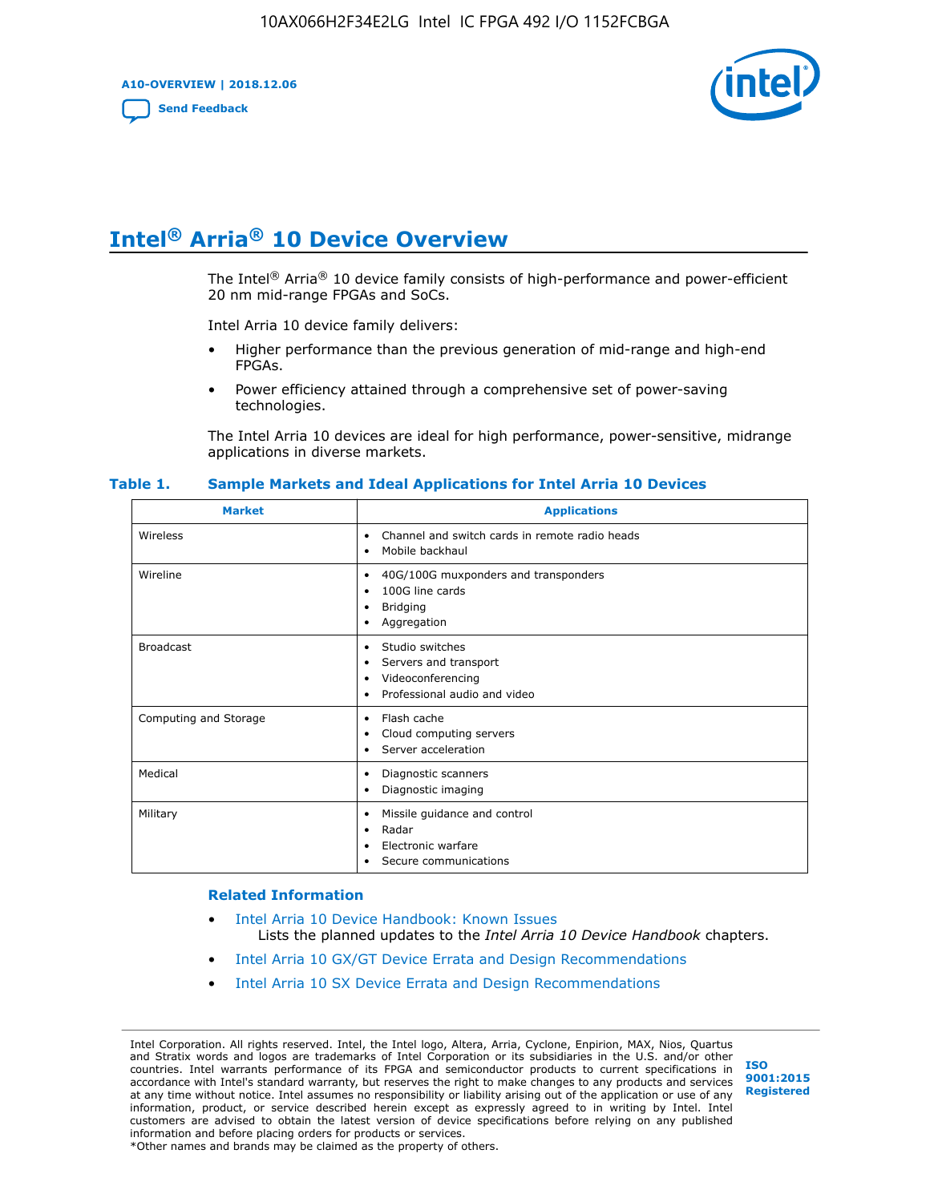# Intel® Arria® 10 Device Overview

The Intel® Arria® 10 device family consists of high-performance and power-efficient 20 nm mid-range FPGAs and SoCs.

Intel Arria 10 device family delivers:

- Higher performance than the previous generation of mid-range and high-end FPGAs.
- Power efficiency attained through a comprehensive set of power-saving technologies.

The Intel Arria 10 devices are ideal for high performance, power-sensitive, midrange applications in diverse markets.

**Table 1. Sample Markets and Ideal Applications for Intel Arria 10 Devices**

| Market | Applications |
| --- | --- |
| Wireless | • Channel and switch cards in remote radio heads<br>• Mobile backhaul |
| Wireline | • 40G/100G muxponders and transponders<br>• 100G line cards<br>• Bridging<br>• Aggregation |
| Broadcast | • Studio switches<br>• Servers and transport<br>• Videoconferencing<br>• Professional audio and video |
| Computing and Storage | • Flash cache<br>• Cloud computing servers<br>• Server acceleration |
| Medical | • Diagnostic scanners<br>• Diagnostic imaging |
| Military | • Missile guidance and control<br>• Radar<br>• Electronic warfare<br>• Secure communications |

### Related Information

- Intel Arria 10 Device Handbook: Known Issues
  Lists the planned updates to the *Intel Arria 10 Device Handbook* chapters.
- Intel Arria 10 GX/GT Device Errata and Design Recommendations
- Intel Arria 10 SX Device Errata and Design Recommendations

Intel Corporation. All rights reserved. Intel, the Intel logo, Altera, Arria, Cyclone, Enpirion, MAX, Nios, Quartus and Stratix words and logos are trademarks of Intel Corporation or its subsidiaries in the U.S. and/or other countries. Intel warrants performance of its FPGA and semiconductor products to current specifications in accordance with Intel's standard warranty, but reserves the right to make changes to any products and services at any time without notice. Intel assumes no responsibility or liability arising out of the application or use of any information, product, or service described herein except as expressly agreed to in writing by Intel. Intel customers are advised to obtain the latest version of device specifications before relying on any published information and before placing orders for products or services.
*Other names and brands may be claimed as the property of others.

ISO 9001:2015 Registered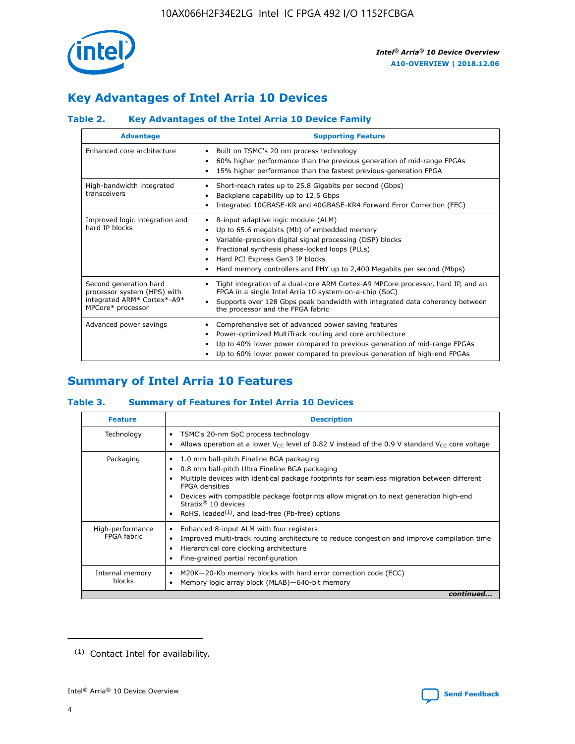## Key Advantages of Intel Arria 10 Devices

### Table 2. Key Advantages of the Intel Arria 10 Device Family

| Advantage | Supporting Feature |
| --- | --- |
| Enhanced core architecture | • Built on TSMC's 20 nm process technology<br>• 60% higher performance than the previous generation of mid-range FPGAs<br>• 15% higher performance than the fastest previous-generation FPGA |
| High-bandwidth integrated transceivers | • Short-reach rates up to 25.8 Gigabits per second (Gbps)<br>• Backplane capability up to 12.5 Gbps<br>• Integrated 10GBASE-KR and 40GBASE-KR4 Forward Error Correction (FEC) |
| Improved logic integration and hard IP blocks | • 8-input adaptive logic module (ALM)<br>• Up to 65.6 megabits (Mb) of embedded memory<br>• Variable-precision digital signal processing (DSP) blocks<br>• Fractional synthesis phase-locked loops (PLLs)<br>• Hard PCI Express Gen3 IP blocks<br>• Hard memory controllers and PHY up to 2,400 Megabits per second (Mbps) |
| Second generation hard processor system (HPS) with integrated ARM* Cortex*-A9* MPCore* processor | • Tight integration of a dual-core ARM Cortex-A9 MPCore processor, hard IP, and an FPGA in a single Intel Arria 10 system-on-a-chip (SoC)<br>• Supports over 128 Gbps peak bandwidth with integrated data coherency between the processor and the FPGA fabric |
| Advanced power savings | • Comprehensive set of advanced power saving features<br>• Power-optimized MultiTrack routing and core architecture<br>• Up to 40% lower power compared to previous generation of mid-range FPGAs<br>• Up to 60% lower power compared to previous generation of high-end FPGAs |

## Summary of Intel Arria 10 Features

### Table 3. Summary of Features for Intel Arria 10 Devices

| Feature | Description |
| --- | --- |
| Technology | • TSMC's 20-nm SoC process technology<br>• Allows operation at a lower $V_{CC}$ level of 0.82 V instead of the 0.9 V standard $V_{CC}$ core voltage |
| Packaging | • 1.0 mm ball-pitch Fineline BGA packaging<br>• 0.8 mm ball-pitch Ultra Fineline BGA packaging<br>• Multiple devices with identical package footprints for seamless migration between different FPGA densities<br>• Devices with compatible package footprints allow migration to next generation high-end Stratix® 10 devices<br>• RoHS, leaded[(1)], and lead-free (Pb-free) options |
| High-performance FPGA fabric | • Enhanced 8-input ALM with four registers<br>• Improved multi-track routing architecture to reduce congestion and improve compilation time<br>• Hierarchical core clocking architecture<br>• Fine-grained partial reconfiguration |
| Internal memory blocks | • M20K—20-Kb memory blocks with hard error correction code (ECC)<br>• Memory logic array block (MLAB)—640-bit memory |

*continued...*

(1) Contact Intel for availability.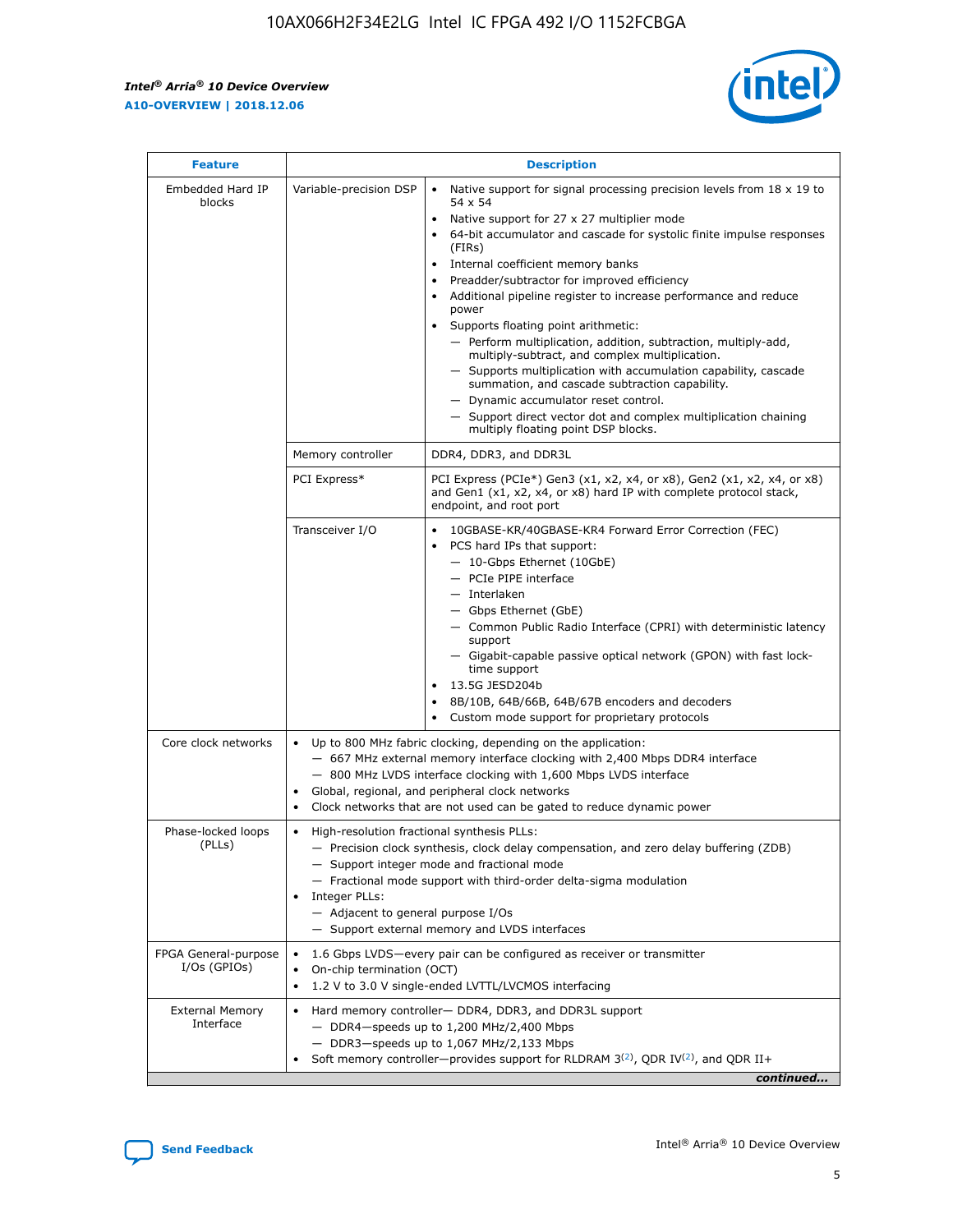| Feature | Description | |
|---|---|---|
| Embedded Hard IP blocks | Variable-precision DSP | • Native support for signal processing precision levels from 18 x 19 to 54 x 54<br>• Native support for 27 x 27 multiplier mode<br>• 64-bit accumulator and cascade for systolic finite impulse responses (FIRs)<br>• Internal coefficient memory banks<br>• Preadder/subtractor for improved efficiency<br>• Additional pipeline register to increase performance and reduce power<br>• Supports floating point arithmetic:<br>— Perform multiplication, addition, subtraction, multiply-add, multiply-subtract, and complex multiplication.<br>— Supports multiplication with accumulation capability, cascade summation, and cascade subtraction capability.<br>— Dynamic accumulator reset control.<br>— Support direct vector dot and complex multiplication chaining multiply floating point DSP blocks. |
| | Memory controller | DDR4, DDR3, and DDR3L |
| | PCI Express* | PCI Express (PCIe*) Gen3 (x1, x2, x4, or x8), Gen2 (x1, x2, x4, or x8) and Gen1 (x1, x2, x4, or x8) hard IP with complete protocol stack, endpoint, and root port |
| | Transceiver I/O | • 10GBASE-KR/40GBASE-KR4 Forward Error Correction (FEC)<br>• PCS hard IPs that support:<br>— 10-Gbps Ethernet (10GbE)<br>— PCIe PIPE interface<br>— Interlaken<br>— Gbps Ethernet (GbE)<br>— Common Public Radio Interface (CPRI) with deterministic latency support<br>— Gigabit-capable passive optical network (GPON) with fast lock-time support<br>• 13.5G JESD204b<br>• 8B/10B, 64B/66B, 64B/67B encoders and decoders<br>• Custom mode support for proprietary protocols |
| Core clock networks | • Up to 800 MHz fabric clocking, depending on the application:<br>— 667 MHz external memory interface clocking with 2,400 Mbps DDR4 interface<br>— 800 MHz LVDS interface clocking with 1,600 Mbps LVDS interface<br>• Global, regional, and peripheral clock networks<br>• Clock networks that are not used can be gated to reduce dynamic power | |
| Phase-locked loops (PLLs) | • High-resolution fractional synthesis PLLs:<br>— Precision clock synthesis, clock delay compensation, and zero delay buffering (ZDB)<br>— Support integer mode and fractional mode<br>— Fractional mode support with third-order delta-sigma modulation<br>• Integer PLLs:<br>— Adjacent to general purpose I/Os<br>— Support external memory and LVDS interfaces | |
| FPGA General-purpose I/Os (GPIOs) | • 1.6 Gbps LVDS—every pair can be configured as receiver or transmitter<br>• On-chip termination (OCT)<br>• 1.2 V to 3.0 V single-ended LVTTL/LVCMOS interfacing | |
| External Memory Interface | • Hard memory controller— DDR4, DDR3, and DDR3L support<br>— DDR4—speeds up to 1,200 MHz/2,400 Mbps<br>— DDR3—speeds up to 1,067 MHz/2,133 Mbps<br>• Soft memory controller—provides support for RLDRAM 3[(2)], QDR IV[(2)], and QDR II+ | |

*continued...*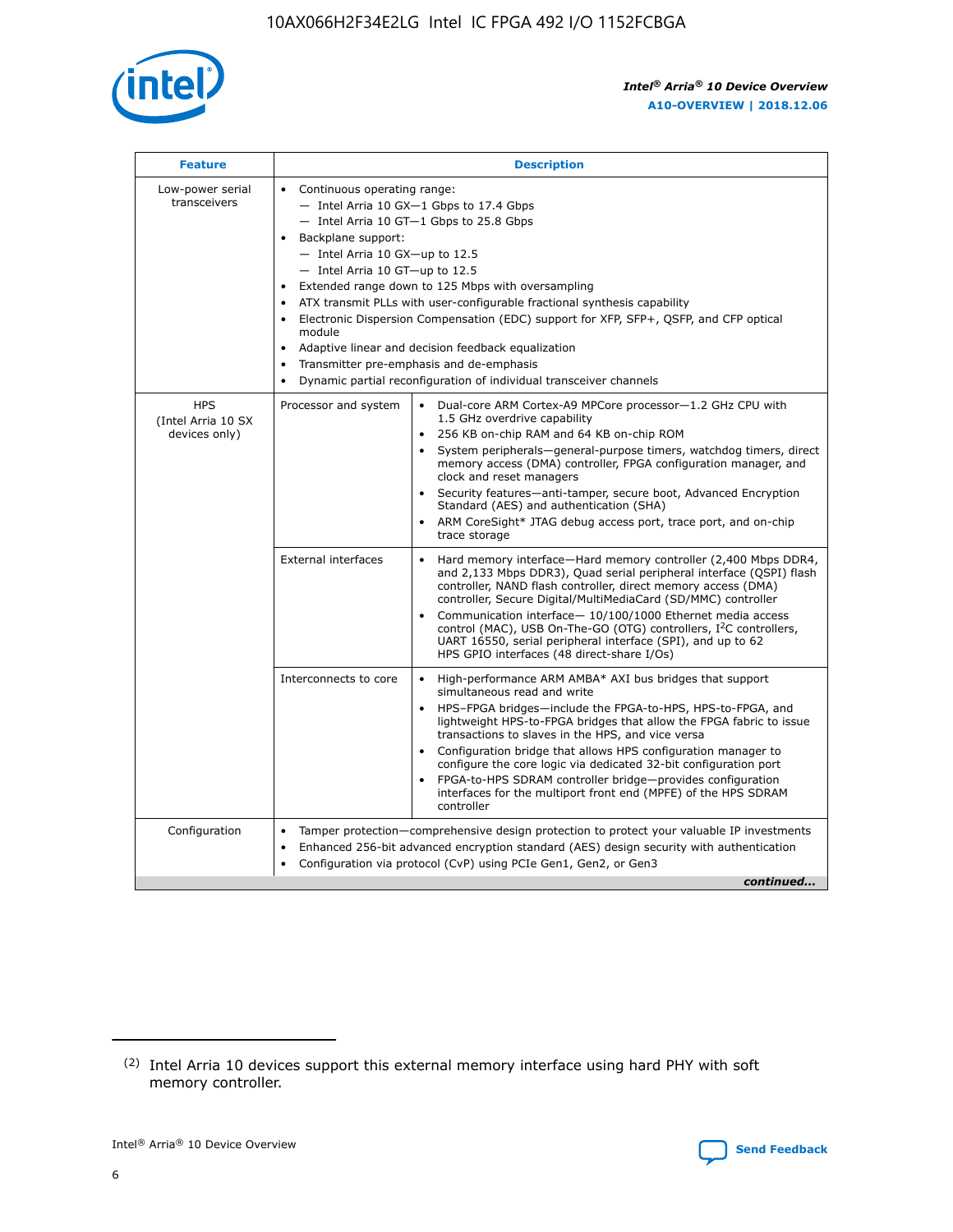| Feature | Description | |
|---|---|---|
| Low-power serial transceivers | • Continuous operating range:<br>— Intel Arria 10 GX—1 Gbps to 17.4 Gbps<br>— Intel Arria 10 GT—1 Gbps to 25.8 Gbps<br>• Backplane support:<br>— Intel Arria 10 GX—up to 12.5<br>— Intel Arria 10 GT—up to 12.5<br>• Extended range down to 125 Mbps with oversampling<br>• ATX transmit PLLs with user-configurable fractional synthesis capability<br>• Electronic Dispersion Compensation (EDC) support for XFP, SFP+, QSFP, and CFP optical module<br>• Adaptive linear and decision feedback equalization<br>• Transmitter pre-emphasis and de-emphasis<br>• Dynamic partial reconfiguration of individual transceiver channels | |
| HPS (Intel Arria 10 SX devices only) | Processor and system | • Dual-core ARM Cortex-A9 MPCore processor—1.2 GHz CPU with 1.5 GHz overdrive capability<br>• 256 KB on-chip RAM and 64 KB on-chip ROM<br>• System peripherals—general-purpose timers, watchdog timers, direct memory access (DMA) controller, FPGA configuration manager, and clock and reset managers<br>• Security features—anti-tamper, secure boot, Advanced Encryption Standard (AES) and authentication (SHA)<br>• ARM CoreSight* JTAG debug access port, trace port, and on-chip trace storage |
| | External interfaces | • Hard memory interface—Hard memory controller (2,400 Mbps DDR4, and 2,133 Mbps DDR3), Quad serial peripheral interface (QSPI) flash controller, NAND flash controller, direct memory access (DMA) controller, Secure Digital/MultiMediaCard (SD/MMC) controller<br>• Communication interface— 10/100/1000 Ethernet media access control (MAC), USB On-The-GO (OTG) controllers, I²C controllers, UART 16550, serial peripheral interface (SPI), and up to 62 HPS GPIO interfaces (48 direct-share I/Os) |
| | Interconnects to core | • High-performance ARM AMBA* AXI bus bridges that support simultaneous read and write<br>• HPS–FPGA bridges—include the FPGA-to-HPS, HPS-to-FPGA, and lightweight HPS-to-FPGA bridges that allow the FPGA fabric to issue transactions to slaves in the HPS, and vice versa<br>• Configuration bridge that allows HPS configuration manager to configure the core logic via dedicated 32-bit configuration port<br>• FPGA-to-HPS SDRAM controller bridge—provides configuration interfaces for the multiport front end (MPFE) of the HPS SDRAM controller |
| Configuration | • Tamper protection—comprehensive design protection to protect your valuable IP investments<br>• Enhanced 256-bit advanced encryption standard (AES) design security with authentication<br>• Configuration via protocol (CvP) using PCIe Gen1, Gen2, or Gen3 | |

*continued...*

(2) Intel Arria 10 devices support this external memory interface using hard PHY with soft memory controller.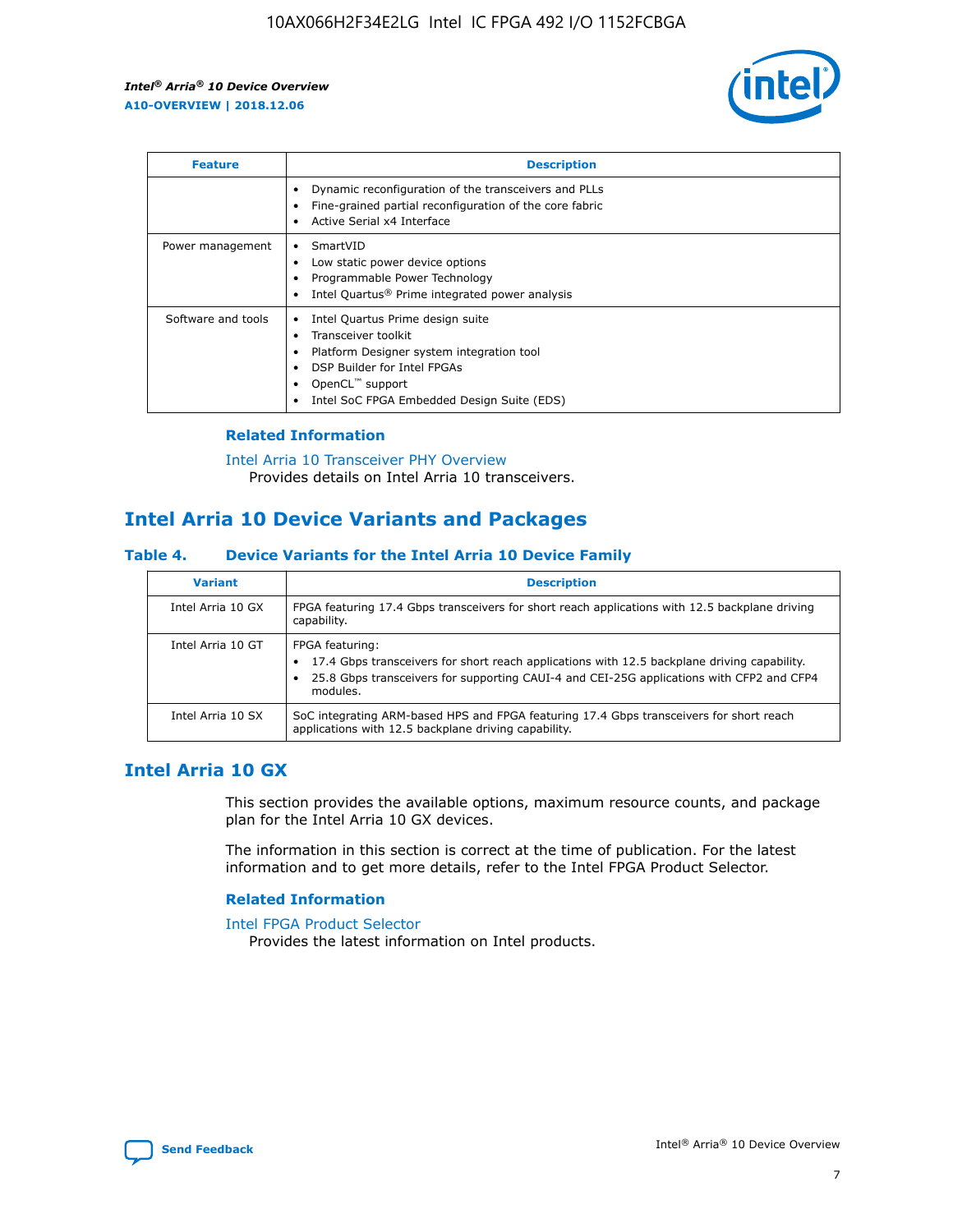| Feature | Description |
| --- | --- |
|  | • Dynamic reconfiguration of the transceivers and PLLs<br>• Fine-grained partial reconfiguration of the core fabric<br>• Active Serial x4 Interface |
| Power management | • SmartVID<br>• Low static power device options<br>• Programmable Power Technology<br>• Intel Quartus® Prime integrated power analysis |
| Software and tools | • Intel Quartus Prime design suite<br>• Transceiver toolkit<br>• Platform Designer system integration tool<br>• DSP Builder for Intel FPGAs<br>• OpenCL™ support<br>• Intel SoC FPGA Embedded Design Suite (EDS) |

### Related Information

Intel Arria 10 Transceiver PHY Overview
Provides details on Intel Arria 10 transceivers.

## Intel Arria 10 Device Variants and Packages

### Table 4. Device Variants for the Intel Arria 10 Device Family

| Variant | Description |
| --- | --- |
| Intel Arria 10 GX | FPGA featuring 17.4 Gbps transceivers for short reach applications with 12.5 backplane driving capability. |
| Intel Arria 10 GT | FPGA featuring:<br>• 17.4 Gbps transceivers for short reach applications with 12.5 backplane driving capability.<br>• 25.8 Gbps transceivers for supporting CAUI-4 and CEI-25G applications with CFP2 and CFP4 modules. |
| Intel Arria 10 SX | SoC integrating ARM-based HPS and FPGA featuring 17.4 Gbps transceivers for short reach applications with 12.5 backplane driving capability. |

## Intel Arria 10 GX

This section provides the available options, maximum resource counts, and package plan for the Intel Arria 10 GX devices.

The information in this section is correct at the time of publication. For the latest information and to get more details, refer to the Intel FPGA Product Selector.

### Related Information

Intel FPGA Product Selector
Provides the latest information on Intel products.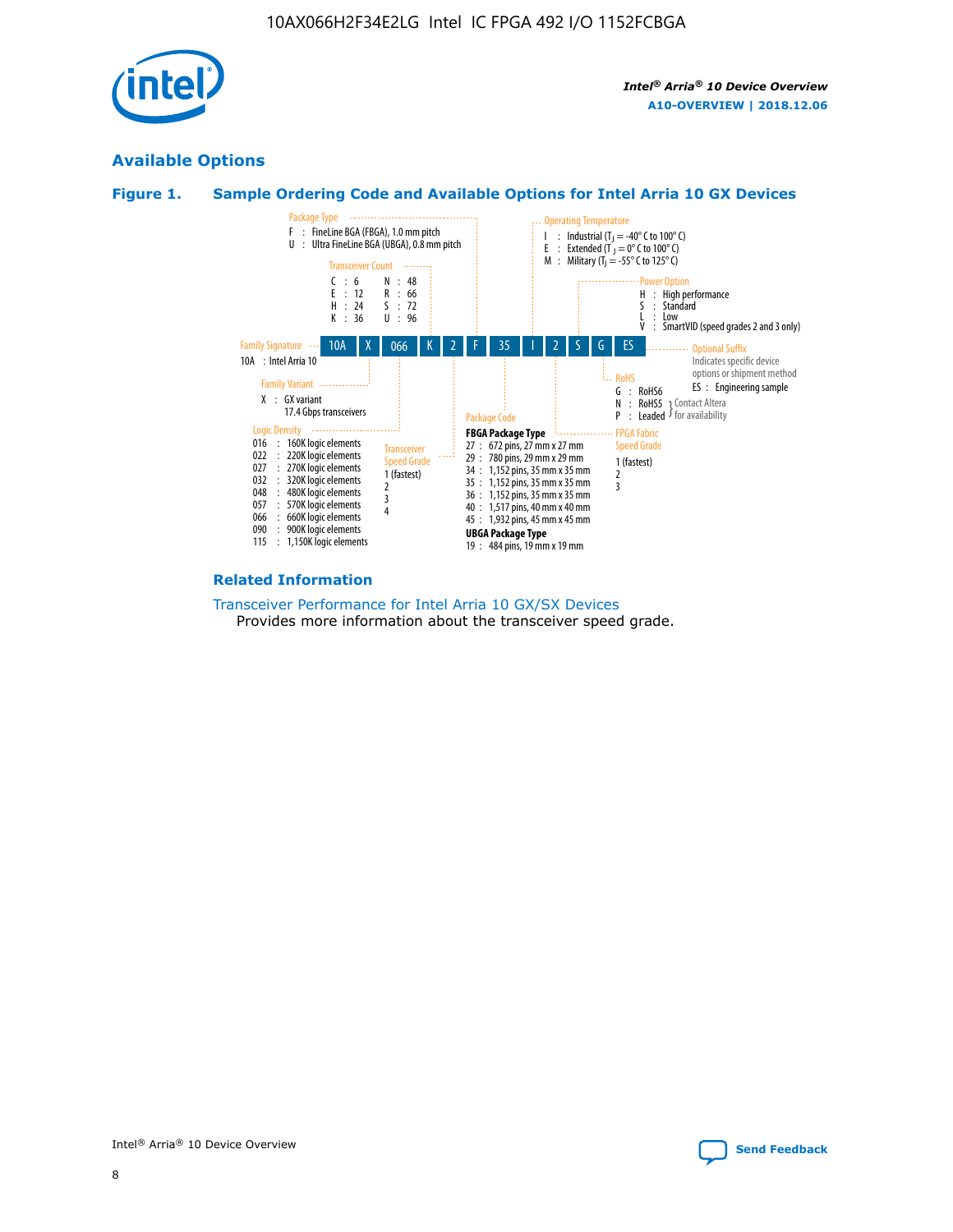## Available Options

### Figure 1. Sample Ordering Code and Available Options for Intel Arria 10 GX Devices

| 10A | X | 066 | K | 2 | F | 35 | I | 2 | S | G | ES |
|---|---|---|---|---|---|---|---|---|---|---|---|

**Family Signature**
10A : Intel Arria 10

**Family Variant**
X : GX variant
17.4 Gbps transceivers

**Logic Density**
016 : 160K logic elements
022 : 220K logic elements
027 : 270K logic elements
032 : 320K logic elements
048 : 480K logic elements
057 : 570K logic elements
066 : 660K logic elements
090 : 900K logic elements
115 : 1,150K logic elements

**Transceiver Count**
C : 6
E : 12
H : 24
K : 36
N : 48
R : 66
S : 72
U : 96

**Transceiver Speed Grade**
1 (fastest)
2
3
4

**Package Type**
F : FineLine BGA (FBGA), 1.0 mm pitch
U : Ultra FineLine BGA (UBGA), 0.8 mm pitch

**Package Code**

**FBGA Package Type**
27 : 672 pins, 27 mm x 27 mm
29 : 780 pins, 29 mm x 29 mm
34 : 1,152 pins, 35 mm x 35 mm
35 : 1,152 pins, 35 mm x 35 mm
36 : 1,152 pins, 35 mm x 35 mm
40 : 1,517 pins, 40 mm x 40 mm
45 : 1,932 pins, 45 mm x 45 mm

**UBGA Package Type**
19 : 484 pins, 19 mm x 19 mm

**Operating Temperature**
I : Industrial ($T_J$ = -40° C to 100° C)
E : Extended ($T_J$ = 0° C to 100° C)
M : Military ($T_J$ = -55° C to 125° C)

**FPGA Fabric Speed Grade**
1 (fastest)
2
3

**Power Option**
H : High performance
S : Standard
L : Low
V : SmartVID (speed grades 2 and 3 only)

**RoHS**
G : RoHS6
N : RoHS5 } Contact Altera for availability
P : Leaded } Contact Altera for availability

**Optional Suffix**
Indicates specific device options or shipment method
ES : Engineering sample

### Related Information

Transceiver Performance for Intel Arria 10 GX/SX Devices
Provides more information about the transceiver speed grade.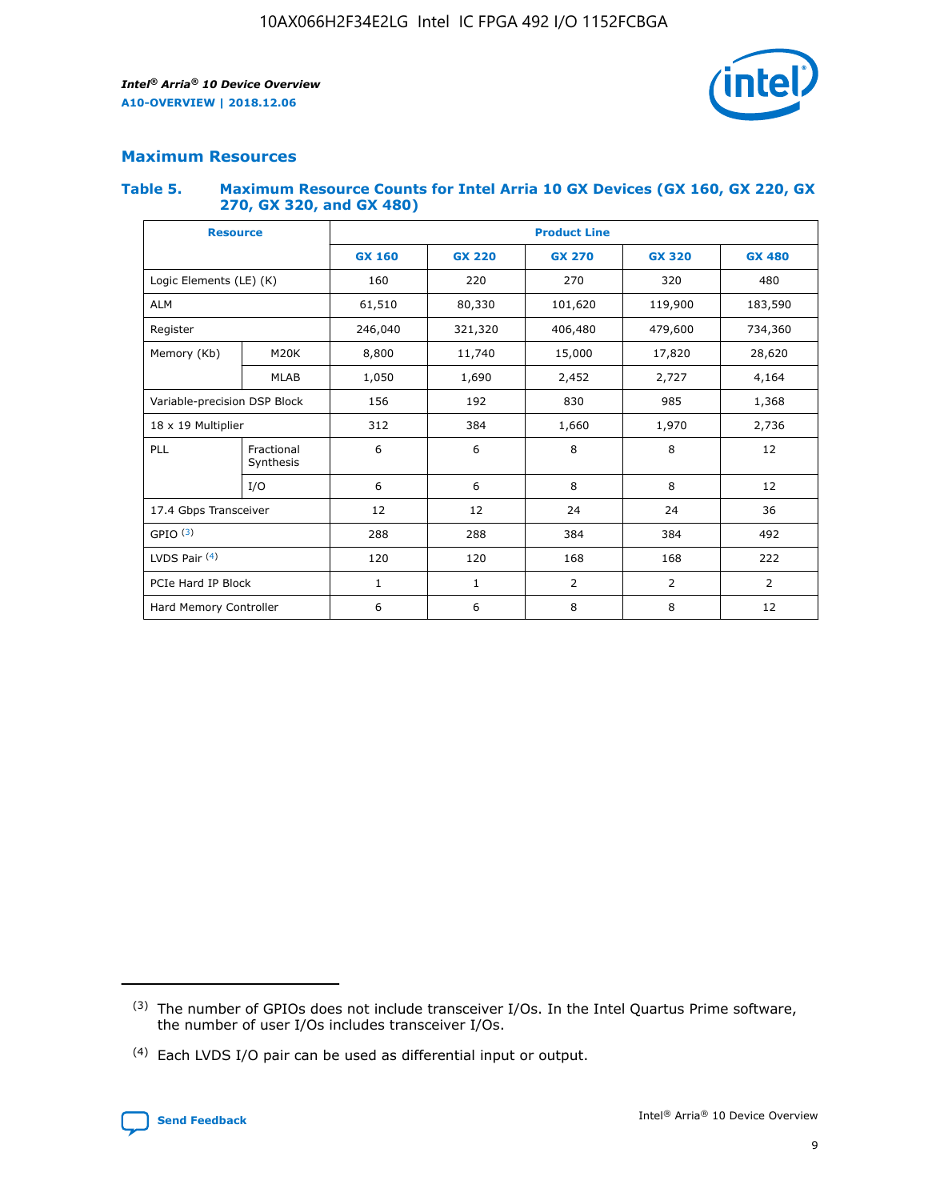## Maximum Resources

### Table 5. Maximum Resource Counts for Intel Arria 10 GX Devices (GX 160, GX 220, GX 270, GX 320, and GX 480)

| Resource | | Product Line | | | | |
|---|---|---|---|---|---|---|
| | | GX 160 | GX 220 | GX 270 | GX 320 | GX 480 |
| Logic Elements (LE) (K) | | 160 | 220 | 270 | 320 | 480 |
| ALM | | 61,510 | 80,330 | 101,620 | 119,900 | 183,590 |
| Register | | 246,040 | 321,320 | 406,480 | 479,600 | 734,360 |
| Memory (Kb) | M20K | 8,800 | 11,740 | 15,000 | 17,820 | 28,620 |
| | MLAB | 1,050 | 1,690 | 2,452 | 2,727 | 4,164 |
| Variable-precision DSP Block | | 156 | 192 | 830 | 985 | 1,368 |
| 18 x 19 Multiplier | | 312 | 384 | 1,660 | 1,970 | 2,736 |
| PLL | Fractional Synthesis | 6 | 6 | 8 | 8 | 12 |
| | I/O | 6 | 6 | 8 | 8 | 12 |
| 17.4 Gbps Transceiver | | 12 | 12 | 24 | 24 | 36 |
| GPIO [(3)] | | 288 | 288 | 384 | 384 | 492 |
| LVDS Pair [(4)] | | 120 | 120 | 168 | 168 | 222 |
| PCIe Hard IP Block | | 1 | 1 | 2 | 2 | 2 |
| Hard Memory Controller | | 6 | 6 | 8 | 8 | 12 |

(3) The number of GPIOs does not include transceiver I/Os. In the Intel Quartus Prime software, the number of user I/Os includes transceiver I/Os.

(4) Each LVDS I/O pair can be used as differential input or output.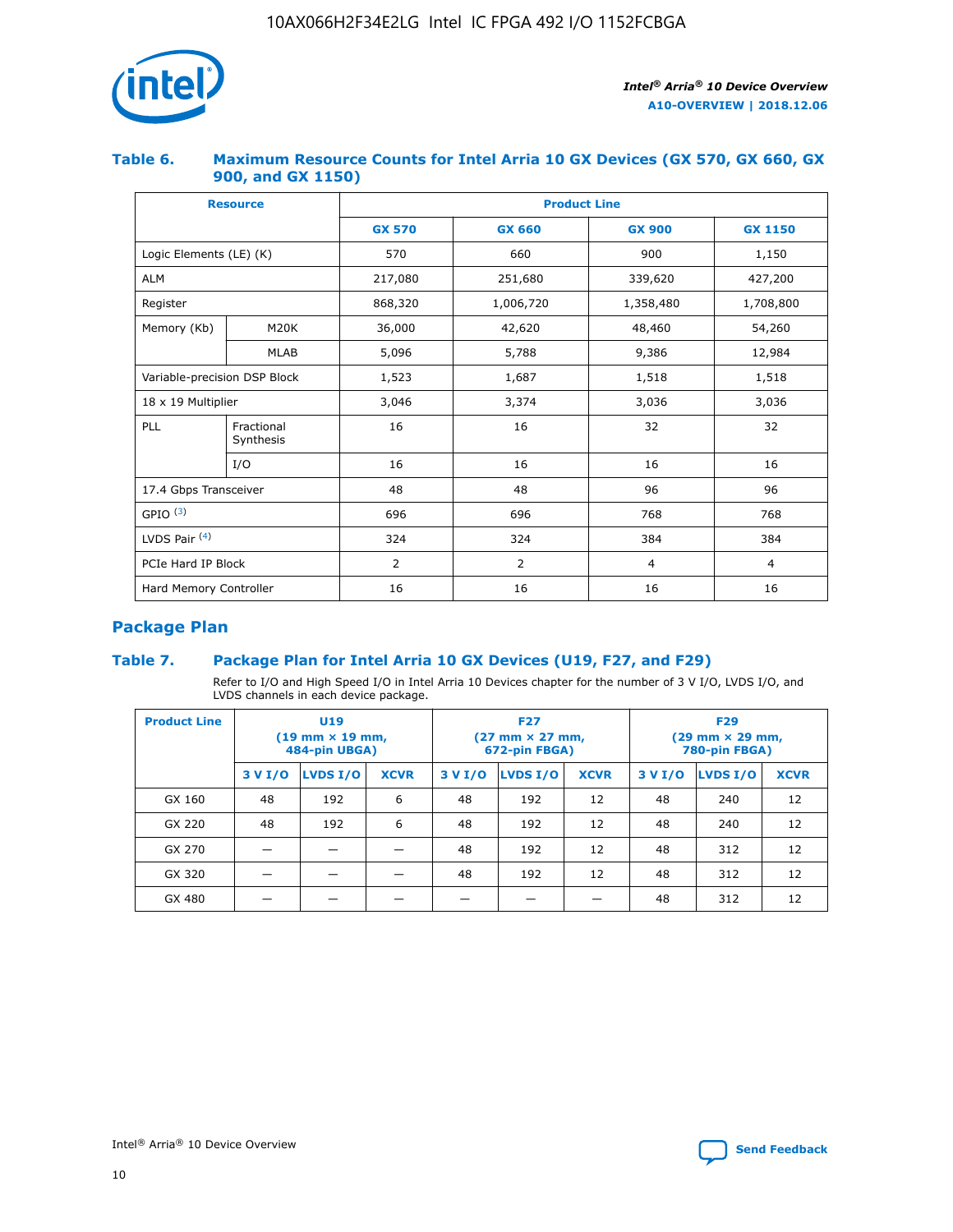### Table 6. Maximum Resource Counts for Intel Arria 10 GX Devices (GX 570, GX 660, GX 900, and GX 1150)

| Resource | | Product Line | | | |
|---|---|---|---|---|---|
| | | GX 570 | GX 660 | GX 900 | GX 1150 |
| Logic Elements (LE) (K) | | 570 | 660 | 900 | 1,150 |
| ALM | | 217,080 | 251,680 | 339,620 | 427,200 |
| Register | | 868,320 | 1,006,720 | 1,358,480 | 1,708,800 |
| Memory (Kb) | M20K | 36,000 | 42,620 | 48,460 | 54,260 |
| | MLAB | 5,096 | 5,788 | 9,386 | 12,984 |
| Variable-precision DSP Block | | 1,523 | 1,687 | 1,518 | 1,518 |
| 18 x 19 Multiplier | | 3,046 | 3,374 | 3,036 | 3,036 |
| PLL | Fractional Synthesis | 16 | 16 | 32 | 32 |
| | I/O | 16 | 16 | 16 | 16 |
| 17.4 Gbps Transceiver | | 48 | 48 | 96 | 96 |
| GPIO [3] | | 696 | 696 | 768 | 768 |
| LVDS Pair [4] | | 324 | 324 | 384 | 384 |
| PCIe Hard IP Block | | 2 | 2 | 4 | 4 |
| Hard Memory Controller | | 16 | 16 | 16 | 16 |

## Package Plan

### Table 7. Package Plan for Intel Arria 10 GX Devices (U19, F27, and F29)

Refer to I/O and High Speed I/O in Intel Arria 10 Devices chapter for the number of 3 V I/O, LVDS I/O, and LVDS channels in each device package.

| Product Line | U19 (19 mm × 19 mm, 484-pin UBGA) | | | F27 (27 mm × 27 mm, 672-pin FBGA) | | | F29 (29 mm × 29 mm, 780-pin FBGA) | | |
|---|---|---|---|---|---|---|---|---|---|
| | 3 V I/O | LVDS I/O | XCVR | 3 V I/O | LVDS I/O | XCVR | 3 V I/O | LVDS I/O | XCVR |
| GX 160 | 48 | 192 | 6 | 48 | 192 | 12 | 48 | 240 | 12 |
| GX 220 | 48 | 192 | 6 | 48 | 192 | 12 | 48 | 240 | 12 |
| GX 270 | — | — | — | 48 | 192 | 12 | 48 | 312 | 12 |
| GX 320 | — | — | — | 48 | 192 | 12 | 48 | 312 | 12 |
| GX 480 | — | — | — | — | — | — | 48 | 312 | 12 |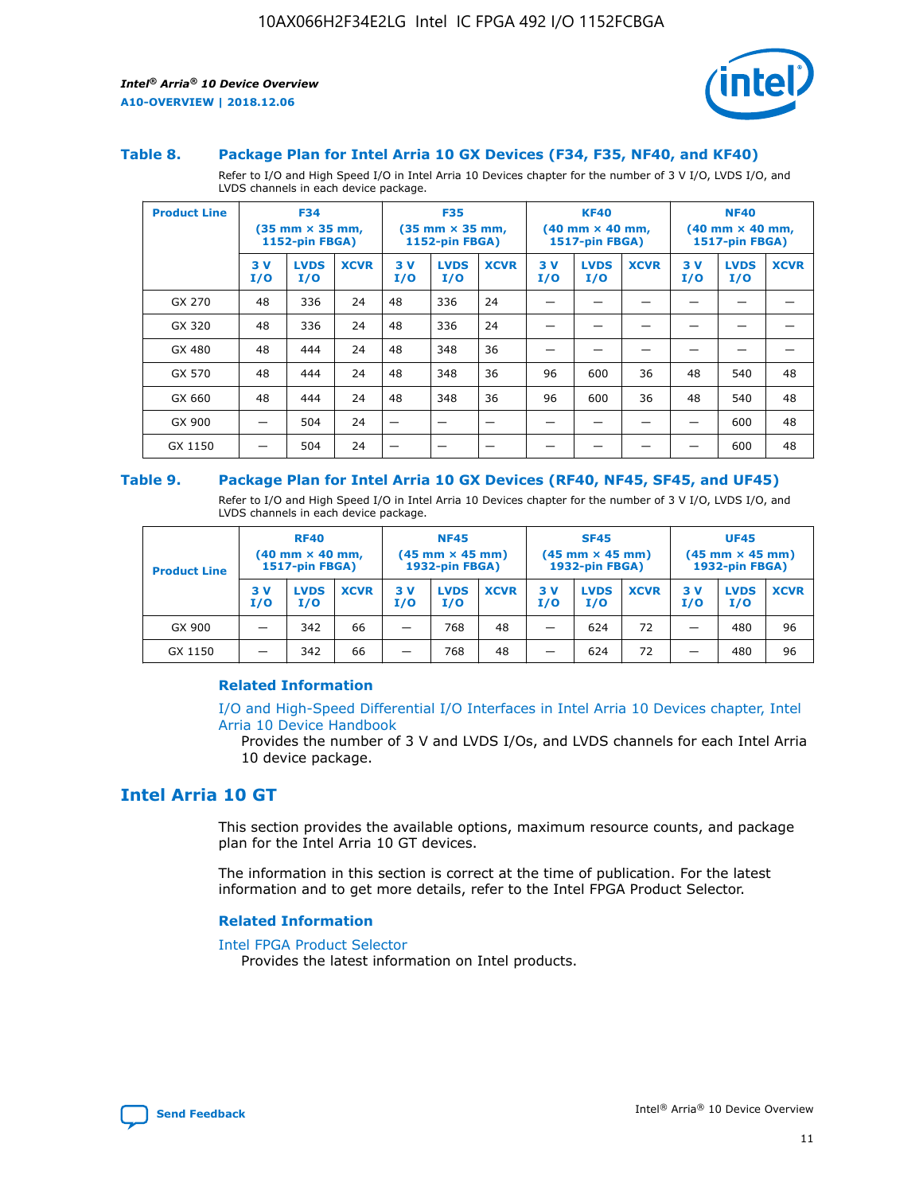### Table 8. Package Plan for Intel Arria 10 GX Devices (F34, F35, NF40, and KF40)

Refer to I/O and High Speed I/O in Intel Arria 10 Devices chapter for the number of 3 V I/O, LVDS I/O, and LVDS channels in each device package.

| Product Line | F34 (35 mm × 35 mm, 1152-pin FBGA) | | | F35 (35 mm × 35 mm, 1152-pin FBGA) | | | KF40 (40 mm × 40 mm, 1517-pin FBGA) | | | NF40 (40 mm × 40 mm, 1517-pin FBGA) | | |
|---|---|---|---|---|---|---|---|---|---|---|---|---|
| | 3 V I/O | LVDS I/O | XCVR | 3 V I/O | LVDS I/O | XCVR | 3 V I/O | LVDS I/O | XCVR | 3 V I/O | LVDS I/O | XCVR |
| GX 270 | 48 | 336 | 24 | 48 | 336 | 24 | — | — | — | — | — | — |
| GX 320 | 48 | 336 | 24 | 48 | 336 | 24 | — | — | — | — | — | — |
| GX 480 | 48 | 444 | 24 | 48 | 348 | 36 | — | — | — | — | — | — |
| GX 570 | 48 | 444 | 24 | 48 | 348 | 36 | 96 | 600 | 36 | 48 | 540 | 48 |
| GX 660 | 48 | 444 | 24 | 48 | 348 | 36 | 96 | 600 | 36 | 48 | 540 | 48 |
| GX 900 | — | 504 | 24 | — | — | — | — | — | — | — | 600 | 48 |
| GX 1150 | — | 504 | 24 | — | — | — | — | — | — | — | 600 | 48 |

### Table 9. Package Plan for Intel Arria 10 GX Devices (RF40, NF45, SF45, and UF45)

Refer to I/O and High Speed I/O in Intel Arria 10 Devices chapter for the number of 3 V I/O, LVDS I/O, and LVDS channels in each device package.

| Product Line | RF40 (40 mm × 40 mm, 1517-pin FBGA) | | | NF45 (45 mm × 45 mm) 1932-pin FBGA) | | | SF45 (45 mm × 45 mm) 1932-pin FBGA) | | | UF45 (45 mm × 45 mm) 1932-pin FBGA) | | |
|---|---|---|---|---|---|---|---|---|---|---|---|---|
| | 3 V I/O | LVDS I/O | XCVR | 3 V I/O | LVDS I/O | XCVR | 3 V I/O | LVDS I/O | XCVR | 3 V I/O | LVDS I/O | XCVR |
| GX 900 | — | 342 | 66 | — | 768 | 48 | — | 624 | 72 | — | 480 | 96 |
| GX 1150 | — | 342 | 66 | — | 768 | 48 | — | 624 | 72 | — | 480 | 96 |

#### Related Information

I/O and High-Speed Differential I/O Interfaces in Intel Arria 10 Devices chapter, Intel Arria 10 Device Handbook

Provides the number of 3 V and LVDS I/Os, and LVDS channels for each Intel Arria 10 device package.

## Intel Arria 10 GT

This section provides the available options, maximum resource counts, and package plan for the Intel Arria 10 GT devices.

The information in this section is correct at the time of publication. For the latest information and to get more details, refer to the Intel FPGA Product Selector.

#### Related Information

Intel FPGA Product Selector

Provides the latest information on Intel products.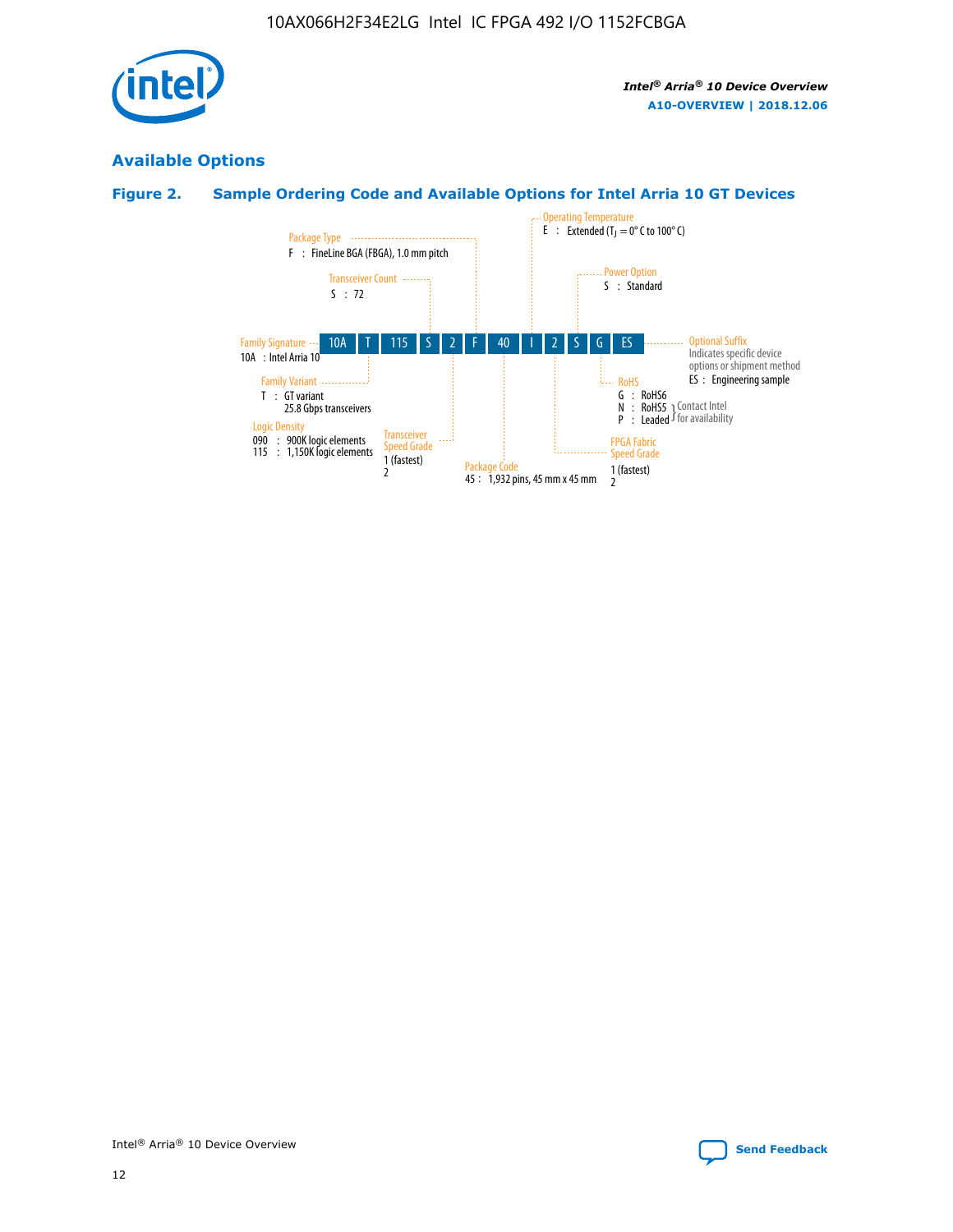## Available Options

### Figure 2. Sample Ordering Code and Available Options for Intel Arria 10 GT Devices

Sample ordering code: 10A T 115 S 2 F 40 I 2 S G ES

- **Family Signature**
  - 10A : Intel Arria 10
- **Family Variant**
  - T : GT variant, 25.8 Gbps transceivers
- **Logic Density**
  - 090 : 900K logic elements
  - 115 : 1,150K logic elements
- **Transceiver Count**
  - S : 72
- **Transceiver Speed Grade**
  - 1 (fastest)
  - 2
- **Package Type**
  - F : FineLine BGA (FBGA), 1.0 mm pitch
- **Package Code**
  - 45 : 1,932 pins, 45 mm x 45 mm
- **Operating Temperature**
  - E : Extended ($T_J$ = 0° C to 100° C)
- **FPGA Fabric Speed Grade**
  - 1 (fastest)
  - 2
- **Power Option**
  - S : Standard
- **RoHS**
  - G : RoHS6
  - N : RoHS5 (Contact Intel for availability)
  - P : Leaded (Contact Intel for availability)
- **Optional Suffix**
  - Indicates specific device options or shipment method
  - ES : Engineering sample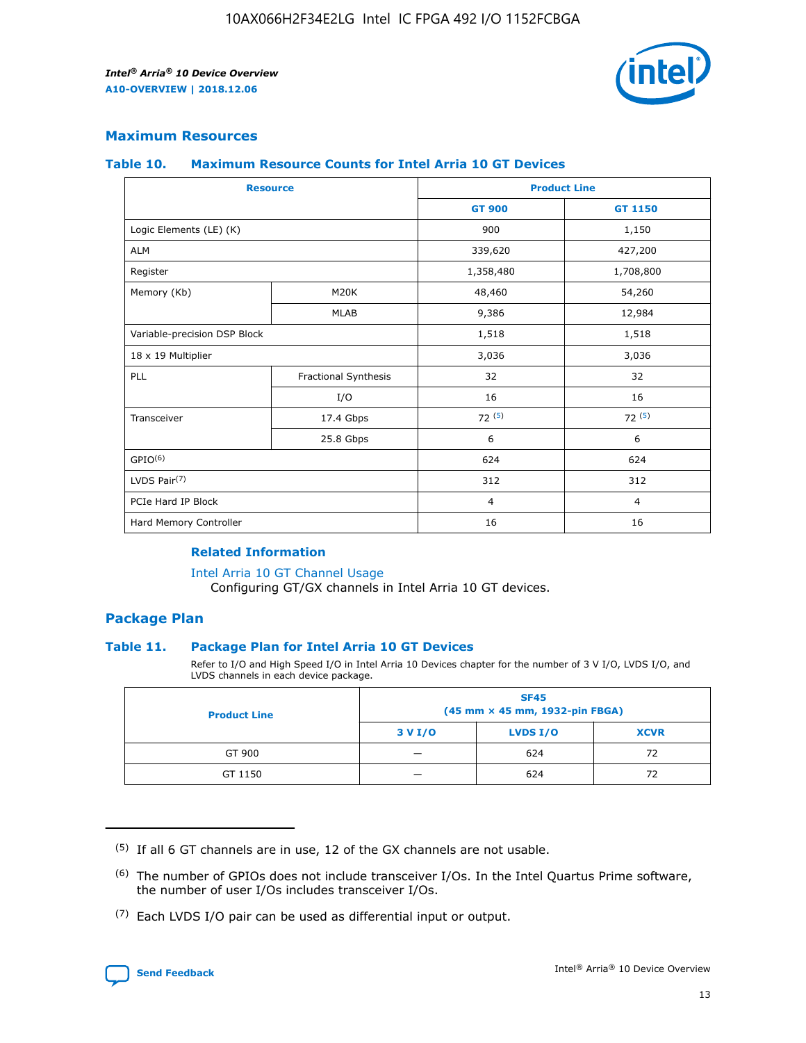## Maximum Resources

### Table 10. Maximum Resource Counts for Intel Arria 10 GT Devices

| Resource | | Product Line | |
|---|---|---|---|
| | | GT 900 | GT 1150 |
| Logic Elements (LE) (K) | | 900 | 1,150 |
| ALM | | 339,620 | 427,200 |
| Register | | 1,358,480 | 1,708,800 |
| Memory (Kb) | M20K | 48,460 | 54,260 |
| | MLAB | 9,386 | 12,984 |
| Variable-precision DSP Block | | 1,518 | 1,518 |
| 18 x 19 Multiplier | | 3,036 | 3,036 |
| PLL | Fractional Synthesis | 32 | 32 |
| | I/O | 16 | 16 |
| Transceiver | 17.4 Gbps | 72 [(5)] | 72 [(5)] |
| | 25.8 Gbps | 6 | 6 |
| GPIO[(6)] | | 624 | 624 |
| LVDS Pair[(7)] | | 312 | 312 |
| PCIe Hard IP Block | | 4 | 4 |
| Hard Memory Controller | | 16 | 16 |

#### Related Information

Intel Arria 10 GT Channel Usage

Configuring GT/GX channels in Intel Arria 10 GT devices.

## Package Plan

### Table 11. Package Plan for Intel Arria 10 GT Devices

Refer to I/O and High Speed I/O in Intel Arria 10 Devices chapter for the number of 3 V I/O, LVDS I/O, and LVDS channels in each device package.

| Product Line | SF45 (45 mm × 45 mm, 1932-pin FBGA) | | |
|---|---|---|---|
| | 3 V I/O | LVDS I/O | XCVR |
| GT 900 | — | 624 | 72 |
| GT 1150 | — | 624 | 72 |

(5) If all 6 GT channels are in use, 12 of the GX channels are not usable.

(6) The number of GPIOs does not include transceiver I/Os. In the Intel Quartus Prime software, the number of user I/Os includes transceiver I/Os.

(7) Each LVDS I/O pair can be used as differential input or output.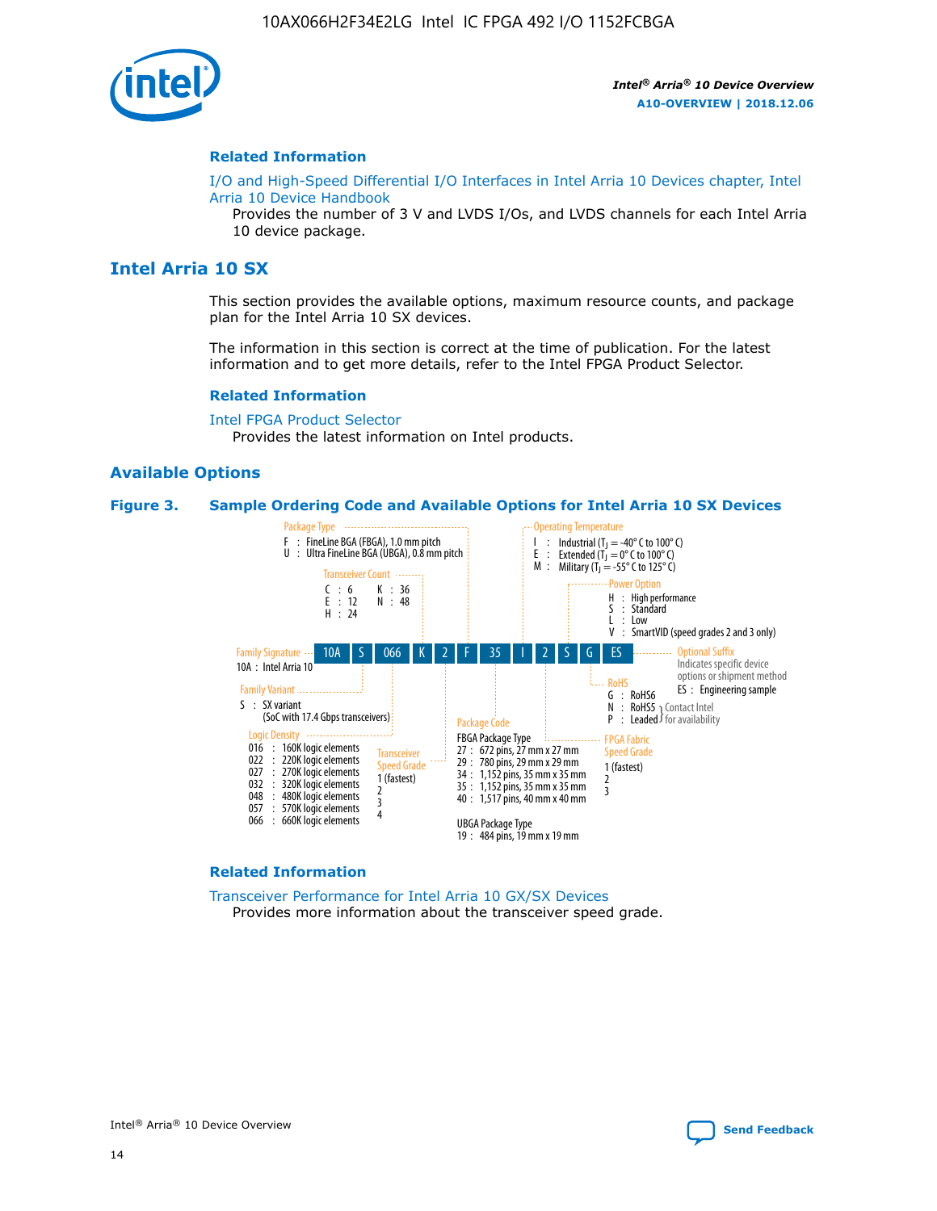### Related Information

I/O and High-Speed Differential I/O Interfaces in Intel Arria 10 Devices chapter, Intel Arria 10 Device Handbook

Provides the number of 3 V and LVDS I/Os, and LVDS channels for each Intel Arria 10 device package.

## Intel Arria 10 SX

This section provides the available options, maximum resource counts, and package plan for the Intel Arria 10 SX devices.

The information in this section is correct at the time of publication. For the latest information and to get more details, refer to the Intel FPGA Product Selector.

### Related Information

Intel FPGA Product Selector

Provides the latest information on Intel products.

### Available Options

**Figure 3. Sample Ordering Code and Available Options for Intel Arria 10 SX Devices**

10A | S | 066 | K | 2 | F | 35 | I | 2 | S | G | ES

**Family Signature**
- 10A : Intel Arria 10

**Family Variant**
- S : SX variant (SoC with 17.4 Gbps transceivers)

**Logic Density**
- 016 : 160K logic elements
- 022 : 220K logic elements
- 027 : 270K logic elements
- 032 : 320K logic elements
- 048 : 480K logic elements
- 057 : 570K logic elements
- 066 : 660K logic elements

**Transceiver Count**
- C : 6
- E : 12
- H : 24
- K : 36
- N : 48

**Transceiver Speed Grade**
- 1 (fastest)
- 2
- 3
- 4

**Package Type**
- F : FineLine BGA (FBGA), 1.0 mm pitch
- U : Ultra FineLine BGA (UBGA), 0.8 mm pitch

**Package Code**

FBGA Package Type
- 27 : 672 pins, 27 mm x 27 mm
- 29 : 780 pins, 29 mm x 29 mm
- 34 : 1,152 pins, 35 mm x 35 mm
- 35 : 1,152 pins, 35 mm x 35 mm
- 40 : 1,517 pins, 40 mm x 40 mm

UBGA Package Type
- 19 : 484 pins, 19 mm x 19 mm

**Operating Temperature**
- I : Industrial ($T_J$ = -40° C to 100° C)
- E : Extended ($T_J$ = 0° C to 100° C)
- M : Military ($T_J$ = -55° C to 125° C)

**FPGA Fabric Speed Grade**
- 1 (fastest)
- 2
- 3

**Power Option**
- H : High performance
- S : Standard
- L : Low
- V : SmartVID (speed grades 2 and 3 only)

**RoHS**
- G : RoHS6
- N : RoHS5 (Contact Intel for availability)
- P : Leaded (Contact Intel for availability)

**Optional Suffix**

Indicates specific device options or shipment method
- ES : Engineering sample

### Related Information

Transceiver Performance for Intel Arria 10 GX/SX Devices

Provides more information about the transceiver speed grade.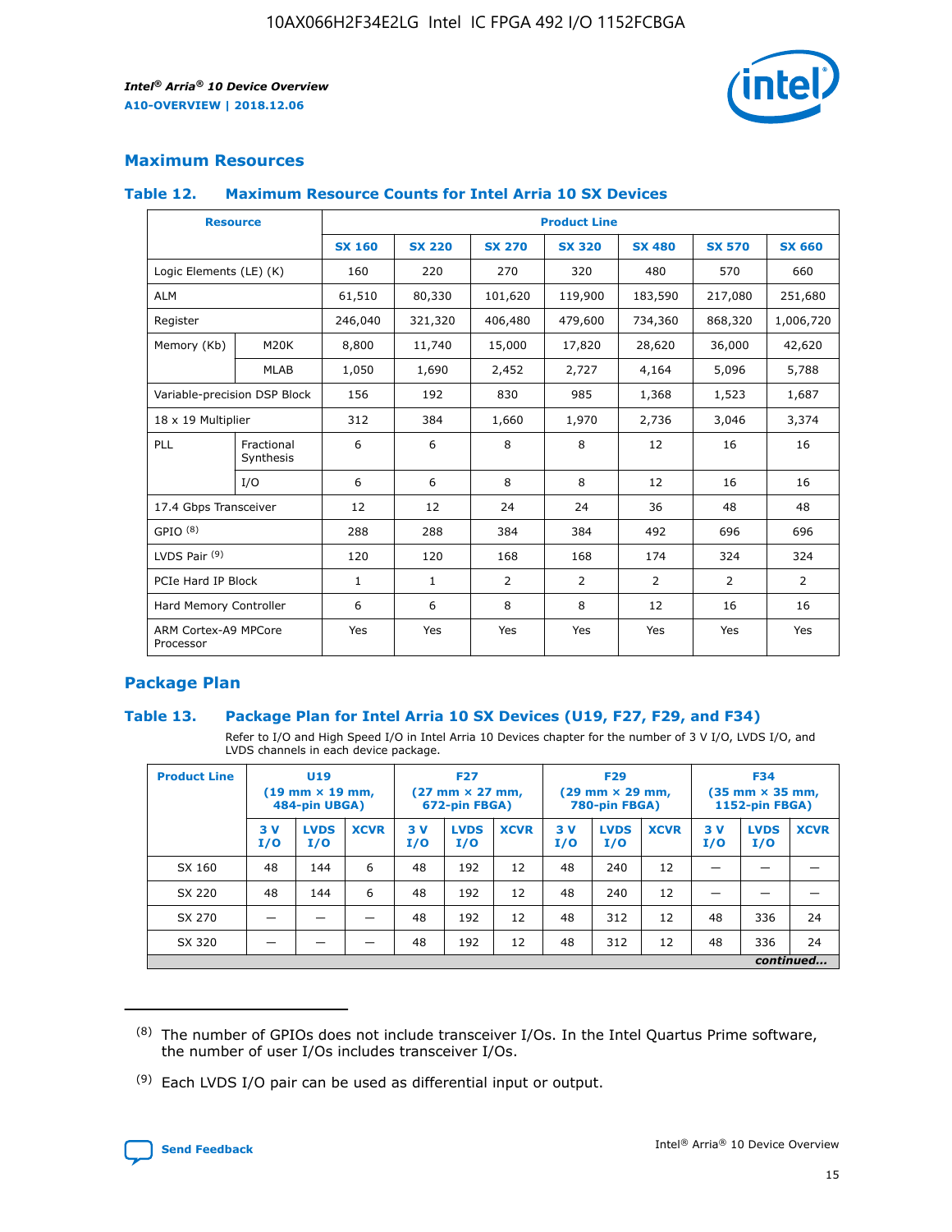## Maximum Resources

### Table 12. Maximum Resource Counts for Intel Arria 10 SX Devices

| Resource | | Product Line | | | | | | |
|---|---|---|---|---|---|---|---|---|
| | | SX 160 | SX 220 | SX 270 | SX 320 | SX 480 | SX 570 | SX 660 |
| Logic Elements (LE) (K) | | 160 | 220 | 270 | 320 | 480 | 570 | 660 |
| ALM | | 61,510 | 80,330 | 101,620 | 119,900 | 183,590 | 217,080 | 251,680 |
| Register | | 246,040 | 321,320 | 406,480 | 479,600 | 734,360 | 868,320 | 1,006,720 |
| Memory (Kb) | M20K | 8,800 | 11,740 | 15,000 | 17,820 | 28,620 | 36,000 | 42,620 |
| | MLAB | 1,050 | 1,690 | 2,452 | 2,727 | 4,164 | 5,096 | 5,788 |
| Variable-precision DSP Block | | 156 | 192 | 830 | 985 | 1,368 | 1,523 | 1,687 |
| 18 x 19 Multiplier | | 312 | 384 | 1,660 | 1,970 | 2,736 | 3,046 | 3,374 |
| PLL | Fractional Synthesis | 6 | 6 | 8 | 8 | 12 | 16 | 16 |
| | I/O | 6 | 6 | 8 | 8 | 12 | 16 | 16 |
| 17.4 Gbps Transceiver | | 12 | 12 | 24 | 24 | 36 | 48 | 48 |
| GPIO [(8)] | | 288 | 288 | 384 | 384 | 492 | 696 | 696 |
| LVDS Pair [(9)] | | 120 | 120 | 168 | 168 | 174 | 324 | 324 |
| PCIe Hard IP Block | | 1 | 1 | 2 | 2 | 2 | 2 | 2 |
| Hard Memory Controller | | 6 | 6 | 8 | 8 | 12 | 16 | 16 |
| ARM Cortex-A9 MPCore Processor | | Yes | Yes | Yes | Yes | Yes | Yes | Yes |

## Package Plan

### Table 13. Package Plan for Intel Arria 10 SX Devices (U19, F27, F29, and F34)

Refer to I/O and High Speed I/O in Intel Arria 10 Devices chapter for the number of 3 V I/O, LVDS I/O, and LVDS channels in each device package.

| Product Line | U19 (19 mm × 19 mm, 484-pin UBGA) | | | F27 (27 mm × 27 mm, 672-pin FBGA) | | | F29 (29 mm × 29 mm, 780-pin FBGA) | | | F34 (35 mm × 35 mm, 1152-pin FBGA) | | |
|---|---|---|---|---|---|---|---|---|---|---|---|---|
| | 3 V I/O | LVDS I/O | XCVR | 3 V I/O | LVDS I/O | XCVR | 3 V I/O | LVDS I/O | XCVR | 3 V I/O | LVDS I/O | XCVR |
| SX 160 | 48 | 144 | 6 | 48 | 192 | 12 | 48 | 240 | 12 | — | — | — |
| SX 220 | 48 | 144 | 6 | 48 | 192 | 12 | 48 | 240 | 12 | — | — | — |
| SX 270 | — | — | — | 48 | 192 | 12 | 48 | 312 | 12 | 48 | 336 | 24 |
| SX 320 | — | — | — | 48 | 192 | 12 | 48 | 312 | 12 | 48 | 336 | 24 |

*continued...*

(8) The number of GPIOs does not include transceiver I/Os. In the Intel Quartus Prime software, the number of user I/Os includes transceiver I/Os.

(9) Each LVDS I/O pair can be used as differential input or output.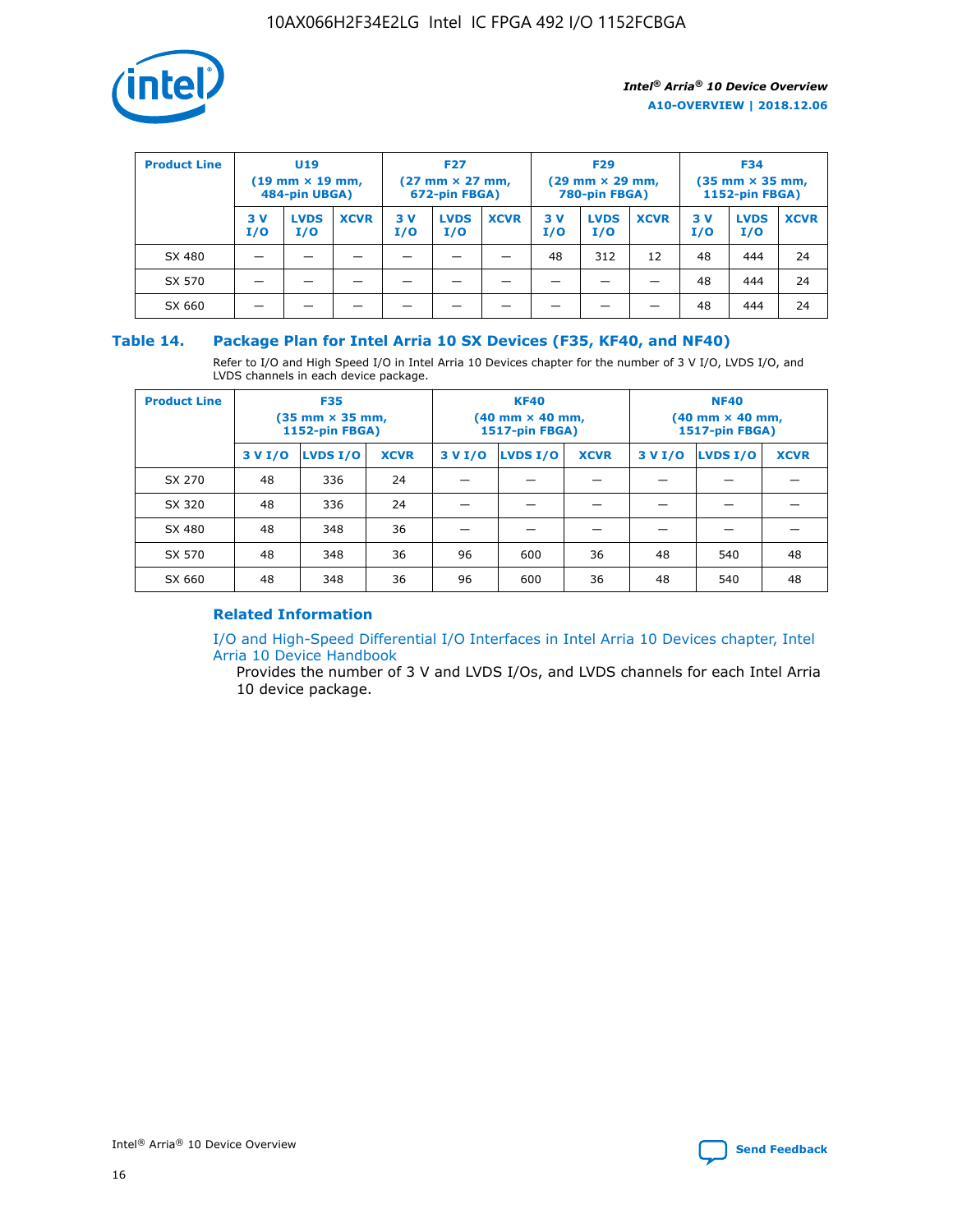| Product Line | U19 (19 mm × 19 mm, 484-pin UBGA) | | | F27 (27 mm × 27 mm, 672-pin FBGA) | | | F29 (29 mm × 29 mm, 780-pin FBGA) | | | F34 (35 mm × 35 mm, 1152-pin FBGA) | | |
|---|---|---|---|---|---|---|---|---|---|---|---|---|
| | 3 V I/O | LVDS I/O | XCVR | 3 V I/O | LVDS I/O | XCVR | 3 V I/O | LVDS I/O | XCVR | 3 V I/O | LVDS I/O | XCVR |
| SX 480 | — | — | — | — | — | — | 48 | 312 | 12 | 48 | 444 | 24 |
| SX 570 | — | — | — | — | — | — | — | — | — | 48 | 444 | 24 |
| SX 660 | — | — | — | — | — | — | — | — | — | 48 | 444 | 24 |

### Table 14. Package Plan for Intel Arria 10 SX Devices (F35, KF40, and NF40)

Refer to I/O and High Speed I/O in Intel Arria 10 Devices chapter for the number of 3 V I/O, LVDS I/O, and LVDS channels in each device package.

| Product Line | F35 (35 mm × 35 mm, 1152-pin FBGA) | | | KF40 (40 mm × 40 mm, 1517-pin FBGA) | | | NF40 (40 mm × 40 mm, 1517-pin FBGA) | | |
|---|---|---|---|---|---|---|---|---|---|
| | 3 V I/O | LVDS I/O | XCVR | 3 V I/O | LVDS I/O | XCVR | 3 V I/O | LVDS I/O | XCVR |
| SX 270 | 48 | 336 | 24 | — | — | — | — | — | — |
| SX 320 | 48 | 336 | 24 | — | — | — | — | — | — |
| SX 480 | 48 | 348 | 36 | — | — | — | — | — | — |
| SX 570 | 48 | 348 | 36 | 96 | 600 | 36 | 48 | 540 | 48 |
| SX 660 | 48 | 348 | 36 | 96 | 600 | 36 | 48 | 540 | 48 |

#### Related Information

I/O and High-Speed Differential I/O Interfaces in Intel Arria 10 Devices chapter, Intel Arria 10 Device Handbook

Provides the number of 3 V and LVDS I/Os, and LVDS channels for each Intel Arria 10 device package.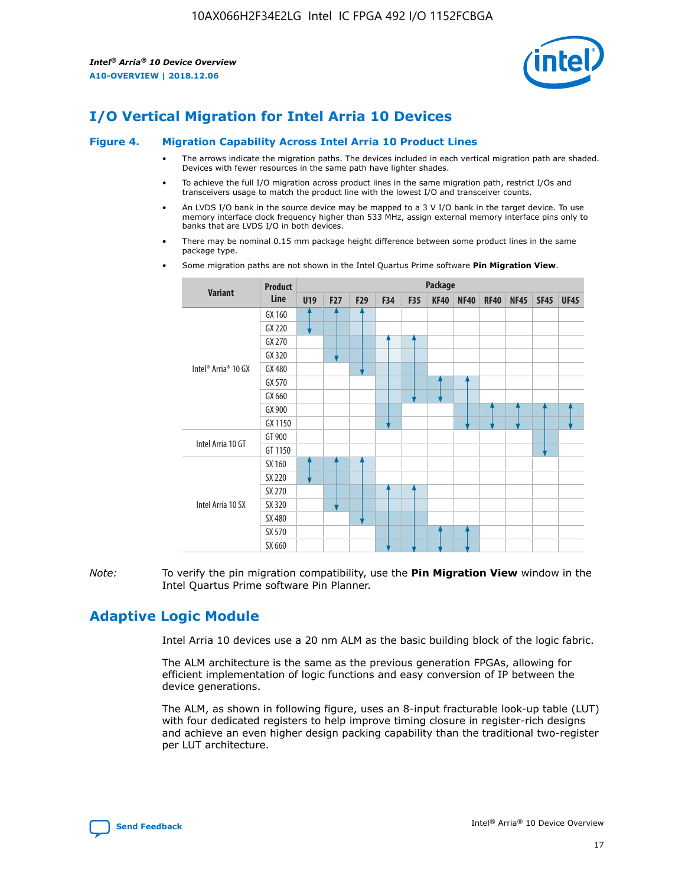# I/O Vertical Migration for Intel Arria 10 Devices

## Figure 4. Migration Capability Across Intel Arria 10 Product Lines

- The arrows indicate the migration paths. The devices included in each vertical migration path are shaded. Devices with fewer resources in the same path have lighter shades.
- To achieve the full I/O migration across product lines in the same migration path, restrict I/Os and transceivers usage to match the product line with the lowest I/O and transceiver counts.
- An LVDS I/O bank in the source device may be mapped to a 3 V I/O bank in the target device. To use memory interface clock frequency higher than 533 MHz, assign external memory interface pins only to banks that are LVDS I/O in both devices.
- There may be nominal 0.15 mm package height difference between some product lines in the same package type.
- Some migration paths are not shown in the Intel Quartus Prime software **Pin Migration View**.

| Variant | Product Line | U19 | F27 | F29 | F34 | F35 | KF40 | NF40 | RF40 | NF45 | SF45 | UF45 |
|---|---|---|---|---|---|---|---|---|---|---|---|---|
| Intel® Arria® 10 GX | GX 160 | | | | | | | | | | | |
| | GX 220 | | | | | | | | | | | |
| | GX 270 | | | | | | | | | | | |
| | GX 320 | | | | | | | | | | | |
| | GX 480 | | | | | | | | | | | |
| | GX 570 | | | | | | | | | | | |
| | GX 660 | | | | | | | | | | | |
| | GX 900 | | | | | | | | | | | |
| | GX 1150 | | | | | | | | | | | |
| Intel Arria 10 GT | GT 900 | | | | | | | | | | | |
| | GT 1150 | | | | | | | | | | | |
| Intel Arria 10 SX | SX 160 | | | | | | | | | | | |
| | SX 220 | | | | | | | | | | | |
| | SX 270 | | | | | | | | | | | |
| | SX 320 | | | | | | | | | | | |
| | SX 480 | | | | | | | | | | | |
| | SX 570 | | | | | | | | | | | |
| | SX 660 | | | | | | | | | | | |

*Note:* To verify the pin migration compatibility, use the **Pin Migration View** window in the Intel Quartus Prime software Pin Planner.

# Adaptive Logic Module

Intel Arria 10 devices use a 20 nm ALM as the basic building block of the logic fabric.

The ALM architecture is the same as the previous generation FPGAs, allowing for efficient implementation of logic functions and easy conversion of IP between the device generations.

The ALM, as shown in following figure, uses an 8-input fracturable look-up table (LUT) with four dedicated registers to help improve timing closure in register-rich designs and achieve an even higher design packing capability than the traditional two-register per LUT architecture.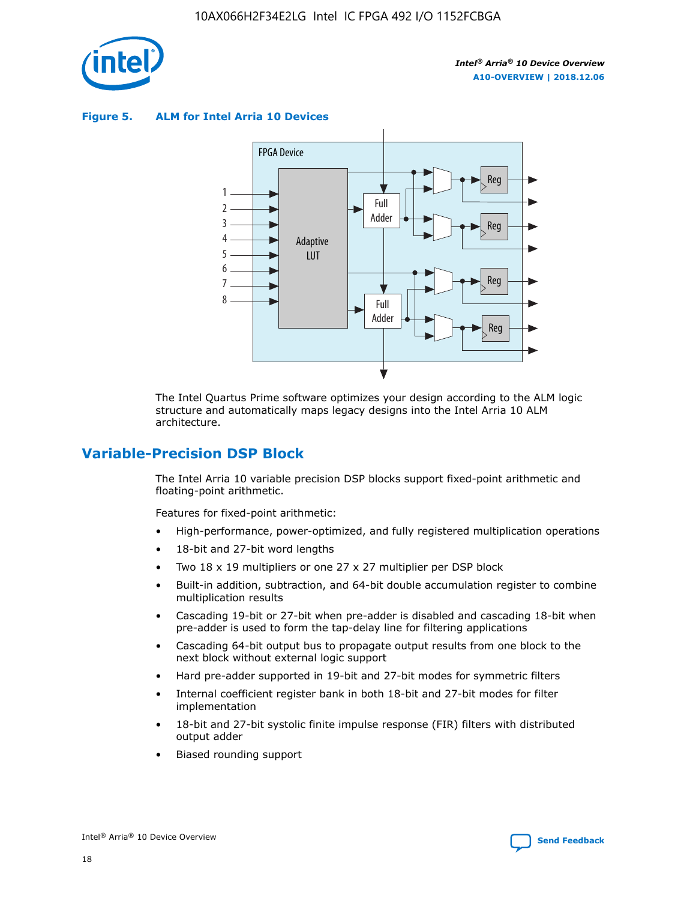**Figure 5. ALM for Intel Arria 10 Devices**

The Intel Quartus Prime software optimizes your design according to the ALM logic structure and automatically maps legacy designs into the Intel Arria 10 ALM architecture.

## Variable-Precision DSP Block

The Intel Arria 10 variable precision DSP blocks support fixed-point arithmetic and floating-point arithmetic.

Features for fixed-point arithmetic:

- High-performance, power-optimized, and fully registered multiplication operations
- 18-bit and 27-bit word lengths
- Two 18 x 19 multipliers or one 27 x 27 multiplier per DSP block
- Built-in addition, subtraction, and 64-bit double accumulation register to combine multiplication results
- Cascading 19-bit or 27-bit when pre-adder is disabled and cascading 18-bit when pre-adder is used to form the tap-delay line for filtering applications
- Cascading 64-bit output bus to propagate output results from one block to the next block without external logic support
- Hard pre-adder supported in 19-bit and 27-bit modes for symmetric filters
- Internal coefficient register bank in both 18-bit and 27-bit modes for filter implementation
- 18-bit and 27-bit systolic finite impulse response (FIR) filters with distributed output adder
- Biased rounding support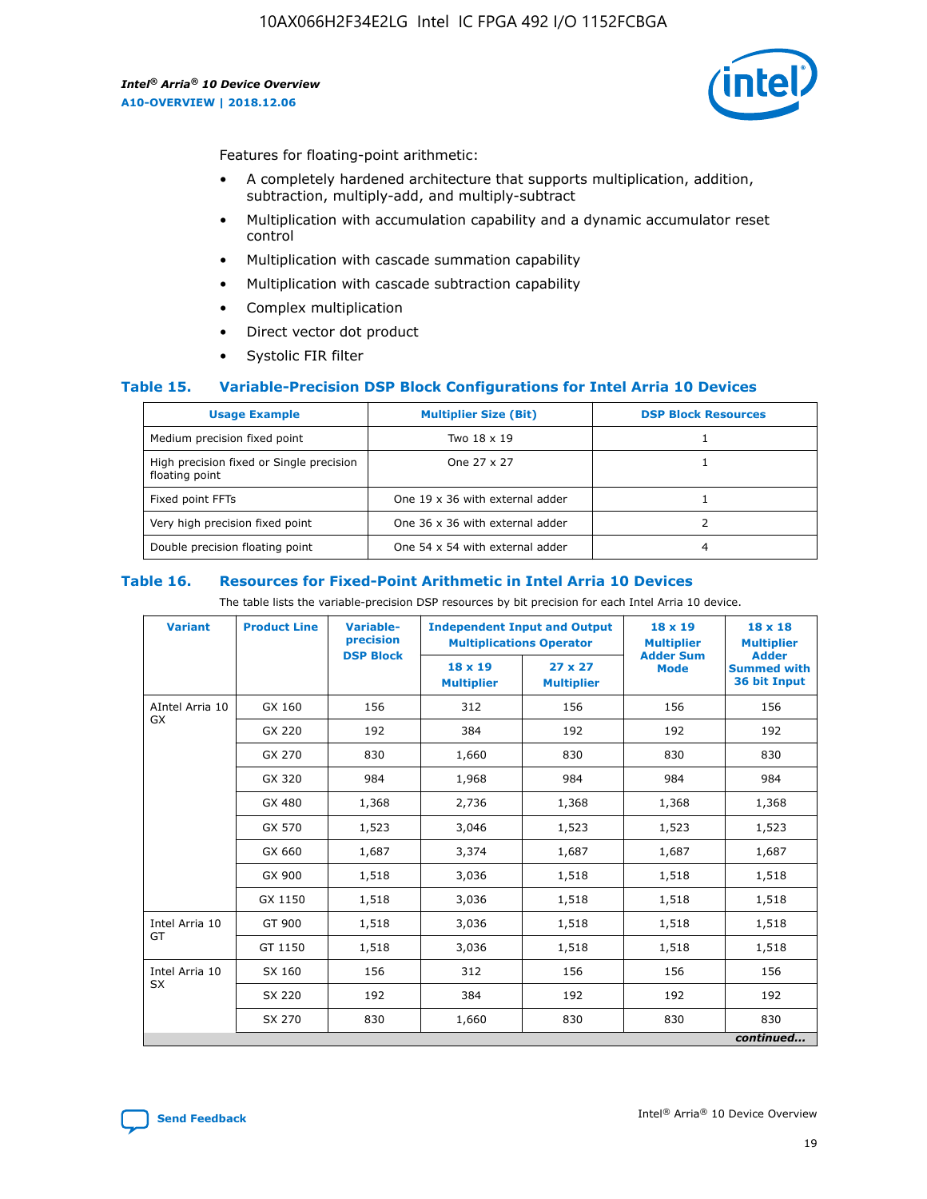Features for floating-point arithmetic:

- A completely hardened architecture that supports multiplication, addition, subtraction, multiply-add, and multiply-subtract
- Multiplication with accumulation capability and a dynamic accumulator reset control
- Multiplication with cascade summation capability
- Multiplication with cascade subtraction capability
- Complex multiplication
- Direct vector dot product
- Systolic FIR filter

### Table 15. Variable-Precision DSP Block Configurations for Intel Arria 10 Devices

| Usage Example | Multiplier Size (Bit) | DSP Block Resources |
|---|---|---|
| Medium precision fixed point | Two 18 x 19 | 1 |
| High precision fixed or Single precision floating point | One 27 x 27 | 1 |
| Fixed point FFTs | One 19 x 36 with external adder | 1 |
| Very high precision fixed point | One 36 x 36 with external adder | 2 |
| Double precision floating point | One 54 x 54 with external adder | 4 |

### Table 16. Resources for Fixed-Point Arithmetic in Intel Arria 10 Devices

The table lists the variable-precision DSP resources by bit precision for each Intel Arria 10 device.

| Variant | Product Line | Variable-precision DSP Block | Independent Input and Output Multiplications Operator | | 18 x 19 Multiplier Adder Sum Mode | 18 x 18 Multiplier Adder Summed with 36 bit Input |
|---|---|---|---|---|---|---|
| | | | 18 x 19 Multiplier | 27 x 27 Multiplier | | |
| AIntel Arria 10 GX | GX 160 | 156 | 312 | 156 | 156 | 156 |
| | GX 220 | 192 | 384 | 192 | 192 | 192 |
| | GX 270 | 830 | 1,660 | 830 | 830 | 830 |
| | GX 320 | 984 | 1,968 | 984 | 984 | 984 |
| | GX 480 | 1,368 | 2,736 | 1,368 | 1,368 | 1,368 |
| | GX 570 | 1,523 | 3,046 | 1,523 | 1,523 | 1,523 |
| | GX 660 | 1,687 | 3,374 | 1,687 | 1,687 | 1,687 |
| | GX 900 | 1,518 | 3,036 | 1,518 | 1,518 | 1,518 |
| | GX 1150 | 1,518 | 3,036 | 1,518 | 1,518 | 1,518 |
| Intel Arria 10 GT | GT 900 | 1,518 | 3,036 | 1,518 | 1,518 | 1,518 |
| | GT 1150 | 1,518 | 3,036 | 1,518 | 1,518 | 1,518 |
| Intel Arria 10 SX | SX 160 | 156 | 312 | 156 | 156 | 156 |
| | SX 220 | 192 | 384 | 192 | 192 | 192 |
| | SX 270 | 830 | 1,660 | 830 | 830 | 830 |

*continued...*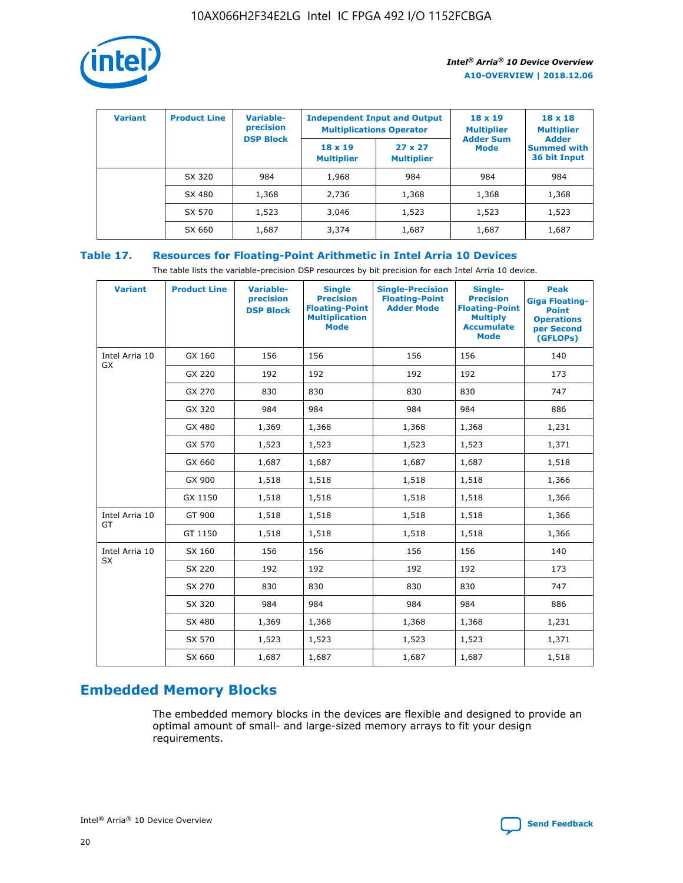| Variant | Product Line | Variable-precision DSP Block | Independent Input and Output Multiplications Operator | | 18 x 19 Multiplier Adder Sum Mode | 18 x 18 Multiplier Adder Summed with 36 bit Input |
|---|---|---|---|---|---|---|
| | | | 18 x 19 Multiplier | 27 x 27 Multiplier | | |
| | SX 320 | 984 | 1,968 | 984 | 984 | 984 |
| | SX 480 | 1,368 | 2,736 | 1,368 | 1,368 | 1,368 |
| | SX 570 | 1,523 | 3,046 | 1,523 | 1,523 | 1,523 |
| | SX 660 | 1,687 | 3,374 | 1,687 | 1,687 | 1,687 |

### Table 17. Resources for Floating-Point Arithmetic in Intel Arria 10 Devices

The table lists the variable-precision DSP resources by bit precision for each Intel Arria 10 device.

| Variant | Product Line | Variable-precision DSP Block | Single Precision Floating-Point Multiplication Mode | Single-Precision Floating-Point Adder Mode | Single-Precision Floating-Point Multiply Accumulate Mode | Peak Giga Floating-Point Operations per Second (GFLOPs) |
|---|---|---|---|---|---|---|
| Intel Arria 10 GX | GX 160 | 156 | 156 | 156 | 156 | 140 |
| | GX 220 | 192 | 192 | 192 | 192 | 173 |
| | GX 270 | 830 | 830 | 830 | 830 | 747 |
| | GX 320 | 984 | 984 | 984 | 984 | 886 |
| | GX 480 | 1,369 | 1,368 | 1,368 | 1,368 | 1,231 |
| | GX 570 | 1,523 | 1,523 | 1,523 | 1,523 | 1,371 |
| | GX 660 | 1,687 | 1,687 | 1,687 | 1,687 | 1,518 |
| | GX 900 | 1,518 | 1,518 | 1,518 | 1,518 | 1,366 |
| | GX 1150 | 1,518 | 1,518 | 1,518 | 1,518 | 1,366 |
| Intel Arria 10 GT | GT 900 | 1,518 | 1,518 | 1,518 | 1,518 | 1,366 |
| | GT 1150 | 1,518 | 1,518 | 1,518 | 1,518 | 1,366 |
| Intel Arria 10 SX | SX 160 | 156 | 156 | 156 | 156 | 140 |
| | SX 220 | 192 | 192 | 192 | 192 | 173 |
| | SX 270 | 830 | 830 | 830 | 830 | 747 |
| | SX 320 | 984 | 984 | 984 | 984 | 886 |
| | SX 480 | 1,369 | 1,368 | 1,368 | 1,368 | 1,231 |
| | SX 570 | 1,523 | 1,523 | 1,523 | 1,523 | 1,371 |
| | SX 660 | 1,687 | 1,687 | 1,687 | 1,687 | 1,518 |

## Embedded Memory Blocks

The embedded memory blocks in the devices are flexible and designed to provide an optimal amount of small- and large-sized memory arrays to fit your design requirements.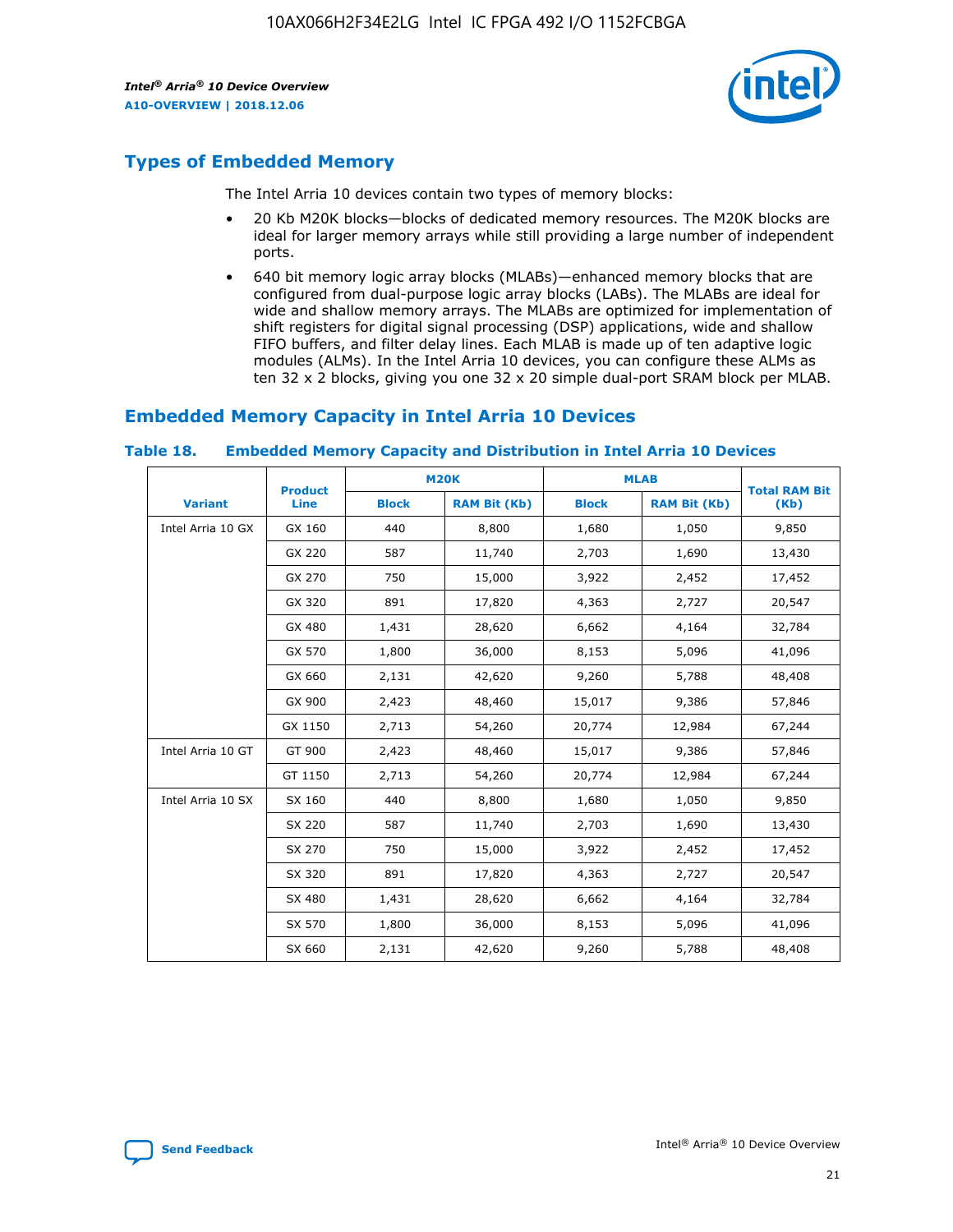## Types of Embedded Memory

The Intel Arria 10 devices contain two types of memory blocks:

- 20 Kb M20K blocks—blocks of dedicated memory resources. The M20K blocks are ideal for larger memory arrays while still providing a large number of independent ports.
- 640 bit memory logic array blocks (MLABs)—enhanced memory blocks that are configured from dual-purpose logic array blocks (LABs). The MLABs are ideal for wide and shallow memory arrays. The MLABs are optimized for implementation of shift registers for digital signal processing (DSP) applications, wide and shallow FIFO buffers, and filter delay lines. Each MLAB is made up of ten adaptive logic modules (ALMs). In the Intel Arria 10 devices, you can configure these ALMs as ten 32 x 2 blocks, giving you one 32 x 20 simple dual-port SRAM block per MLAB.

## Embedded Memory Capacity in Intel Arria 10 Devices

### Table 18. Embedded Memory Capacity and Distribution in Intel Arria 10 Devices

| Variant | Product Line | M20K | | MLAB | | Total RAM Bit (Kb) |
|---|---|---|---|---|---|---|
| | | Block | RAM Bit (Kb) | Block | RAM Bit (Kb) | |
| Intel Arria 10 GX | GX 160 | 440 | 8,800 | 1,680 | 1,050 | 9,850 |
| | GX 220 | 587 | 11,740 | 2,703 | 1,690 | 13,430 |
| | GX 270 | 750 | 15,000 | 3,922 | 2,452 | 17,452 |
| | GX 320 | 891 | 17,820 | 4,363 | 2,727 | 20,547 |
| | GX 480 | 1,431 | 28,620 | 6,662 | 4,164 | 32,784 |
| | GX 570 | 1,800 | 36,000 | 8,153 | 5,096 | 41,096 |
| | GX 660 | 2,131 | 42,620 | 9,260 | 5,788 | 48,408 |
| | GX 900 | 2,423 | 48,460 | 15,017 | 9,386 | 57,846 |
| | GX 1150 | 2,713 | 54,260 | 20,774 | 12,984 | 67,244 |
| Intel Arria 10 GT | GT 900 | 2,423 | 48,460 | 15,017 | 9,386 | 57,846 |
| | GT 1150 | 2,713 | 54,260 | 20,774 | 12,984 | 67,244 |
| Intel Arria 10 SX | SX 160 | 440 | 8,800 | 1,680 | 1,050 | 9,850 |
| | SX 220 | 587 | 11,740 | 2,703 | 1,690 | 13,430 |
| | SX 270 | 750 | 15,000 | 3,922 | 2,452 | 17,452 |
| | SX 320 | 891 | 17,820 | 4,363 | 2,727 | 20,547 |
| | SX 480 | 1,431 | 28,620 | 6,662 | 4,164 | 32,784 |
| | SX 570 | 1,800 | 36,000 | 8,153 | 5,096 | 41,096 |
| | SX 660 | 2,131 | 42,620 | 9,260 | 5,788 | 48,408 |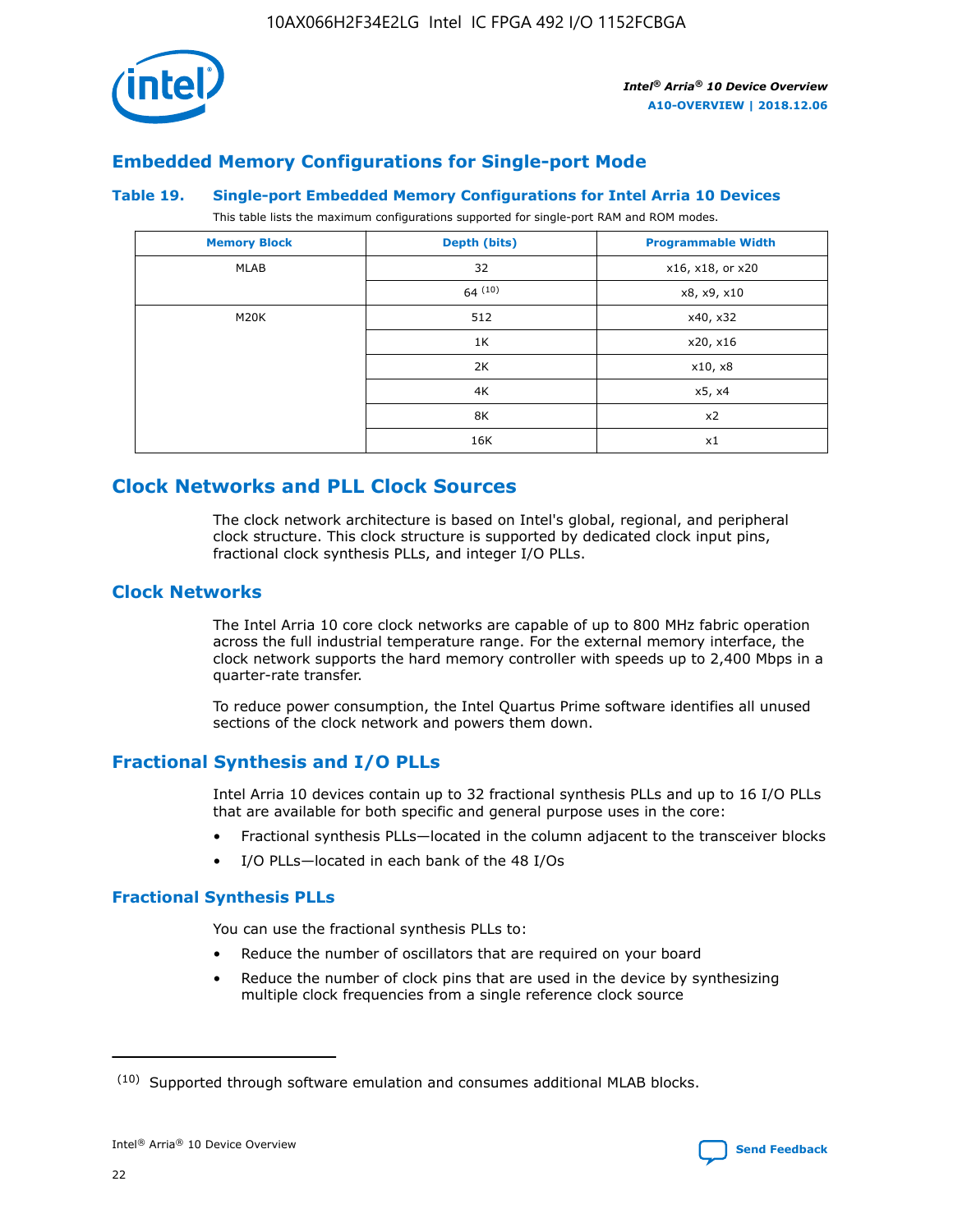## Embedded Memory Configurations for Single-port Mode

**Table 19. Single-port Embedded Memory Configurations for Intel Arria 10 Devices**

This table lists the maximum configurations supported for single-port RAM and ROM modes.

| Memory Block | Depth (bits) | Programmable Width |
|---|---|---|
| MLAB | 32 | x16, x18, or x20 |
| | 64 [10] | x8, x9, x10 |
| M20K | 512 | x40, x32 |
| | 1K | x20, x16 |
| | 2K | x10, x8 |
| | 4K | x5, x4 |
| | 8K | x2 |
| | 16K | x1 |

# Clock Networks and PLL Clock Sources

The clock network architecture is based on Intel's global, regional, and peripheral clock structure. This clock structure is supported by dedicated clock input pins, fractional clock synthesis PLLs, and integer I/O PLLs.

## Clock Networks

The Intel Arria 10 core clock networks are capable of up to 800 MHz fabric operation across the full industrial temperature range. For the external memory interface, the clock network supports the hard memory controller with speeds up to 2,400 Mbps in a quarter-rate transfer.

To reduce power consumption, the Intel Quartus Prime software identifies all unused sections of the clock network and powers them down.

## Fractional Synthesis and I/O PLLs

Intel Arria 10 devices contain up to 32 fractional synthesis PLLs and up to 16 I/O PLLs that are available for both specific and general purpose uses in the core:

- Fractional synthesis PLLs—located in the column adjacent to the transceiver blocks
- I/O PLLs—located in each bank of the 48 I/Os

### Fractional Synthesis PLLs

You can use the fractional synthesis PLLs to:

- Reduce the number of oscillators that are required on your board
- Reduce the number of clock pins that are used in the device by synthesizing multiple clock frequencies from a single reference clock source

(10) Supported through software emulation and consumes additional MLAB blocks.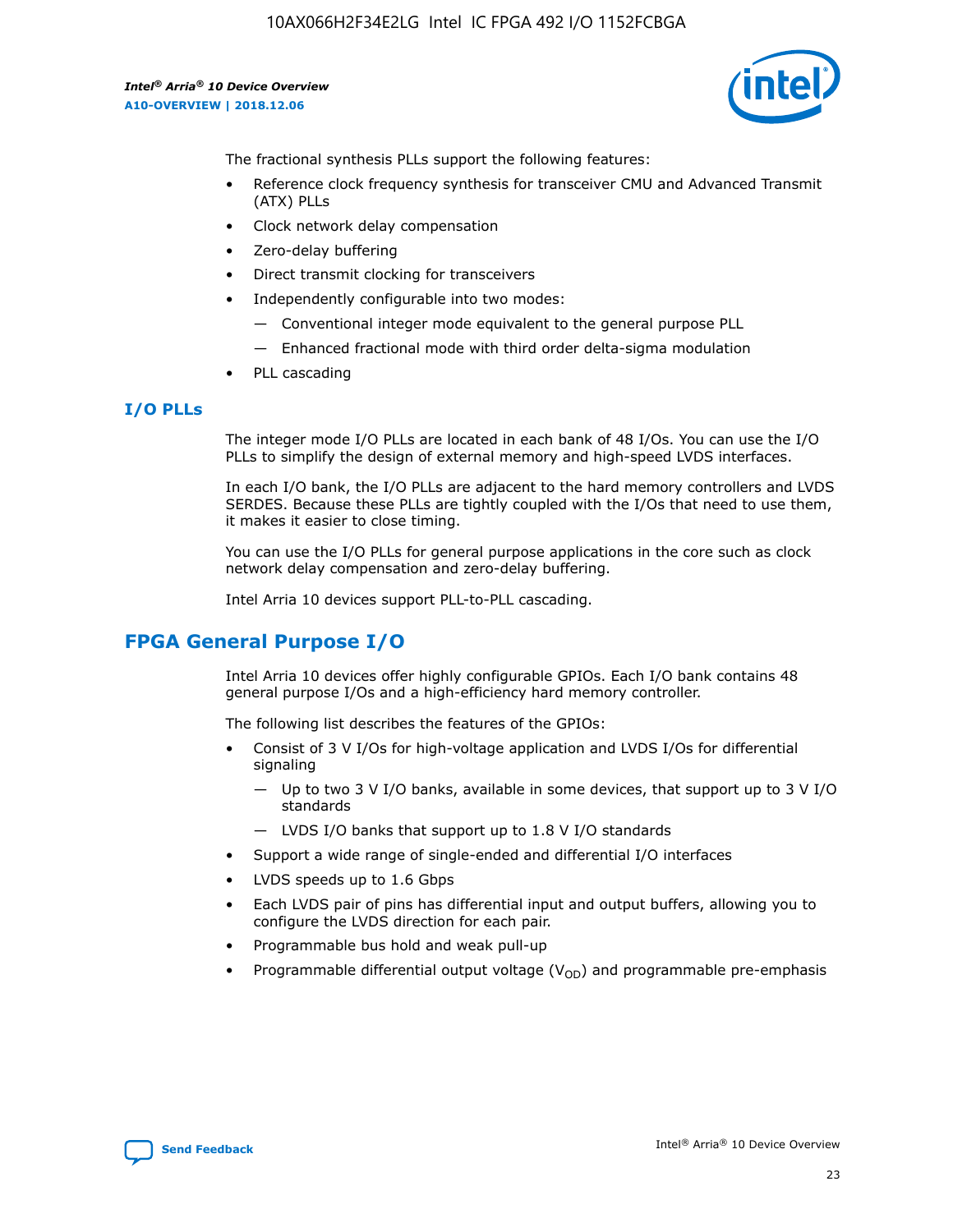The fractional synthesis PLLs support the following features:

- Reference clock frequency synthesis for transceiver CMU and Advanced Transmit (ATX) PLLs
- Clock network delay compensation
- Zero-delay buffering
- Direct transmit clocking for transceivers
- Independently configurable into two modes:
  - — Conventional integer mode equivalent to the general purpose PLL
  - — Enhanced fractional mode with third order delta-sigma modulation
- PLL cascading

### I/O PLLs

The integer mode I/O PLLs are located in each bank of 48 I/Os. You can use the I/O PLLs to simplify the design of external memory and high-speed LVDS interfaces.

In each I/O bank, the I/O PLLs are adjacent to the hard memory controllers and LVDS SERDES. Because these PLLs are tightly coupled with the I/Os that need to use them, it makes it easier to close timing.

You can use the I/O PLLs for general purpose applications in the core such as clock network delay compensation and zero-delay buffering.

Intel Arria 10 devices support PLL-to-PLL cascading.

## FPGA General Purpose I/O

Intel Arria 10 devices offer highly configurable GPIOs. Each I/O bank contains 48 general purpose I/Os and a high-efficiency hard memory controller.

The following list describes the features of the GPIOs:

- Consist of 3 V I/Os for high-voltage application and LVDS I/Os for differential signaling
  - — Up to two 3 V I/O banks, available in some devices, that support up to 3 V I/O standards
  - — LVDS I/O banks that support up to 1.8 V I/O standards
- Support a wide range of single-ended and differential I/O interfaces
- LVDS speeds up to 1.6 Gbps
- Each LVDS pair of pins has differential input and output buffers, allowing you to configure the LVDS direction for each pair.
- Programmable bus hold and weak pull-up
- Programmable differential output voltage ($V_{OD}$) and programmable pre-emphasis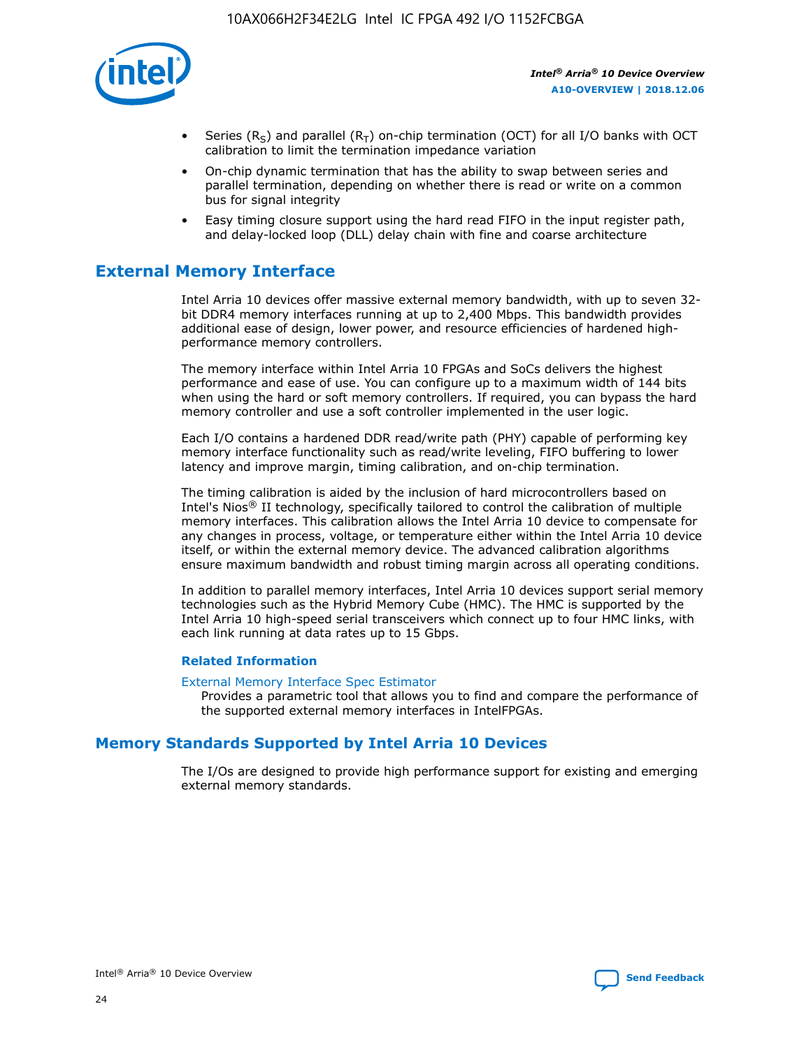- Series ($R_S$) and parallel ($R_T$) on-chip termination (OCT) for all I/O banks with OCT calibration to limit the termination impedance variation
- On-chip dynamic termination that has the ability to swap between series and parallel termination, depending on whether there is read or write on a common bus for signal integrity
- Easy timing closure support using the hard read FIFO in the input register path, and delay-locked loop (DLL) delay chain with fine and coarse architecture

## External Memory Interface

Intel Arria 10 devices offer massive external memory bandwidth, with up to seven 32-bit DDR4 memory interfaces running at up to 2,400 Mbps. This bandwidth provides additional ease of design, lower power, and resource efficiencies of hardened high-performance memory controllers.

The memory interface within Intel Arria 10 FPGAs and SoCs delivers the highest performance and ease of use. You can configure up to a maximum width of 144 bits when using the hard or soft memory controllers. If required, you can bypass the hard memory controller and use a soft controller implemented in the user logic.

Each I/O contains a hardened DDR read/write path (PHY) capable of performing key memory interface functionality such as read/write leveling, FIFO buffering to lower latency and improve margin, timing calibration, and on-chip termination.

The timing calibration is aided by the inclusion of hard microcontrollers based on Intel's Nios® II technology, specifically tailored to control the calibration of multiple memory interfaces. This calibration allows the Intel Arria 10 device to compensate for any changes in process, voltage, or temperature either within the Intel Arria 10 device itself, or within the external memory device. The advanced calibration algorithms ensure maximum bandwidth and robust timing margin across all operating conditions.

In addition to parallel memory interfaces, Intel Arria 10 devices support serial memory technologies such as the Hybrid Memory Cube (HMC). The HMC is supported by the Intel Arria 10 high-speed serial transceivers which connect up to four HMC links, with each link running at data rates up to 15 Gbps.

### Related Information

External Memory Interface Spec Estimator
Provides a parametric tool that allows you to find and compare the performance of the supported external memory interfaces in IntelFPGAs.

## Memory Standards Supported by Intel Arria 10 Devices

The I/Os are designed to provide high performance support for existing and emerging external memory standards.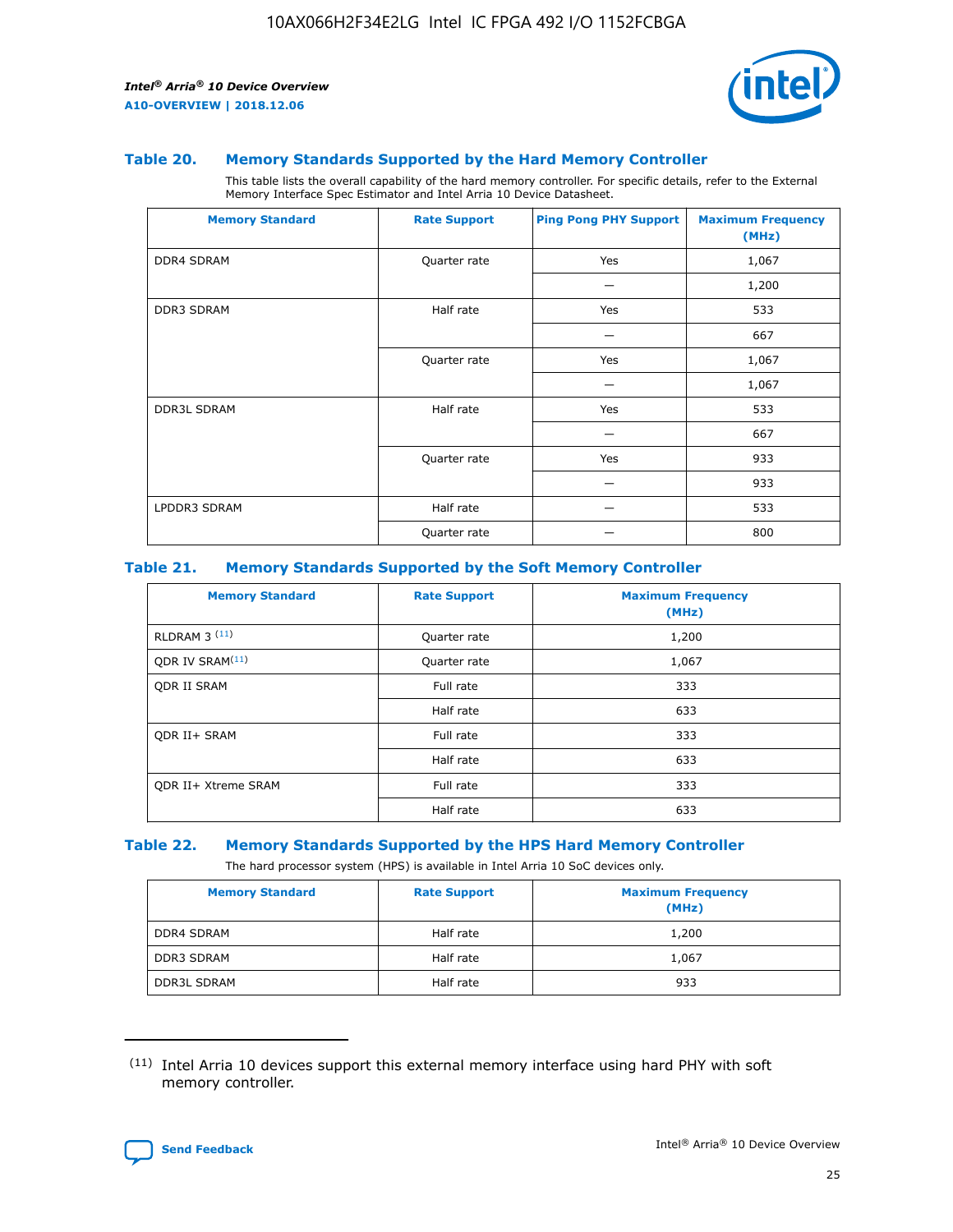### Table 20. Memory Standards Supported by the Hard Memory Controller

This table lists the overall capability of the hard memory controller. For specific details, refer to the External Memory Interface Spec Estimator and Intel Arria 10 Device Datasheet.

| Memory Standard | Rate Support | Ping Pong PHY Support | Maximum Frequency (MHz) |
|---|---|---|---|
| DDR4 SDRAM | Quarter rate | Yes | 1,067 |
| | | — | 1,200 |
| DDR3 SDRAM | Half rate | Yes | 533 |
| | | — | 667 |
| | Quarter rate | Yes | 1,067 |
| | | — | 1,067 |
| DDR3L SDRAM | Half rate | Yes | 533 |
| | | — | 667 |
| | Quarter rate | Yes | 933 |
| | | — | 933 |
| LPDDR3 SDRAM | Half rate | — | 533 |
| | Quarter rate | — | 800 |

### Table 21. Memory Standards Supported by the Soft Memory Controller

| Memory Standard | Rate Support | Maximum Frequency (MHz) |
|---|---|---|
| RLDRAM 3 [11] | Quarter rate | 1,200 |
| QDR IV SRAM[11] | Quarter rate | 1,067 |
| QDR II SRAM | Full rate | 333 |
| | Half rate | 633 |
| QDR II+ SRAM | Full rate | 333 |
| | Half rate | 633 |
| QDR II+ Xtreme SRAM | Full rate | 333 |
| | Half rate | 633 |

### Table 22. Memory Standards Supported by the HPS Hard Memory Controller

The hard processor system (HPS) is available in Intel Arria 10 SoC devices only.

| Memory Standard | Rate Support | Maximum Frequency (MHz) |
|---|---|---|
| DDR4 SDRAM | Half rate | 1,200 |
| DDR3 SDRAM | Half rate | 1,067 |
| DDR3L SDRAM | Half rate | 933 |

(11) Intel Arria 10 devices support this external memory interface using hard PHY with soft memory controller.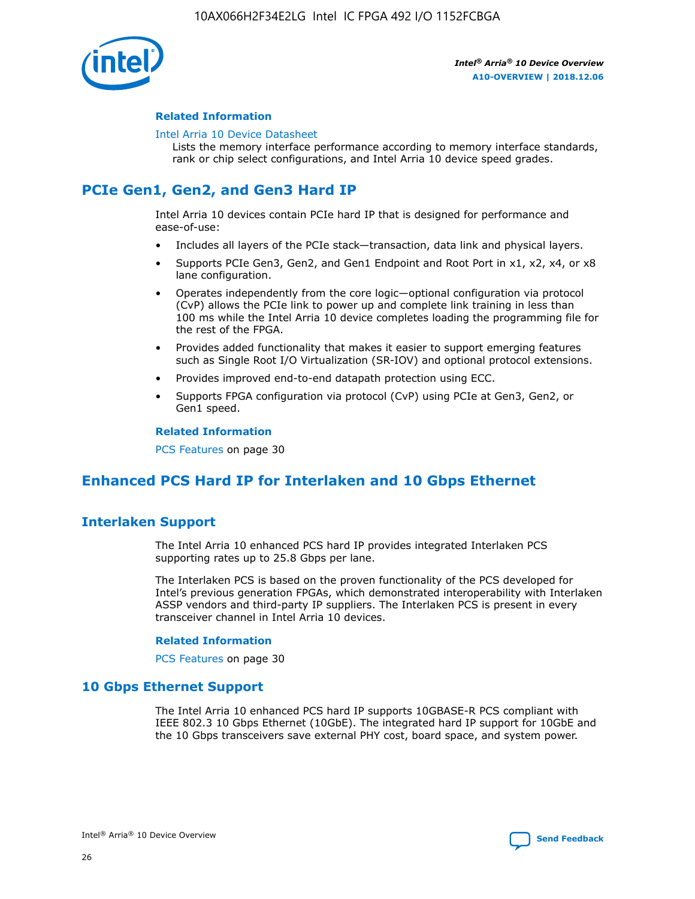### Related Information

Intel Arria 10 Device Datasheet

Lists the memory interface performance according to memory interface standards, rank or chip select configurations, and Intel Arria 10 device speed grades.

## PCIe Gen1, Gen2, and Gen3 Hard IP

Intel Arria 10 devices contain PCIe hard IP that is designed for performance and ease-of-use:

- Includes all layers of the PCIe stack—transaction, data link and physical layers.
- Supports PCIe Gen3, Gen2, and Gen1 Endpoint and Root Port in x1, x2, x4, or x8 lane configuration.
- Operates independently from the core logic—optional configuration via protocol (CvP) allows the PCIe link to power up and complete link training in less than 100 ms while the Intel Arria 10 device completes loading the programming file for the rest of the FPGA.
- Provides added functionality that makes it easier to support emerging features such as Single Root I/O Virtualization (SR-IOV) and optional protocol extensions.
- Provides improved end-to-end datapath protection using ECC.
- Supports FPGA configuration via protocol (CvP) using PCIe at Gen3, Gen2, or Gen1 speed.

### Related Information

PCS Features on page 30

## Enhanced PCS Hard IP for Interlaken and 10 Gbps Ethernet

## Interlaken Support

The Intel Arria 10 enhanced PCS hard IP provides integrated Interlaken PCS supporting rates up to 25.8 Gbps per lane.

The Interlaken PCS is based on the proven functionality of the PCS developed for Intel's previous generation FPGAs, which demonstrated interoperability with Interlaken ASSP vendors and third-party IP suppliers. The Interlaken PCS is present in every transceiver channel in Intel Arria 10 devices.

### Related Information

PCS Features on page 30

## 10 Gbps Ethernet Support

The Intel Arria 10 enhanced PCS hard IP supports 10GBASE-R PCS compliant with IEEE 802.3 10 Gbps Ethernet (10GbE). The integrated hard IP support for 10GbE and the 10 Gbps transceivers save external PHY cost, board space, and system power.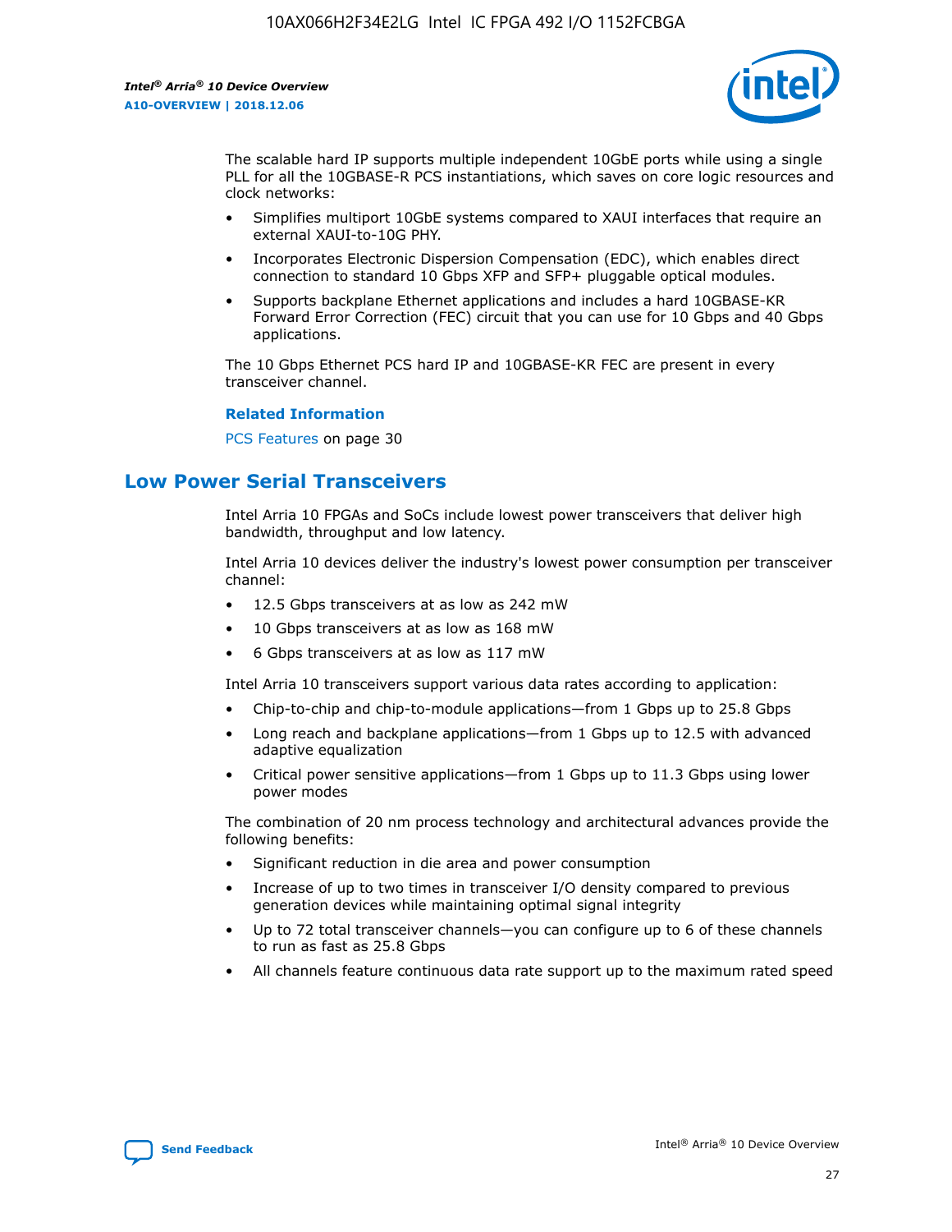The scalable hard IP supports multiple independent 10GbE ports while using a single PLL for all the 10GBASE-R PCS instantiations, which saves on core logic resources and clock networks:

- Simplifies multiport 10GbE systems compared to XAUI interfaces that require an external XAUI-to-10G PHY.
- Incorporates Electronic Dispersion Compensation (EDC), which enables direct connection to standard 10 Gbps XFP and SFP+ pluggable optical modules.
- Supports backplane Ethernet applications and includes a hard 10GBASE-KR Forward Error Correction (FEC) circuit that you can use for 10 Gbps and 40 Gbps applications.

The 10 Gbps Ethernet PCS hard IP and 10GBASE-KR FEC are present in every transceiver channel.

**Related Information**

PCS Features on page 30

## Low Power Serial Transceivers

Intel Arria 10 FPGAs and SoCs include lowest power transceivers that deliver high bandwidth, throughput and low latency.

Intel Arria 10 devices deliver the industry's lowest power consumption per transceiver channel:

- 12.5 Gbps transceivers at as low as 242 mW
- 10 Gbps transceivers at as low as 168 mW
- 6 Gbps transceivers at as low as 117 mW

Intel Arria 10 transceivers support various data rates according to application:

- Chip-to-chip and chip-to-module applications—from 1 Gbps up to 25.8 Gbps
- Long reach and backplane applications—from 1 Gbps up to 12.5 with advanced adaptive equalization
- Critical power sensitive applications—from 1 Gbps up to 11.3 Gbps using lower power modes

The combination of 20 nm process technology and architectural advances provide the following benefits:

- Significant reduction in die area and power consumption
- Increase of up to two times in transceiver I/O density compared to previous generation devices while maintaining optimal signal integrity
- Up to 72 total transceiver channels—you can configure up to 6 of these channels to run as fast as 25.8 Gbps
- All channels feature continuous data rate support up to the maximum rated speed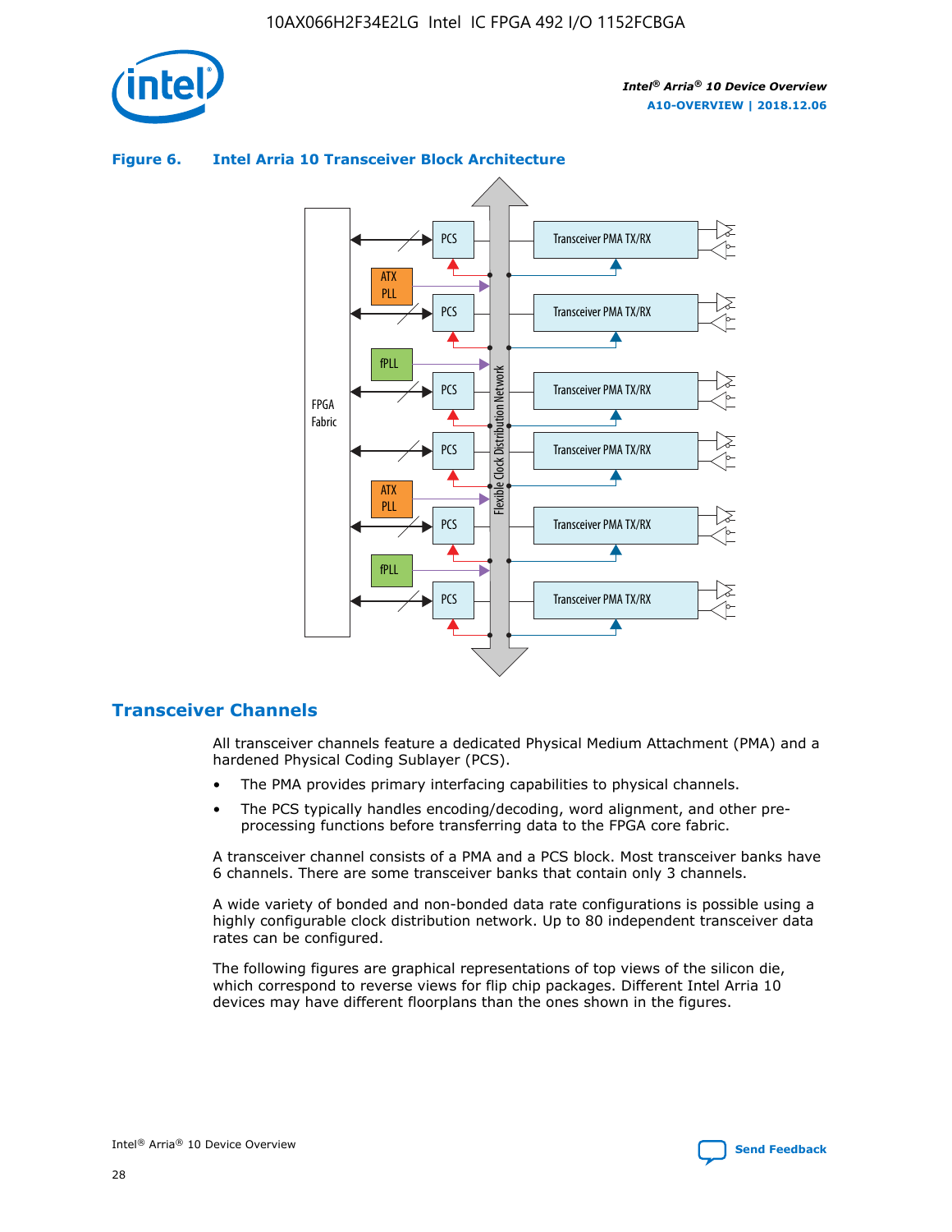**Figure 6. Intel Arria 10 Transceiver Block Architecture**

FPGA Fabric

ATX PLL

fPLL

PCS

Transceiver PMA TX/RX

Flexible Clock Distribution Network

## Transceiver Channels

All transceiver channels feature a dedicated Physical Medium Attachment (PMA) and a hardened Physical Coding Sublayer (PCS).

- The PMA provides primary interfacing capabilities to physical channels.
- The PCS typically handles encoding/decoding, word alignment, and other pre-processing functions before transferring data to the FPGA core fabric.

A transceiver channel consists of a PMA and a PCS block. Most transceiver banks have 6 channels. There are some transceiver banks that contain only 3 channels.

A wide variety of bonded and non-bonded data rate configurations is possible using a highly configurable clock distribution network. Up to 80 independent transceiver data rates can be configured.

The following figures are graphical representations of top views of the silicon die, which correspond to reverse views for flip chip packages. Different Intel Arria 10 devices may have different floorplans than the ones shown in the figures.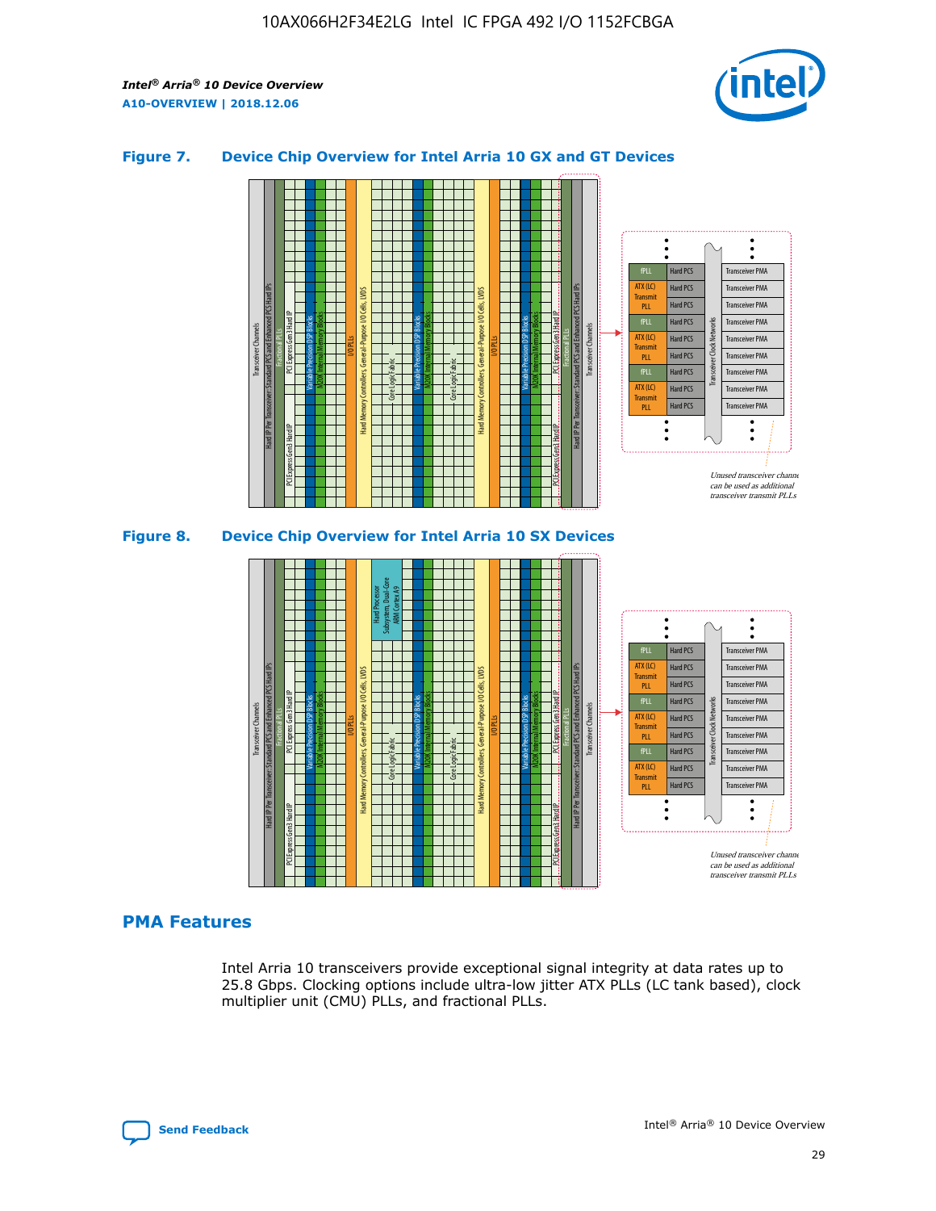**Figure 7. Device Chip Overview for Intel Arria 10 GX and GT Devices**

**Figure 8. Device Chip Overview for Intel Arria 10 SX Devices**

## PMA Features

Intel Arria 10 transceivers provide exceptional signal integrity at data rates up to 25.8 Gbps. Clocking options include ultra-low jitter ATX PLLs (LC tank based), clock multiplier unit (CMU) PLLs, and fractional PLLs.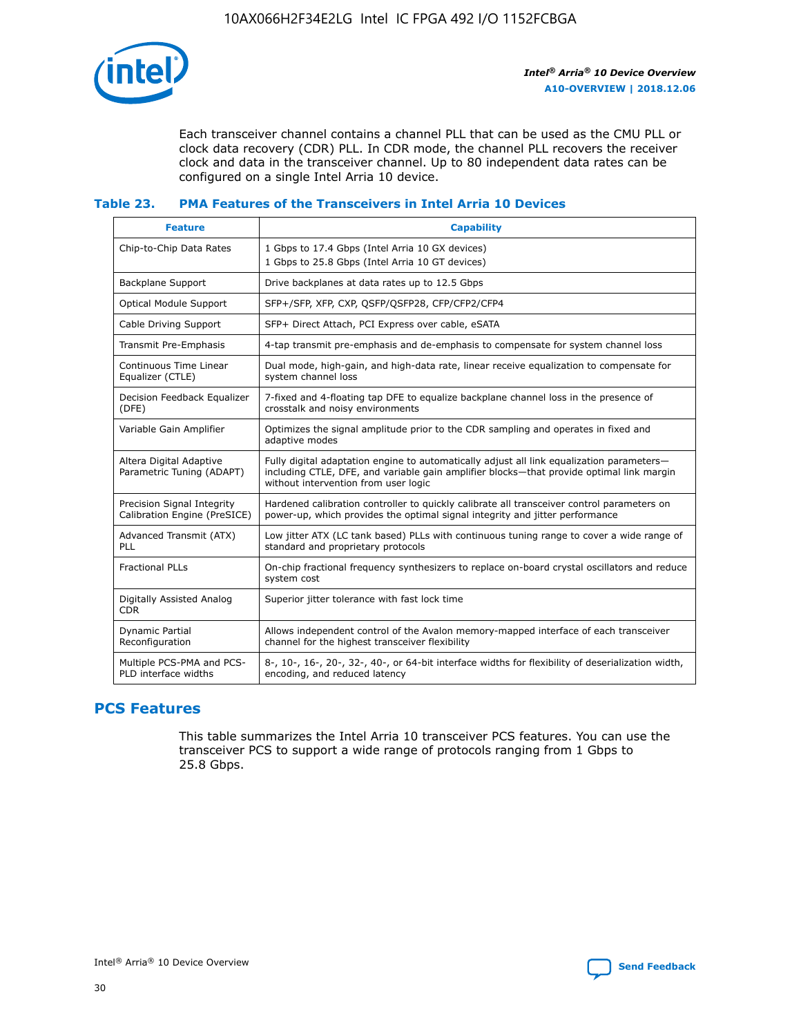Each transceiver channel contains a channel PLL that can be used as the CMU PLL or clock data recovery (CDR) PLL. In CDR mode, the channel PLL recovers the receiver clock and data in the transceiver channel. Up to 80 independent data rates can be configured on a single Intel Arria 10 device.

### Table 23. PMA Features of the Transceivers in Intel Arria 10 Devices

| Feature | Capability |
| --- | --- |
| Chip-to-Chip Data Rates | 1 Gbps to 17.4 Gbps (Intel Arria 10 GX devices)<br>1 Gbps to 25.8 Gbps (Intel Arria 10 GT devices) |
| Backplane Support | Drive backplanes at data rates up to 12.5 Gbps |
| Optical Module Support | SFP+/SFP, XFP, CXP, QSFP/QSFP28, CFP/CFP2/CFP4 |
| Cable Driving Support | SFP+ Direct Attach, PCI Express over cable, eSATA |
| Transmit Pre-Emphasis | 4-tap transmit pre-emphasis and de-emphasis to compensate for system channel loss |
| Continuous Time Linear Equalizer (CTLE) | Dual mode, high-gain, and high-data rate, linear receive equalization to compensate for system channel loss |
| Decision Feedback Equalizer (DFE) | 7-fixed and 4-floating tap DFE to equalize backplane channel loss in the presence of crosstalk and noisy environments |
| Variable Gain Amplifier | Optimizes the signal amplitude prior to the CDR sampling and operates in fixed and adaptive modes |
| Altera Digital Adaptive Parametric Tuning (ADAPT) | Fully digital adaptation engine to automatically adjust all link equalization parameters—including CTLE, DFE, and variable gain amplifier blocks—that provide optimal link margin without intervention from user logic |
| Precision Signal Integrity Calibration Engine (PreSICE) | Hardened calibration controller to quickly calibrate all transceiver control parameters on power-up, which provides the optimal signal integrity and jitter performance |
| Advanced Transmit (ATX) PLL | Low jitter ATX (LC tank based) PLLs with continuous tuning range to cover a wide range of standard and proprietary protocols |
| Fractional PLLs | On-chip fractional frequency synthesizers to replace on-board crystal oscillators and reduce system cost |
| Digitally Assisted Analog CDR | Superior jitter tolerance with fast lock time |
| Dynamic Partial Reconfiguration | Allows independent control of the Avalon memory-mapped interface of each transceiver channel for the highest transceiver flexibility |
| Multiple PCS-PMA and PCS-PLD interface widths | 8-, 10-, 16-, 20-, 32-, 40-, or 64-bit interface widths for flexibility of deserialization width, encoding, and reduced latency |

## PCS Features

This table summarizes the Intel Arria 10 transceiver PCS features. You can use the transceiver PCS to support a wide range of protocols ranging from 1 Gbps to 25.8 Gbps.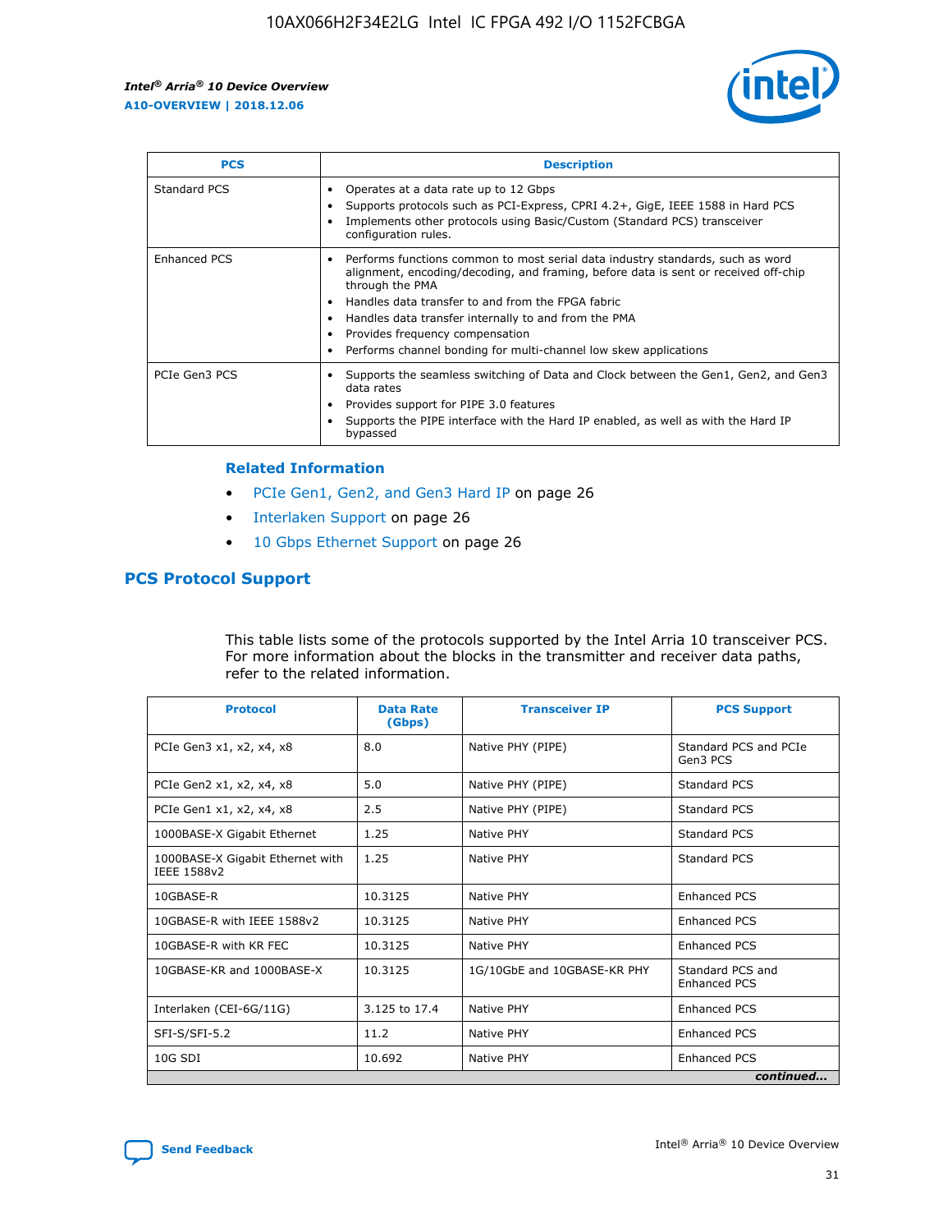| PCS | Description |
| --- | --- |
| Standard PCS | • Operates at a data rate up to 12 Gbps<br>• Supports protocols such as PCI-Express, CPRI 4.2+, GigE, IEEE 1588 in Hard PCS<br>• Implements other protocols using Basic/Custom (Standard PCS) transceiver configuration rules. |
| Enhanced PCS | • Performs functions common to most serial data industry standards, such as word alignment, encoding/decoding, and framing, before data is sent or received off-chip through the PMA<br>• Handles data transfer to and from the FPGA fabric<br>• Handles data transfer internally to and from the PMA<br>• Provides frequency compensation<br>• Performs channel bonding for multi-channel low skew applications |
| PCIe Gen3 PCS | • Supports the seamless switching of Data and Clock between the Gen1, Gen2, and Gen3 data rates<br>• Provides support for PIPE 3.0 features<br>• Supports the PIPE interface with the Hard IP enabled, as well as with the Hard IP bypassed |

### Related Information

- PCIe Gen1, Gen2, and Gen3 Hard IP on page 26
- Interlaken Support on page 26
- 10 Gbps Ethernet Support on page 26

## PCS Protocol Support

This table lists some of the protocols supported by the Intel Arria 10 transceiver PCS. For more information about the blocks in the transmitter and receiver data paths, refer to the related information.

| Protocol | Data Rate (Gbps) | Transceiver IP | PCS Support |
| --- | --- | --- | --- |
| PCIe Gen3 x1, x2, x4, x8 | 8.0 | Native PHY (PIPE) | Standard PCS and PCIe Gen3 PCS |
| PCIe Gen2 x1, x2, x4, x8 | 5.0 | Native PHY (PIPE) | Standard PCS |
| PCIe Gen1 x1, x2, x4, x8 | 2.5 | Native PHY (PIPE) | Standard PCS |
| 1000BASE-X Gigabit Ethernet | 1.25 | Native PHY | Standard PCS |
| 1000BASE-X Gigabit Ethernet with IEEE 1588v2 | 1.25 | Native PHY | Standard PCS |
| 10GBASE-R | 10.3125 | Native PHY | Enhanced PCS |
| 10GBASE-R with IEEE 1588v2 | 10.3125 | Native PHY | Enhanced PCS |
| 10GBASE-R with KR FEC | 10.3125 | Native PHY | Enhanced PCS |
| 10GBASE-KR and 1000BASE-X | 10.3125 | 1G/10GbE and 10GBASE-KR PHY | Standard PCS and Enhanced PCS |
| Interlaken (CEI-6G/11G) | 3.125 to 17.4 | Native PHY | Enhanced PCS |
| SFI-S/SFI-5.2 | 11.2 | Native PHY | Enhanced PCS |
| 10G SDI | 10.692 | Native PHY | Enhanced PCS |

*continued...*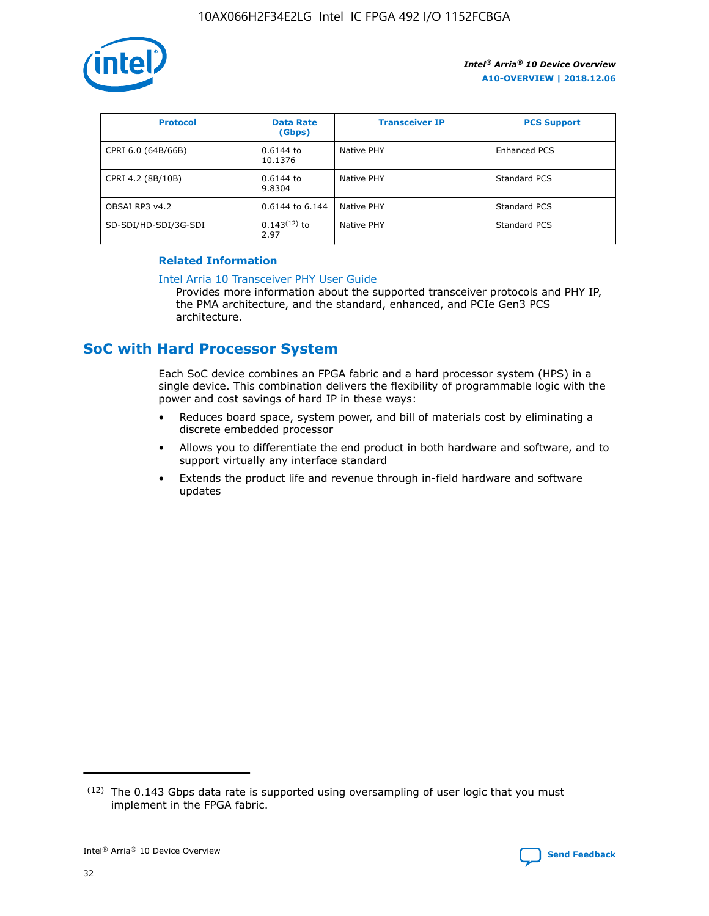| Protocol | Data Rate (Gbps) | Transceiver IP | PCS Support |
|---|---|---|---|
| CPRI 6.0 (64B/66B) | 0.6144 to 10.1376 | Native PHY | Enhanced PCS |
| CPRI 4.2 (8B/10B) | 0.6144 to 9.8304 | Native PHY | Standard PCS |
| OBSAI RP3 v4.2 | 0.6144 to 6.144 | Native PHY | Standard PCS |
| SD-SDI/HD-SDI/3G-SDI | 0.143[12] to 2.97 | Native PHY | Standard PCS |

**Related Information**

Intel Arria 10 Transceiver PHY User Guide

Provides more information about the supported transceiver protocols and PHY IP, the PMA architecture, and the standard, enhanced, and PCIe Gen3 PCS architecture.

## SoC with Hard Processor System

Each SoC device combines an FPGA fabric and a hard processor system (HPS) in a single device. This combination delivers the flexibility of programmable logic with the power and cost savings of hard IP in these ways:

- Reduces board space, system power, and bill of materials cost by eliminating a discrete embedded processor
- Allows you to differentiate the end product in both hardware and software, and to support virtually any interface standard
- Extends the product life and revenue through in-field hardware and software updates

[12] The 0.143 Gbps data rate is supported using oversampling of user logic that you must implement in the FPGA fabric.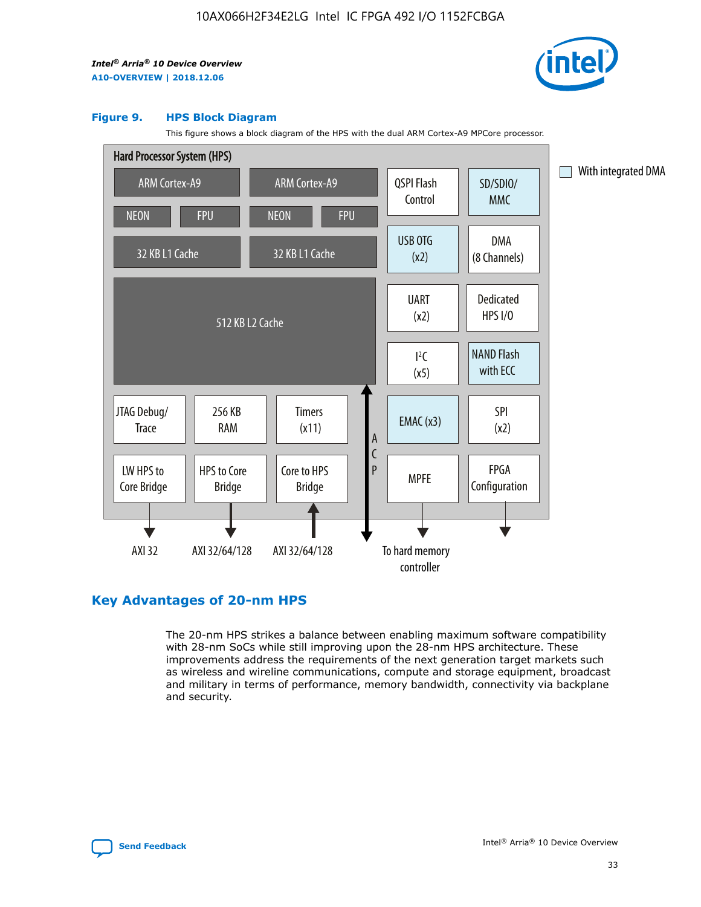**Figure 9. HPS Block Diagram**

This figure shows a block diagram of the HPS with the dual ARM Cortex-A9 MPCore processor.

Hard Processor System (HPS)

- ARM Cortex-A9 (NEON, FPU, 32 KB L1 Cache)
- ARM Cortex-A9 (NEON, FPU, 32 KB L1 Cache)
- 512 KB L2 Cache
- JTAG Debug/ Trace
- 256 KB RAM
- Timers (x11)
- LW HPS to Core Bridge → AXI 32
- HPS to Core Bridge → AXI 32/64/128
- Core to HPS Bridge ← AXI 32/64/128
- ACP
- QSPI Flash Control
- SD/SDIO/ MMC
- USB OTG (x2)
- DMA (8 Channels)
- UART (x2)
- Dedicated HPS I/O
- I²C (x5)
- NAND Flash with ECC
- EMAC (x3)
- SPI (x2)
- MPFE → To hard memory controller
- FPGA Configuration

With integrated DMA

## Key Advantages of 20-nm HPS

The 20-nm HPS strikes a balance between enabling maximum software compatibility with 28-nm SoCs while still improving upon the 28-nm HPS architecture. These improvements address the requirements of the next generation target markets such as wireless and wireline communications, compute and storage equipment, broadcast and military in terms of performance, memory bandwidth, connectivity via backplane and security.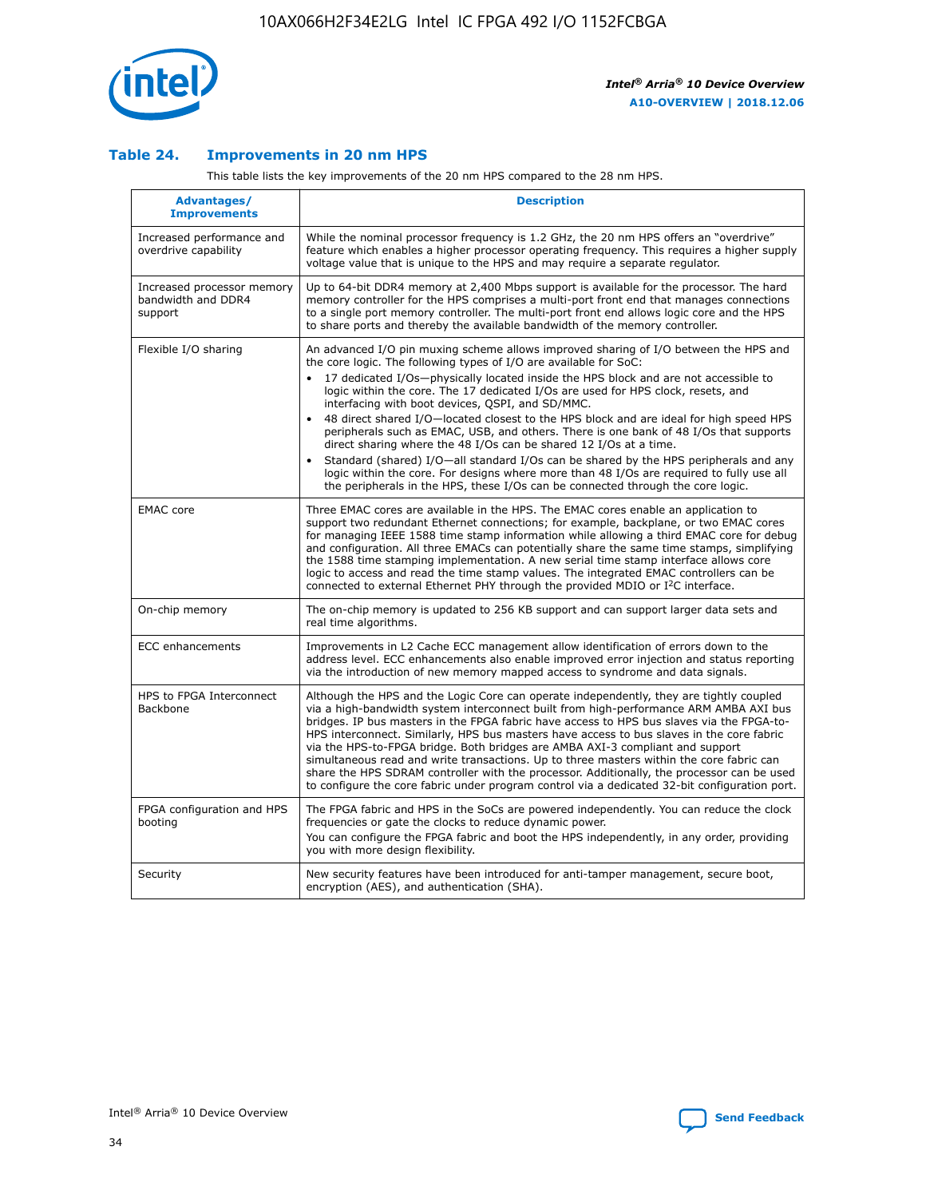### Table 24. Improvements in 20 nm HPS

This table lists the key improvements of the 20 nm HPS compared to the 28 nm HPS.

| Advantages/ Improvements | Description |
|---|---|
| Increased performance and overdrive capability | While the nominal processor frequency is 1.2 GHz, the 20 nm HPS offers an "overdrive" feature which enables a higher processor operating frequency. This requires a higher supply voltage value that is unique to the HPS and may require a separate regulator. |
| Increased processor memory bandwidth and DDR4 support | Up to 64-bit DDR4 memory at 2,400 Mbps support is available for the processor. The hard memory controller for the HPS comprises a multi-port front end that manages connections to a single port memory controller. The multi-port front end allows logic core and the HPS to share ports and thereby the available bandwidth of the memory controller. |
| Flexible I/O sharing | An advanced I/O pin muxing scheme allows improved sharing of I/O between the HPS and the core logic. The following types of I/O are available for SoC:<br>• 17 dedicated I/Os—physically located inside the HPS block and are not accessible to logic within the core. The 17 dedicated I/Os are used for HPS clock, resets, and interfacing with boot devices, QSPI, and SD/MMC.<br>• 48 direct shared I/O—located closest to the HPS block and are ideal for high speed HPS peripherals such as EMAC, USB, and others. There is one bank of 48 I/Os that supports direct sharing where the 48 I/Os can be shared 12 I/Os at a time.<br>• Standard (shared) I/O—all standard I/Os can be shared by the HPS peripherals and any logic within the core. For designs where more than 48 I/Os are required to fully use all the peripherals in the HPS, these I/Os can be connected through the core logic. |
| EMAC core | Three EMAC cores are available in the HPS. The EMAC cores enable an application to support two redundant Ethernet connections; for example, backplane, or two EMAC cores for managing IEEE 1588 time stamp information while allowing a third EMAC core for debug and configuration. All three EMACs can potentially share the same time stamps, simplifying the 1588 time stamping implementation. A new serial time stamp interface allows core logic to access and read the time stamp values. The integrated EMAC controllers can be connected to external Ethernet PHY through the provided MDIO or I²C interface. |
| On-chip memory | The on-chip memory is updated to 256 KB support and can support larger data sets and real time algorithms. |
| ECC enhancements | Improvements in L2 Cache ECC management allow identification of errors down to the address level. ECC enhancements also enable improved error injection and status reporting via the introduction of new memory mapped access to syndrome and data signals. |
| HPS to FPGA Interconnect Backbone | Although the HPS and the Logic Core can operate independently, they are tightly coupled via a high-bandwidth system interconnect built from high-performance ARM AMBA AXI bus bridges. IP bus masters in the FPGA fabric have access to HPS bus slaves via the FPGA-to-HPS interconnect. Similarly, HPS bus masters have access to bus slaves in the core fabric via the HPS-to-FPGA bridge. Both bridges are AMBA AXI-3 compliant and support simultaneous read and write transactions. Up to three masters within the core fabric can share the HPS SDRAM controller with the processor. Additionally, the processor can be used to configure the core fabric under program control via a dedicated 32-bit configuration port. |
| FPGA configuration and HPS booting | The FPGA fabric and HPS in the SoCs are powered independently. You can reduce the clock frequencies or gate the clocks to reduce dynamic power.<br>You can configure the FPGA fabric and boot the HPS independently, in any order, providing you with more design flexibility. |
| Security | New security features have been introduced for anti-tamper management, secure boot, encryption (AES), and authentication (SHA). |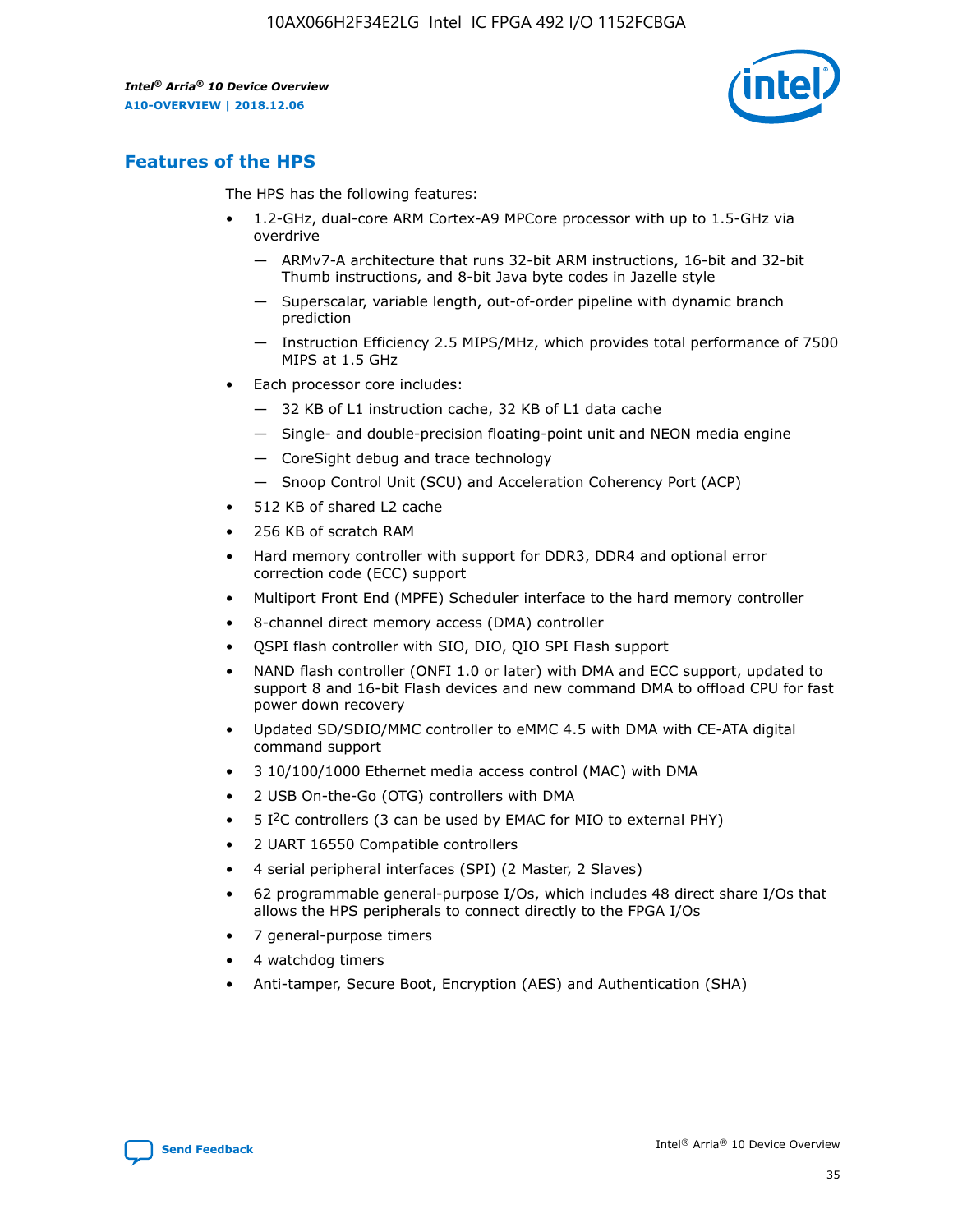## Features of the HPS

The HPS has the following features:

- 1.2-GHz, dual-core ARM Cortex-A9 MPCore processor with up to 1.5-GHz via overdrive
  - — ARMv7-A architecture that runs 32-bit ARM instructions, 16-bit and 32-bit Thumb instructions, and 8-bit Java byte codes in Jazelle style
  - — Superscalar, variable length, out-of-order pipeline with dynamic branch prediction
  - — Instruction Efficiency 2.5 MIPS/MHz, which provides total performance of 7500 MIPS at 1.5 GHz
- Each processor core includes:
  - — 32 KB of L1 instruction cache, 32 KB of L1 data cache
  - — Single- and double-precision floating-point unit and NEON media engine
  - — CoreSight debug and trace technology
  - — Snoop Control Unit (SCU) and Acceleration Coherency Port (ACP)
- 512 KB of shared L2 cache
- 256 KB of scratch RAM
- Hard memory controller with support for DDR3, DDR4 and optional error correction code (ECC) support
- Multiport Front End (MPFE) Scheduler interface to the hard memory controller
- 8-channel direct memory access (DMA) controller
- QSPI flash controller with SIO, DIO, QIO SPI Flash support
- NAND flash controller (ONFI 1.0 or later) with DMA and ECC support, updated to support 8 and 16-bit Flash devices and new command DMA to offload CPU for fast power down recovery
- Updated SD/SDIO/MMC controller to eMMC 4.5 with DMA with CE-ATA digital command support
- 3 10/100/1000 Ethernet media access control (MAC) with DMA
- 2 USB On-the-Go (OTG) controllers with DMA
- 5 I2C controllers (3 can be used by EMAC for MIO to external PHY)
- 2 UART 16550 Compatible controllers
- 4 serial peripheral interfaces (SPI) (2 Master, 2 Slaves)
- 62 programmable general-purpose I/Os, which includes 48 direct share I/Os that allows the HPS peripherals to connect directly to the FPGA I/Os
- 7 general-purpose timers
- 4 watchdog timers
- Anti-tamper, Secure Boot, Encryption (AES) and Authentication (SHA)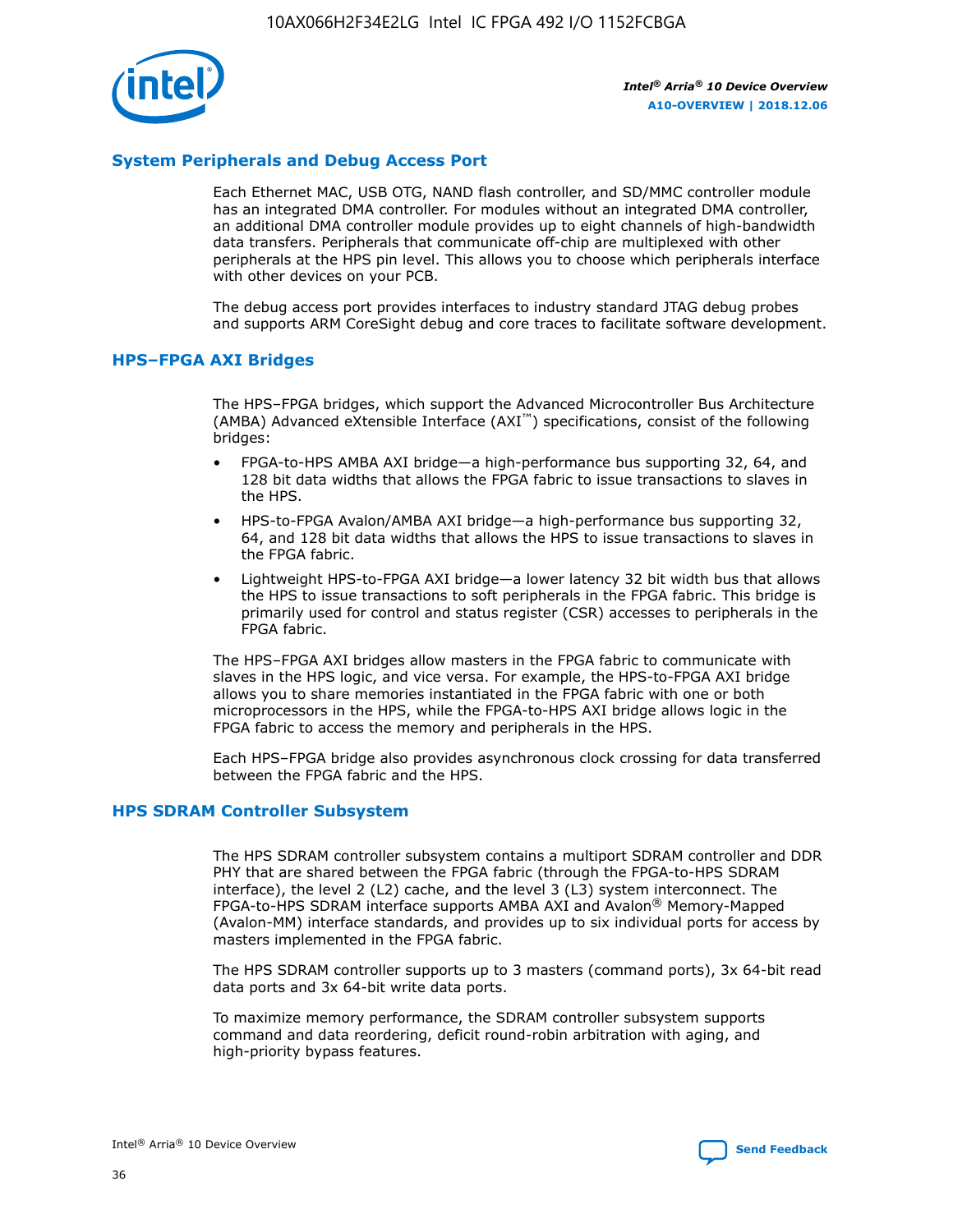## System Peripherals and Debug Access Port

Each Ethernet MAC, USB OTG, NAND flash controller, and SD/MMC controller module has an integrated DMA controller. For modules without an integrated DMA controller, an additional DMA controller module provides up to eight channels of high-bandwidth data transfers. Peripherals that communicate off-chip are multiplexed with other peripherals at the HPS pin level. This allows you to choose which peripherals interface with other devices on your PCB.

The debug access port provides interfaces to industry standard JTAG debug probes and supports ARM CoreSight debug and core traces to facilitate software development.

## HPS–FPGA AXI Bridges

The HPS–FPGA bridges, which support the Advanced Microcontroller Bus Architecture (AMBA) Advanced eXtensible Interface (AXI™) specifications, consist of the following bridges:

- FPGA-to-HPS AMBA AXI bridge—a high-performance bus supporting 32, 64, and 128 bit data widths that allows the FPGA fabric to issue transactions to slaves in the HPS.
- HPS-to-FPGA Avalon/AMBA AXI bridge—a high-performance bus supporting 32, 64, and 128 bit data widths that allows the HPS to issue transactions to slaves in the FPGA fabric.
- Lightweight HPS-to-FPGA AXI bridge—a lower latency 32 bit width bus that allows the HPS to issue transactions to soft peripherals in the FPGA fabric. This bridge is primarily used for control and status register (CSR) accesses to peripherals in the FPGA fabric.

The HPS–FPGA AXI bridges allow masters in the FPGA fabric to communicate with slaves in the HPS logic, and vice versa. For example, the HPS-to-FPGA AXI bridge allows you to share memories instantiated in the FPGA fabric with one or both microprocessors in the HPS, while the FPGA-to-HPS AXI bridge allows logic in the FPGA fabric to access the memory and peripherals in the HPS.

Each HPS–FPGA bridge also provides asynchronous clock crossing for data transferred between the FPGA fabric and the HPS.

## HPS SDRAM Controller Subsystem

The HPS SDRAM controller subsystem contains a multiport SDRAM controller and DDR PHY that are shared between the FPGA fabric (through the FPGA-to-HPS SDRAM interface), the level 2 (L2) cache, and the level 3 (L3) system interconnect. The FPGA-to-HPS SDRAM interface supports AMBA AXI and Avalon® Memory-Mapped (Avalon-MM) interface standards, and provides up to six individual ports for access by masters implemented in the FPGA fabric.

The HPS SDRAM controller supports up to 3 masters (command ports), 3x 64-bit read data ports and 3x 64-bit write data ports.

To maximize memory performance, the SDRAM controller subsystem supports command and data reordering, deficit round-robin arbitration with aging, and high-priority bypass features.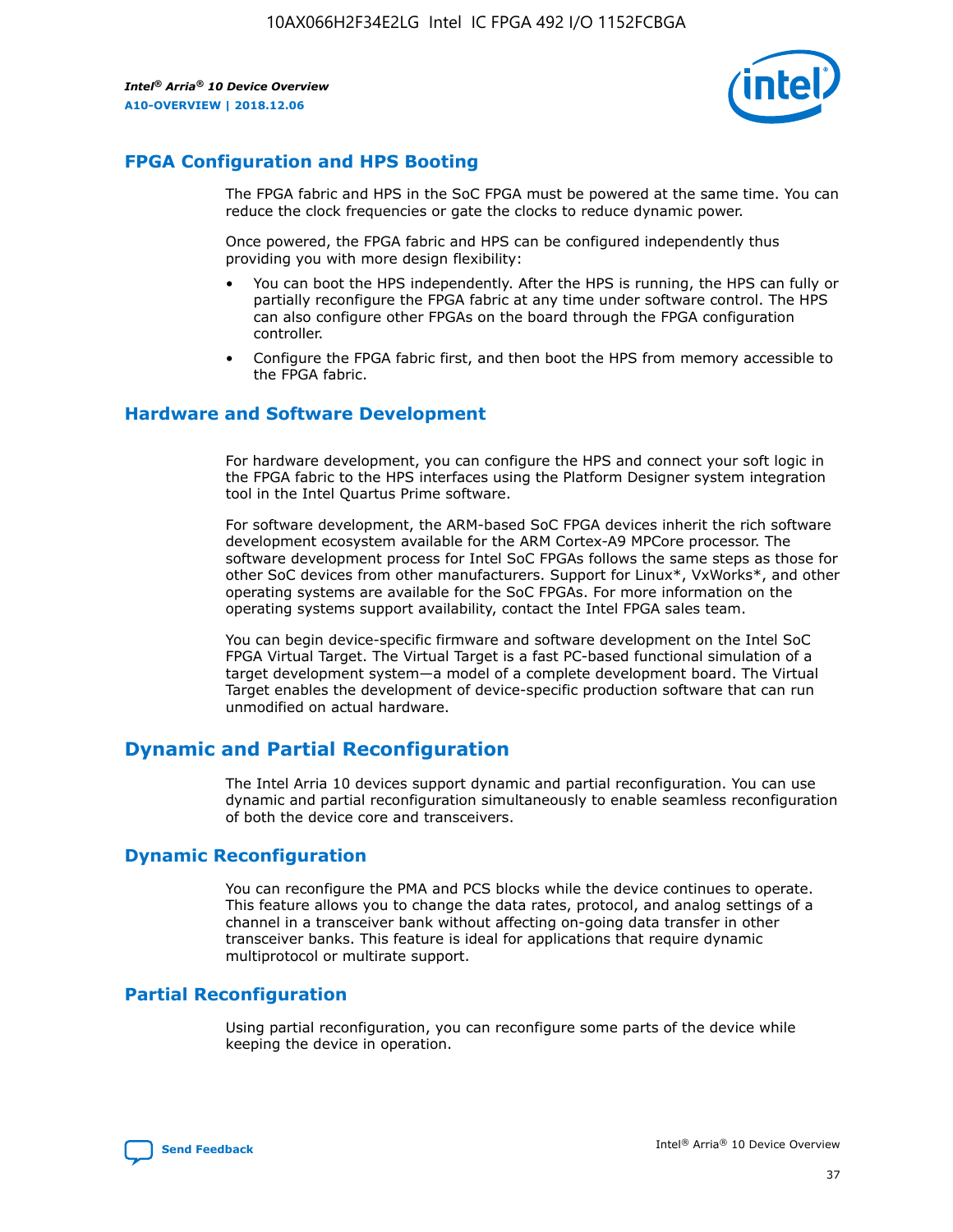## FPGA Configuration and HPS Booting

The FPGA fabric and HPS in the SoC FPGA must be powered at the same time. You can reduce the clock frequencies or gate the clocks to reduce dynamic power.

Once powered, the FPGA fabric and HPS can be configured independently thus providing you with more design flexibility:

- You can boot the HPS independently. After the HPS is running, the HPS can fully or partially reconfigure the FPGA fabric at any time under software control. The HPS can also configure other FPGAs on the board through the FPGA configuration controller.
- Configure the FPGA fabric first, and then boot the HPS from memory accessible to the FPGA fabric.

## Hardware and Software Development

For hardware development, you can configure the HPS and connect your soft logic in the FPGA fabric to the HPS interfaces using the Platform Designer system integration tool in the Intel Quartus Prime software.

For software development, the ARM-based SoC FPGA devices inherit the rich software development ecosystem available for the ARM Cortex-A9 MPCore processor. The software development process for Intel SoC FPGAs follows the same steps as those for other SoC devices from other manufacturers. Support for Linux*, VxWorks*, and other operating systems are available for the SoC FPGAs. For more information on the operating systems support availability, contact the Intel FPGA sales team.

You can begin device-specific firmware and software development on the Intel SoC FPGA Virtual Target. The Virtual Target is a fast PC-based functional simulation of a target development system—a model of a complete development board. The Virtual Target enables the development of device-specific production software that can run unmodified on actual hardware.

# Dynamic and Partial Reconfiguration

The Intel Arria 10 devices support dynamic and partial reconfiguration. You can use dynamic and partial reconfiguration simultaneously to enable seamless reconfiguration of both the device core and transceivers.

## Dynamic Reconfiguration

You can reconfigure the PMA and PCS blocks while the device continues to operate. This feature allows you to change the data rates, protocol, and analog settings of a channel in a transceiver bank without affecting on-going data transfer in other transceiver banks. This feature is ideal for applications that require dynamic multiprotocol or multirate support.

## Partial Reconfiguration

Using partial reconfiguration, you can reconfigure some parts of the device while keeping the device in operation.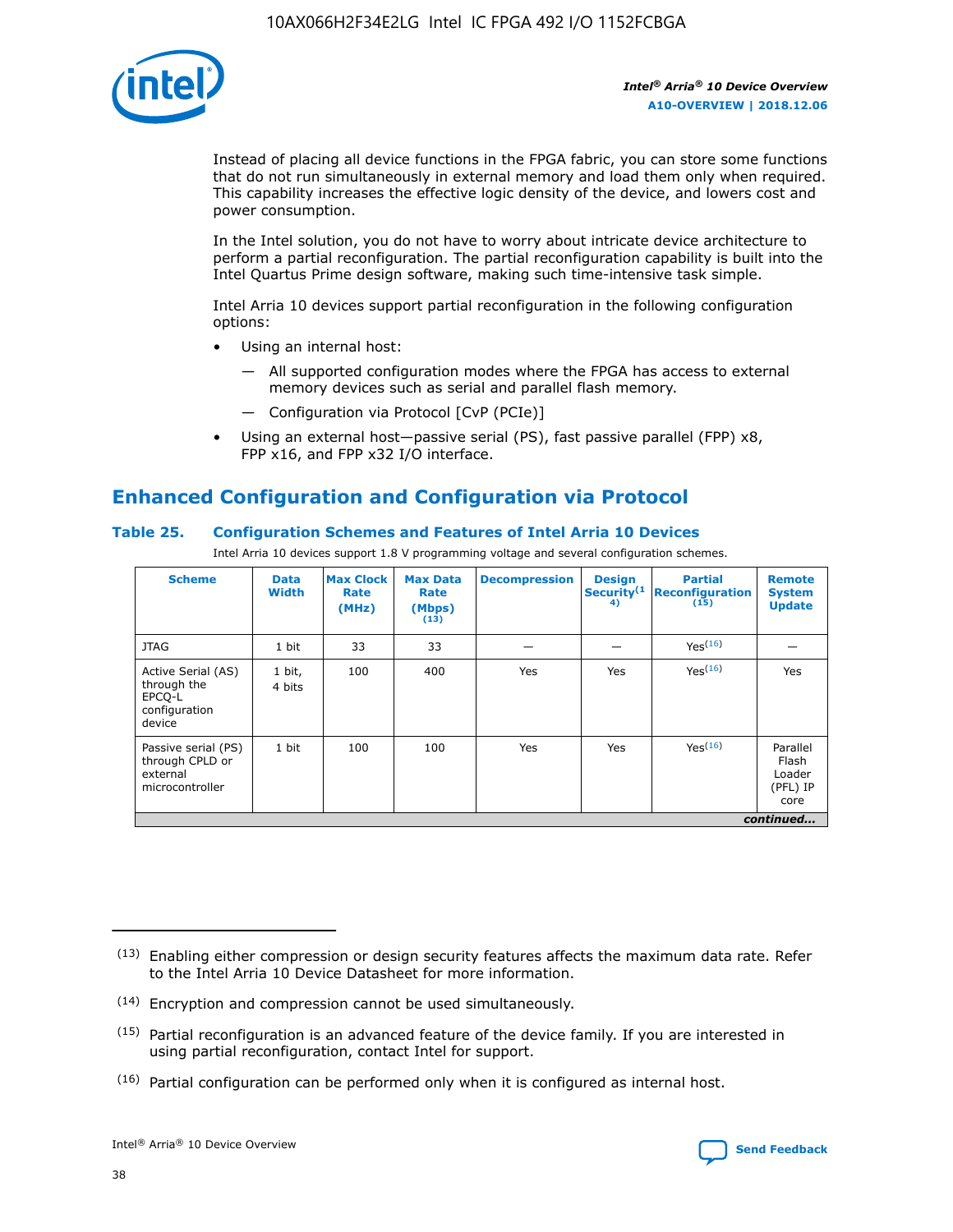Instead of placing all device functions in the FPGA fabric, you can store some functions that do not run simultaneously in external memory and load them only when required. This capability increases the effective logic density of the device, and lowers cost and power consumption.

In the Intel solution, you do not have to worry about intricate device architecture to perform a partial reconfiguration. The partial reconfiguration capability is built into the Intel Quartus Prime design software, making such time-intensive task simple.

Intel Arria 10 devices support partial reconfiguration in the following configuration options:

- Using an internal host:
  - All supported configuration modes where the FPGA has access to external memory devices such as serial and parallel flash memory.
  - Configuration via Protocol [CvP (PCIe)]
- Using an external host—passive serial (PS), fast passive parallel (FPP) x8, FPP x16, and FPP x32 I/O interface.

## Enhanced Configuration and Configuration via Protocol

### Table 25. Configuration Schemes and Features of Intel Arria 10 Devices

Intel Arria 10 devices support 1.8 V programming voltage and several configuration schemes.

| Scheme | Data Width | Max Clock Rate (MHz) | Max Data Rate (Mbps) (13) | Decompression | Design Security(14) | Partial Reconfiguration (15) | Remote System Update |
|---|---|---|---|---|---|---|---|
| JTAG | 1 bit | 33 | 33 | — | — | Yes(16) | — |
| Active Serial (AS) through the EPCQ-L configuration device | 1 bit, 4 bits | 100 | 400 | Yes | Yes | Yes(16) | Yes |
| Passive serial (PS) through CPLD or external microcontroller | 1 bit | 100 | 100 | Yes | Yes | Yes(16) | Parallel Flash Loader (PFL) IP core |

*continued...*

(13) Enabling either compression or design security features affects the maximum data rate. Refer to the Intel Arria 10 Device Datasheet for more information.

(14) Encryption and compression cannot be used simultaneously.

(15) Partial reconfiguration is an advanced feature of the device family. If you are interested in using partial reconfiguration, contact Intel for support.

(16) Partial configuration can be performed only when it is configured as internal host.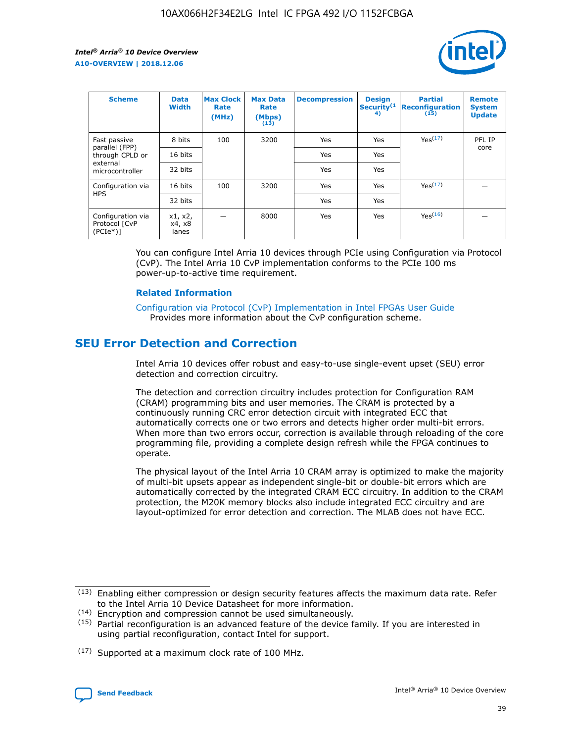| Scheme | Data Width | Max Clock Rate (MHz) | Max Data Rate (Mbps) (13) | Decompression | Design Security(14) | Partial Reconfiguration (15) | Remote System Update |
| --- | --- | --- | --- | --- | --- | --- | --- |
| Fast passive parallel (FPP) through CPLD or external microcontroller | 8 bits | 100 | 3200 | Yes | Yes | Yes(17) | PFL IP core |
| | 16 bits | | | Yes | Yes | | |
| | 32 bits | | | Yes | Yes | | |
| Configuration via HPS | 16 bits | 100 | 3200 | Yes | Yes | Yes(17) | — |
| | 32 bits | | | Yes | Yes | | |
| Configuration via Protocol [CvP (PCIe*)] | x1, x2, x4, x8 lanes | — | 8000 | Yes | Yes | Yes(16) | — |

You can configure Intel Arria 10 devices through PCIe using Configuration via Protocol (CvP). The Intel Arria 10 CvP implementation conforms to the PCIe 100 ms power-up-to-active time requirement.

### Related Information

Configuration via Protocol (CvP) Implementation in Intel FPGAs User Guide
Provides more information about the CvP configuration scheme.

## SEU Error Detection and Correction

Intel Arria 10 devices offer robust and easy-to-use single-event upset (SEU) error detection and correction circuitry.

The detection and correction circuitry includes protection for Configuration RAM (CRAM) programming bits and user memories. The CRAM is protected by a continuously running CRC error detection circuit with integrated ECC that automatically corrects one or two errors and detects higher order multi-bit errors. When more than two errors occur, correction is available through reloading of the core programming file, providing a complete design refresh while the FPGA continues to operate.

The physical layout of the Intel Arria 10 CRAM array is optimized to make the majority of multi-bit upsets appear as independent single-bit or double-bit errors which are automatically corrected by the integrated CRAM ECC circuitry. In addition to the CRAM protection, the M20K memory blocks also include integrated ECC circuitry and are layout-optimized for error detection and correction. The MLAB does not have ECC.

(13) Enabling either compression or design security features affects the maximum data rate. Refer to the Intel Arria 10 Device Datasheet for more information.

(14) Encryption and compression cannot be used simultaneously.

(15) Partial reconfiguration is an advanced feature of the device family. If you are interested in using partial reconfiguration, contact Intel for support.

(17) Supported at a maximum clock rate of 100 MHz.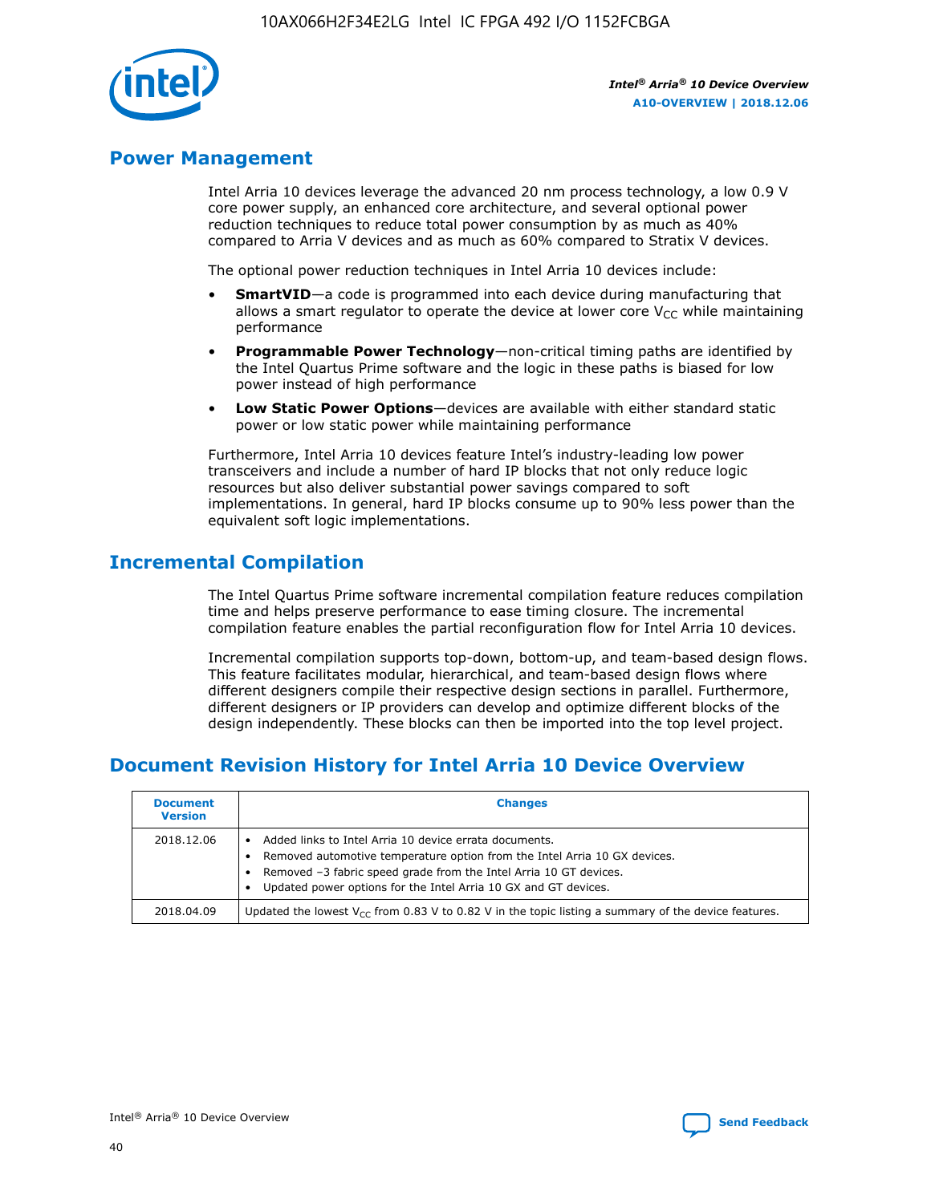## Power Management

Intel Arria 10 devices leverage the advanced 20 nm process technology, a low 0.9 V core power supply, an enhanced core architecture, and several optional power reduction techniques to reduce total power consumption by as much as 40% compared to Arria V devices and as much as 60% compared to Stratix V devices.

The optional power reduction techniques in Intel Arria 10 devices include:

- **SmartVID**—a code is programmed into each device during manufacturing that allows a smart regulator to operate the device at lower core $V_{CC}$ while maintaining performance
- **Programmable Power Technology**—non-critical timing paths are identified by the Intel Quartus Prime software and the logic in these paths is biased for low power instead of high performance
- **Low Static Power Options**—devices are available with either standard static power or low static power while maintaining performance

Furthermore, Intel Arria 10 devices feature Intel's industry-leading low power transceivers and include a number of hard IP blocks that not only reduce logic resources but also deliver substantial power savings compared to soft implementations. In general, hard IP blocks consume up to 90% less power than the equivalent soft logic implementations.

## Incremental Compilation

The Intel Quartus Prime software incremental compilation feature reduces compilation time and helps preserve performance to ease timing closure. The incremental compilation feature enables the partial reconfiguration flow for Intel Arria 10 devices.

Incremental compilation supports top-down, bottom-up, and team-based design flows. This feature facilitates modular, hierarchical, and team-based design flows where different designers compile their respective design sections in parallel. Furthermore, different designers or IP providers can develop and optimize different blocks of the design independently. These blocks can then be imported into the top level project.

## Document Revision History for Intel Arria 10 Device Overview

| Document Version | Changes |
| --- | --- |
| 2018.12.06 | • Added links to Intel Arria 10 device errata documents.<br>• Removed automotive temperature option from the Intel Arria 10 GX devices.<br>• Removed –3 fabric speed grade from the Intel Arria 10 GT devices.<br>• Updated power options for the Intel Arria 10 GX and GT devices. |
| 2018.04.09 | Updated the lowest $V_{CC}$ from 0.83 V to 0.82 V in the topic listing a summary of the device features. |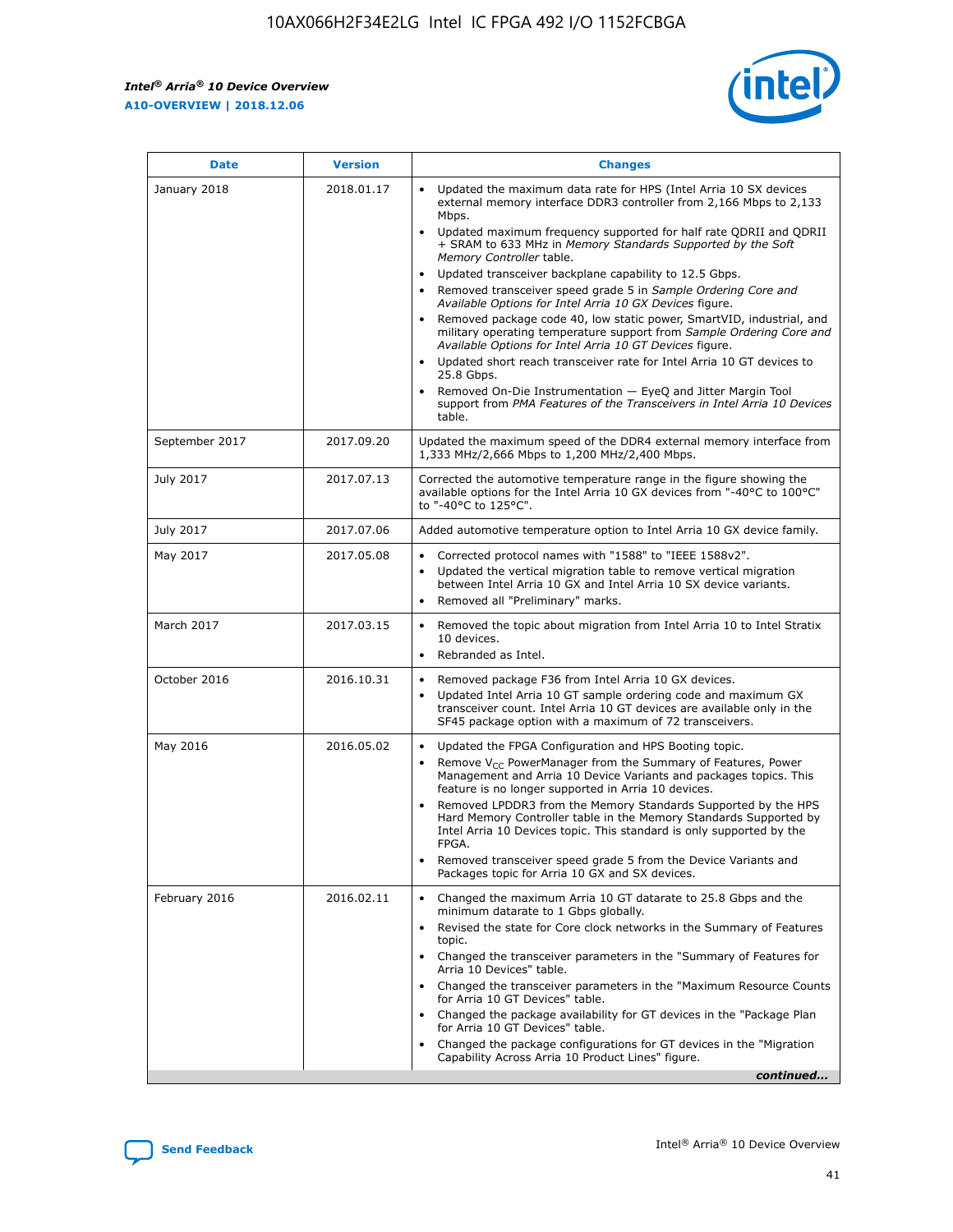| Date | Version | Changes |
| --- | --- | --- |
| January 2018 | 2018.01.17 | • Updated the maximum data rate for HPS (Intel Arria 10 SX devices external memory interface DDR3 controller from 2,166 Mbps to 2,133 Mbps.<br>• Updated maximum frequency supported for half rate QDRII and QDRII + SRAM to 633 MHz in *Memory Standards Supported by the Soft Memory Controller* table.<br>• Updated transceiver backplane capability to 12.5 Gbps.<br>• Removed transceiver speed grade 5 in *Sample Ordering Core and Available Options for Intel Arria 10 GX Devices* figure.<br>• Removed package code 40, low static power, SmartVID, industrial, and military operating temperature support from *Sample Ordering Core and Available Options for Intel Arria 10 GT Devices* figure.<br>• Updated short reach transceiver rate for Intel Arria 10 GT devices to 25.8 Gbps.<br>• Removed On-Die Instrumentation — EyeQ and Jitter Margin Tool support from *PMA Features of the Transceivers in Intel Arria 10 Devices* table. |
| September 2017 | 2017.09.20 | Updated the maximum speed of the DDR4 external memory interface from 1,333 MHz/2,666 Mbps to 1,200 MHz/2,400 Mbps. |
| July 2017 | 2017.07.13 | Corrected the automotive temperature range in the figure showing the available options for the Intel Arria 10 GX devices from "-40°C to 100°C" to "-40°C to 125°C". |
| July 2017 | 2017.07.06 | Added automotive temperature option to Intel Arria 10 GX device family. |
| May 2017 | 2017.05.08 | • Corrected protocol names with "1588" to "IEEE 1588v2".<br>• Updated the vertical migration table to remove vertical migration between Intel Arria 10 GX and Intel Arria 10 SX device variants.<br>• Removed all "Preliminary" marks. |
| March 2017 | 2017.03.15 | • Removed the topic about migration from Intel Arria 10 to Intel Stratix 10 devices.<br>• Rebranded as Intel. |
| October 2016 | 2016.10.31 | • Removed package F36 from Intel Arria 10 GX devices.<br>• Updated Intel Arria 10 GT sample ordering code and maximum GX transceiver count. Intel Arria 10 GT devices are available only in the SF45 package option with a maximum of 72 transceivers. |
| May 2016 | 2016.05.02 | • Updated the FPGA Configuration and HPS Booting topic.<br>• Remove $V_{CC}$ PowerManager from the Summary of Features, Power Management and Arria 10 Device Variants and packages topics. This feature is no longer supported in Arria 10 devices.<br>• Removed LPDDR3 from the Memory Standards Supported by the HPS Hard Memory Controller table in the Memory Standards Supported by Intel Arria 10 Devices topic. This standard is only supported by the FPGA.<br>• Removed transceiver speed grade 5 from the Device Variants and Packages topic for Arria 10 GX and SX devices. |
| February 2016 | 2016.02.11 | • Changed the maximum Arria 10 GT datarate to 25.8 Gbps and the minimum datarate to 1 Gbps globally.<br>• Revised the state for Core clock networks in the Summary of Features topic.<br>• Changed the transceiver parameters in the "Summary of Features for Arria 10 Devices" table.<br>• Changed the transceiver parameters in the "Maximum Resource Counts for Arria 10 GT Devices" table.<br>• Changed the package availability for GT devices in the "Package Plan for Arria 10 GT Devices" table.<br>• Changed the package configurations for GT devices in the "Migration Capability Across Arria 10 Product Lines" figure. |

*continued...*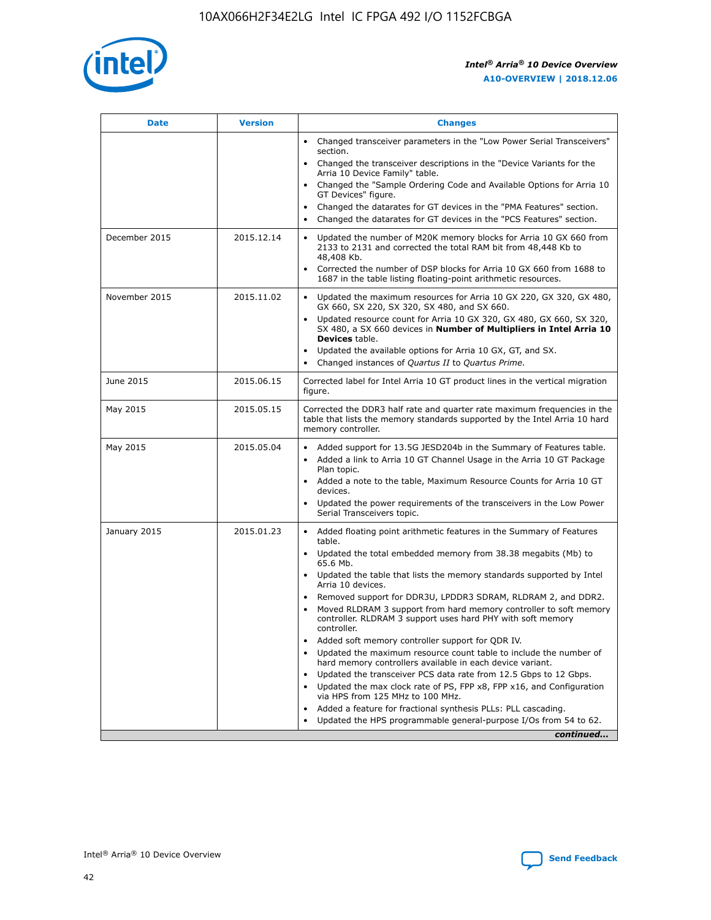| Date | Version | Changes |
| --- | --- | --- |
|  |  | • Changed transceiver parameters in the "Low Power Serial Transceivers" section.<br>• Changed the transceiver descriptions in the "Device Variants for the Arria 10 Device Family" table.<br>• Changed the "Sample Ordering Code and Available Options for Arria 10 GT Devices" figure.<br>• Changed the datarates for GT devices in the "PMA Features" section.<br>• Changed the datarates for GT devices in the "PCS Features" section. |
| December 2015 | 2015.12.14 | • Updated the number of M20K memory blocks for Arria 10 GX 660 from 2133 to 2131 and corrected the total RAM bit from 48,448 Kb to 48,408 Kb.<br>• Corrected the number of DSP blocks for Arria 10 GX 660 from 1688 to 1687 in the table listing floating-point arithmetic resources. |
| November 2015 | 2015.11.02 | • Updated the maximum resources for Arria 10 GX 220, GX 320, GX 480, GX 660, SX 220, SX 320, SX 480, and SX 660.<br>• Updated resource count for Arria 10 GX 320, GX 480, GX 660, SX 320, SX 480, a SX 660 devices in **Number of Multipliers in Intel Arria 10 Devices** table.<br>• Updated the available options for Arria 10 GX, GT, and SX.<br>• Changed instances of *Quartus II* to *Quartus Prime*. |
| June 2015 | 2015.06.15 | Corrected label for Intel Arria 10 GT product lines in the vertical migration figure. |
| May 2015 | 2015.05.15 | Corrected the DDR3 half rate and quarter rate maximum frequencies in the table that lists the memory standards supported by the Intel Arria 10 hard memory controller. |
| May 2015 | 2015.05.04 | • Added support for 13.5G JESD204b in the Summary of Features table.<br>• Added a link to Arria 10 GT Channel Usage in the Arria 10 GT Package Plan topic.<br>• Added a note to the table, Maximum Resource Counts for Arria 10 GT devices.<br>• Updated the power requirements of the transceivers in the Low Power Serial Transceivers topic. |
| January 2015 | 2015.01.23 | • Added floating point arithmetic features in the Summary of Features table.<br>• Updated the total embedded memory from 38.38 megabits (Mb) to 65.6 Mb.<br>• Updated the table that lists the memory standards supported by Intel Arria 10 devices.<br>• Removed support for DDR3U, LPDDR3 SDRAM, RLDRAM 2, and DDR2.<br>• Moved RLDRAM 3 support from hard memory controller to soft memory controller. RLDRAM 3 support uses hard PHY with soft memory controller.<br>• Added soft memory controller support for QDR IV.<br>• Updated the maximum resource count table to include the number of hard memory controllers available in each device variant.<br>• Updated the transceiver PCS data rate from 12.5 Gbps to 12 Gbps.<br>• Updated the max clock rate of PS, FPP x8, FPP x16, and Configuration via HPS from 125 MHz to 100 MHz.<br>• Added a feature for fractional synthesis PLLs: PLL cascading.<br>• Updated the HPS programmable general-purpose I/Os from 54 to 62. |

*continued...*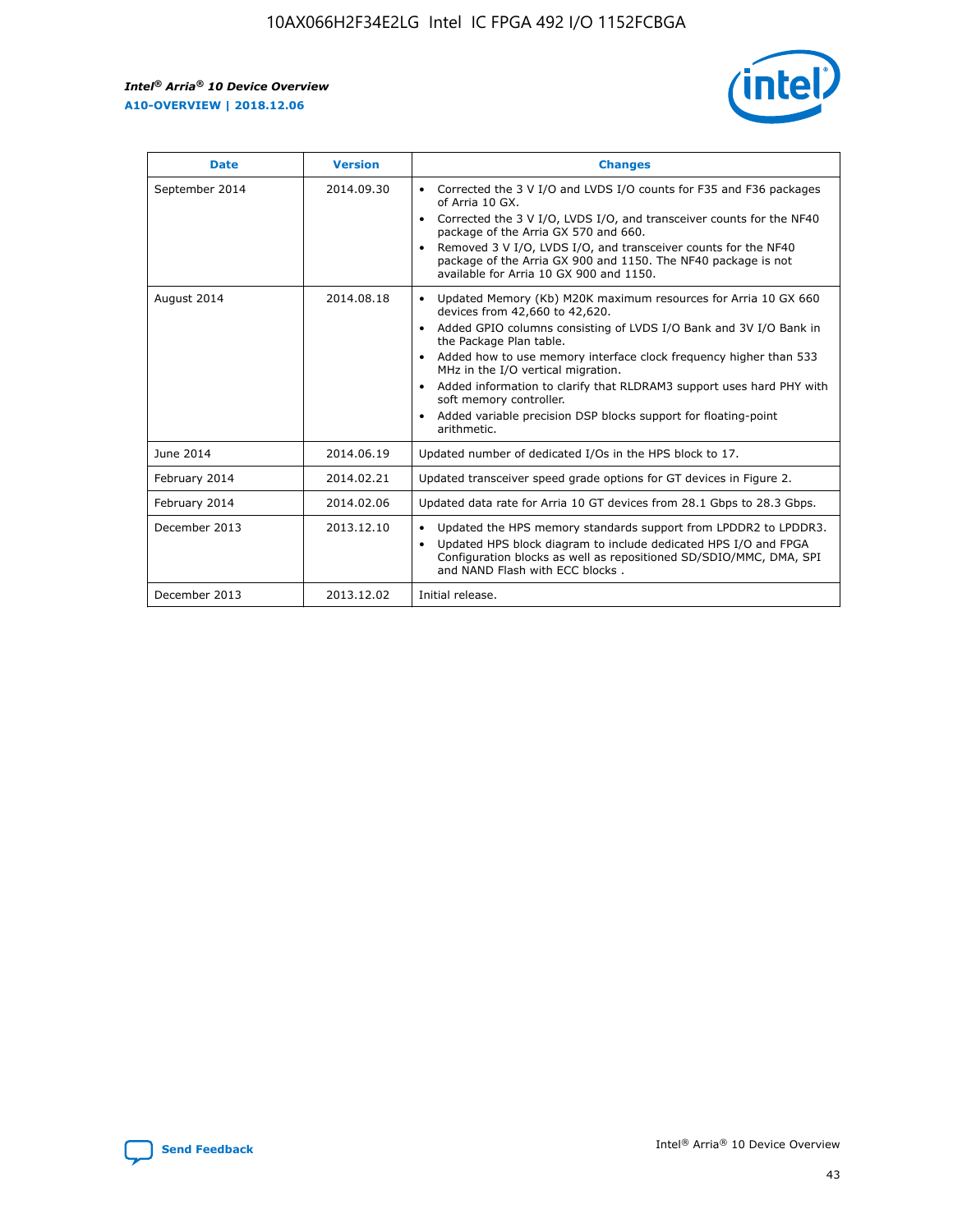| Date | Version | Changes |
| --- | --- | --- |
| September 2014 | 2014.09.30 | • Corrected the 3 V I/O and LVDS I/O counts for F35 and F36 packages of Arria 10 GX.<br>• Corrected the 3 V I/O, LVDS I/O, and transceiver counts for the NF40 package of the Arria GX 570 and 660.<br>• Removed 3 V I/O, LVDS I/O, and transceiver counts for the NF40 package of the Arria GX 900 and 1150. The NF40 package is not available for Arria 10 GX 900 and 1150. |
| August 2014 | 2014.08.18 | • Updated Memory (Kb) M20K maximum resources for Arria 10 GX 660 devices from 42,660 to 42,620.<br>• Added GPIO columns consisting of LVDS I/O Bank and 3V I/O Bank in the Package Plan table.<br>• Added how to use memory interface clock frequency higher than 533 MHz in the I/O vertical migration.<br>• Added information to clarify that RLDRAM3 support uses hard PHY with soft memory controller.<br>• Added variable precision DSP blocks support for floating-point arithmetic. |
| June 2014 | 2014.06.19 | Updated number of dedicated I/Os in the HPS block to 17. |
| February 2014 | 2014.02.21 | Updated transceiver speed grade options for GT devices in Figure 2. |
| February 2014 | 2014.02.06 | Updated data rate for Arria 10 GT devices from 28.1 Gbps to 28.3 Gbps. |
| December 2013 | 2013.12.10 | • Updated the HPS memory standards support from LPDDR2 to LPDDR3.<br>• Updated HPS block diagram to include dedicated HPS I/O and FPGA Configuration blocks as well as repositioned SD/SDIO/MMC, DMA, SPI and NAND Flash with ECC blocks . |
| December 2013 | 2013.12.02 | Initial release. |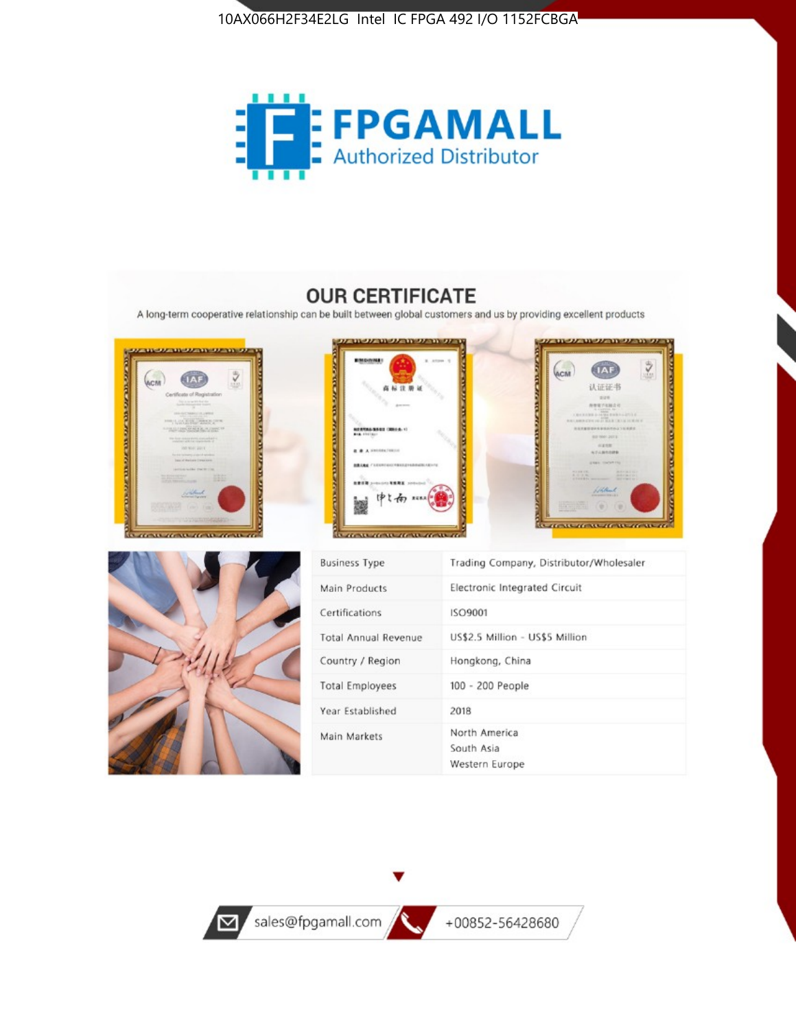FPGAMALL
Authorized Distributor

## OUR CERTIFICATE

A long-term cooperative relationship can be built between global customers and us by providing excellent products

| | |
|---|---|
| Business Type | Trading Company, Distributor/Wholesaler |
| Main Products | Electronic Integrated Circuit |
| Certifications | ISO9001 |
| Total Annual Revenue | US$2.5 Million - US$5 Million |
| Country / Region | Hongkong, China |
| Total Employees | 100 - 200 People |
| Year Established | 2018 |
| Main Markets | North America<br>South Asia<br>Western Europe |

sales@fpgamall.com

+00852-56428680